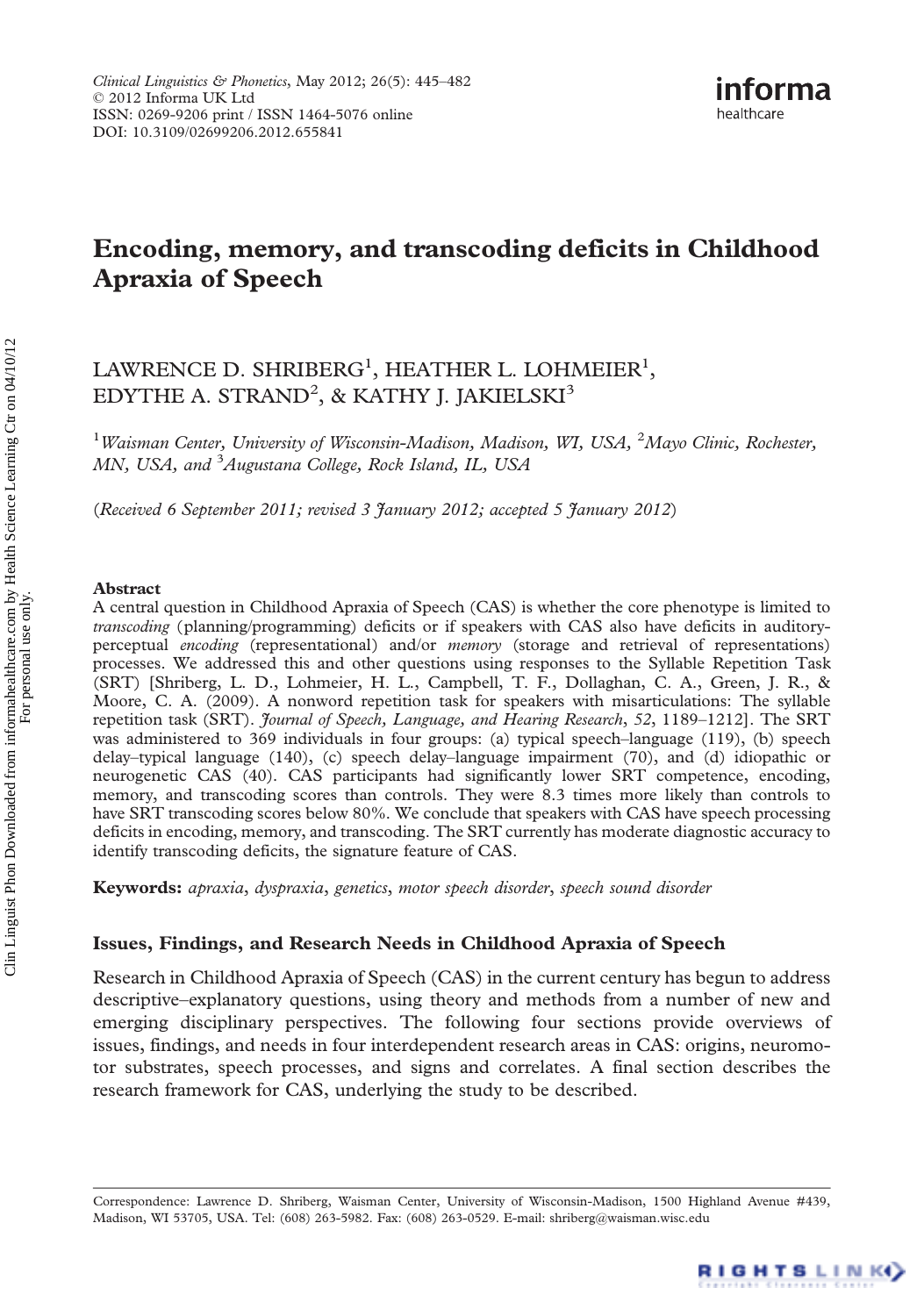# Encoding, memory, and transcoding deficits in Childhood Apraxia of Speech

LAWRENCE D. SHRIBERG[1], HEATHER L. LOHMEIER[1], EDYTHE A. STRAND[2], & KATHY J. JAKIELSKI[3]

[1]*Waisman Center, University of Wisconsin-Madison, Madison, WI, USA,* [2]*Mayo Clinic, Rochester, MN, USA, and* [3]*Augustana College, Rock Island, IL, USA*

(*Received 6 September 2011; revised 3 January 2012; accepted 5 January 2012*)

## Abstract

A central question in Childhood Apraxia of Speech (CAS) is whether the core phenotype is limited to *transcoding* (planning/programming) deficits or if speakers with CAS also have deficits in auditory-perceptual *encoding* (representational) and/or *memory* (storage and retrieval of representations) processes. We addressed this and other questions using responses to the Syllable Repetition Task (SRT) [Shriberg, L. D., Lohmeier, H. L., Campbell, T. F., Dollaghan, C. A., Green, J. R., & Moore, C. A. (2009). A nonword repetition task for speakers with misarticulations: The syllable repetition task (SRT). *Journal of Speech, Language, and Hearing Research*, *52*, 1189–1212]. The SRT was administered to 369 individuals in four groups: (a) typical speech–language (119), (b) speech delay–typical language (140), (c) speech delay–language impairment (70), and (d) idiopathic or neurogenetic CAS (40). CAS participants had significantly lower SRT competence, encoding, memory, and transcoding scores than controls. They were 8.3 times more likely than controls to have SRT transcoding scores below 80%. We conclude that speakers with CAS have speech processing deficits in encoding, memory, and transcoding. The SRT currently has moderate diagnostic accuracy to identify transcoding deficits, the signature feature of CAS.

**Keywords:** *apraxia*, *dyspraxia*, *genetics*, *motor speech disorder*, *speech sound disorder*

## Issues, Findings, and Research Needs in Childhood Apraxia of Speech

Research in Childhood Apraxia of Speech (CAS) in the current century has begun to address descriptive–explanatory questions, using theory and methods from a number of new and emerging disciplinary perspectives. The following four sections provide overviews of issues, findings, and needs in four interdependent research areas in CAS: origins, neuromotor substrates, speech processes, and signs and correlates. A final section describes the research framework for CAS, underlying the study to be described.

Correspondence: Lawrence D. Shriberg, Waisman Center, University of Wisconsin-Madison, 1500 Highland Avenue #439, Madison, WI 53705, USA. Tel: (608) 263-5982. Fax: (608) 263-0529. E-mail: shriberg@waisman.wisc.edu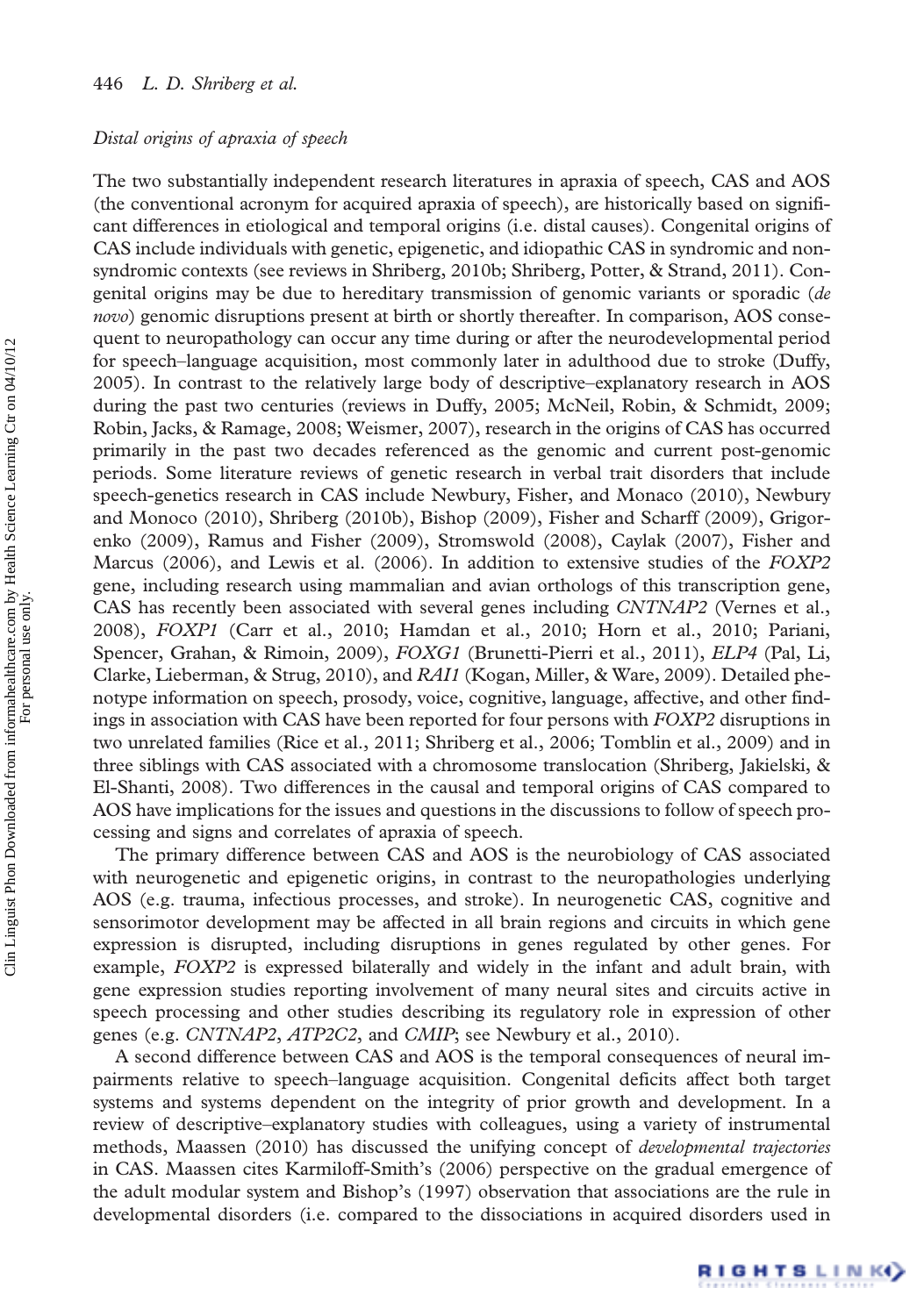*Distal origins of apraxia of speech*

The two substantially independent research literatures in apraxia of speech, CAS and AOS (the conventional acronym for acquired apraxia of speech), are historically based on significant differences in etiological and temporal origins (i.e. distal causes). Congenital origins of CAS include individuals with genetic, epigenetic, and idiopathic CAS in syndromic and nonsyndromic contexts (see reviews in Shriberg, 2010b; Shriberg, Potter, & Strand, 2011). Congenital origins may be due to hereditary transmission of genomic variants or sporadic (*de novo*) genomic disruptions present at birth or shortly thereafter. In comparison, AOS consequent to neuropathology can occur any time during or after the neurodevelopmental period for speech–language acquisition, most commonly later in adulthood due to stroke (Duffy, 2005). In contrast to the relatively large body of descriptive–explanatory research in AOS during the past two centuries (reviews in Duffy, 2005; McNeil, Robin, & Schmidt, 2009; Robin, Jacks, & Ramage, 2008; Weismer, 2007), research in the origins of CAS has occurred primarily in the past two decades referenced as the genomic and current post-genomic periods. Some literature reviews of genetic research in verbal trait disorders that include speech-genetics research in CAS include Newbury, Fisher, and Monaco (2010), Newbury and Monoco (2010), Shriberg (2010b), Bishop (2009), Fisher and Scharff (2009), Grigorenko (2009), Ramus and Fisher (2009), Stromswold (2008), Caylak (2007), Fisher and Marcus (2006), and Lewis et al. (2006). In addition to extensive studies of the *FOXP2* gene, including research using mammalian and avian orthologs of this transcription gene, CAS has recently been associated with several genes including *CNTNAP2* (Vernes et al., 2008), *FOXP1* (Carr et al., 2010; Hamdan et al., 2010; Horn et al., 2010; Pariani, Spencer, Grahan, & Rimoin, 2009), *FOXG1* (Brunetti-Pierri et al., 2011), *ELP4* (Pal, Li, Clarke, Lieberman, & Strug, 2010), and *RAI1* (Kogan, Miller, & Ware, 2009). Detailed phenotype information on speech, prosody, voice, cognitive, language, affective, and other findings in association with CAS have been reported for four persons with *FOXP2* disruptions in two unrelated families (Rice et al., 2011; Shriberg et al., 2006; Tomblin et al., 2009) and in three siblings with CAS associated with a chromosome translocation (Shriberg, Jakielski, & El-Shanti, 2008). Two differences in the causal and temporal origins of CAS compared to AOS have implications for the issues and questions in the discussions to follow of speech processing and signs and correlates of apraxia of speech.

The primary difference between CAS and AOS is the neurobiology of CAS associated with neurogenetic and epigenetic origins, in contrast to the neuropathologies underlying AOS (e.g. trauma, infectious processes, and stroke). In neurogenetic CAS, cognitive and sensorimotor development may be affected in all brain regions and circuits in which gene expression is disrupted, including disruptions in genes regulated by other genes. For example, *FOXP2* is expressed bilaterally and widely in the infant and adult brain, with gene expression studies reporting involvement of many neural sites and circuits active in speech processing and other studies describing its regulatory role in expression of other genes (e.g. *CNTNAP2*, *ATP2C2*, and *CMIP*; see Newbury et al., 2010).

A second difference between CAS and AOS is the temporal consequences of neural impairments relative to speech–language acquisition. Congenital deficits affect both target systems and systems dependent on the integrity of prior growth and development. In a review of descriptive–explanatory studies with colleagues, using a variety of instrumental methods, Maassen (2010) has discussed the unifying concept of *developmental trajectories* in CAS. Maassen cites Karmiloff-Smith's (2006) perspective on the gradual emergence of the adult modular system and Bishop's (1997) observation that associations are the rule in developmental disorders (i.e. compared to the dissociations in acquired disorders used in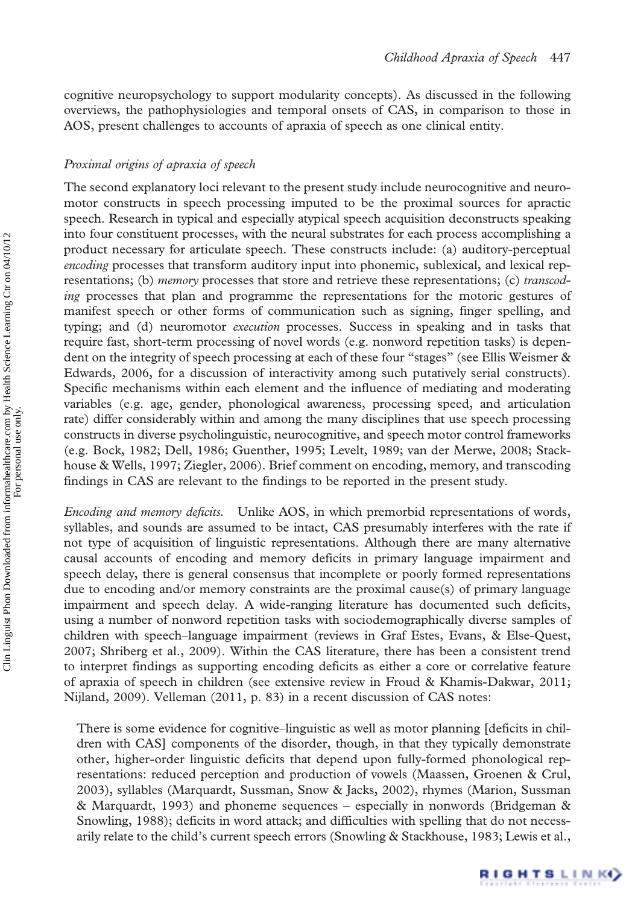cognitive neuropsychology to support modularity concepts). As discussed in the following overviews, the pathophysiologies and temporal onsets of CAS, in comparison to those in AOS, present challenges to accounts of apraxia of speech as one clinical entity.

### *Proximal origins of apraxia of speech*

The second explanatory loci relevant to the present study include neurocognitive and neuromotor constructs in speech processing imputed to be the proximal sources for apractic speech. Research in typical and especially atypical speech acquisition deconstructs speaking into four constituent processes, with the neural substrates for each process accomplishing a product necessary for articulate speech. These constructs include: (a) auditory-perceptual *encoding* processes that transform auditory input into phonemic, sublexical, and lexical representations; (b) *memory* processes that store and retrieve these representations; (c) *transcoding* processes that plan and programme the representations for the motoric gestures of manifest speech or other forms of communication such as signing, finger spelling, and typing; and (d) neuromotor *execution* processes. Success in speaking and in tasks that require fast, short-term processing of novel words (e.g. nonword repetition tasks) is dependent on the integrity of speech processing at each of these four "stages" (see Ellis Weismer & Edwards, 2006, for a discussion of interactivity among such putatively serial constructs). Specific mechanisms within each element and the influence of mediating and moderating variables (e.g. age, gender, phonological awareness, processing speed, and articulation rate) differ considerably within and among the many disciplines that use speech processing constructs in diverse psycholinguistic, neurocognitive, and speech motor control frameworks (e.g. Bock, 1982; Dell, 1986; Guenther, 1995; Levelt, 1989; van der Merwe, 2008; Stackhouse & Wells, 1997; Ziegler, 2006). Brief comment on encoding, memory, and transcoding findings in CAS are relevant to the findings to be reported in the present study.

*Encoding and memory deficits.* Unlike AOS, in which premorbid representations of words, syllables, and sounds are assumed to be intact, CAS presumably interferes with the rate if not type of acquisition of linguistic representations. Although there are many alternative causal accounts of encoding and memory deficits in primary language impairment and speech delay, there is general consensus that incomplete or poorly formed representations due to encoding and/or memory constraints are the proximal cause(s) of primary language impairment and speech delay. A wide-ranging literature has documented such deficits, using a number of nonword repetition tasks with sociodemographically diverse samples of children with speech–language impairment (reviews in Graf Estes, Evans, & Else-Quest, 2007; Shriberg et al., 2009). Within the CAS literature, there has been a consistent trend to interpret findings as supporting encoding deficits as either a core or correlative feature of apraxia of speech in children (see extensive review in Froud & Khamis-Dakwar, 2011; Nijland, 2009). Velleman (2011, p. 83) in a recent discussion of CAS notes:

> There is some evidence for cognitive–linguistic as well as motor planning [deficits in children with CAS] components of the disorder, though, in that they typically demonstrate other, higher-order linguistic deficits that depend upon fully-formed phonological representations: reduced perception and production of vowels (Maassen, Groenen & Crul, 2003), syllables (Marquardt, Sussman, Snow & Jacks, 2002), rhymes (Marion, Sussman & Marquardt, 1993) and phoneme sequences – especially in nonwords (Bridgeman & Snowling, 1988); deficits in word attack; and difficulties with spelling that do not necessarily relate to the child's current speech errors (Snowling & Stackhouse, 1983; Lewis et al.,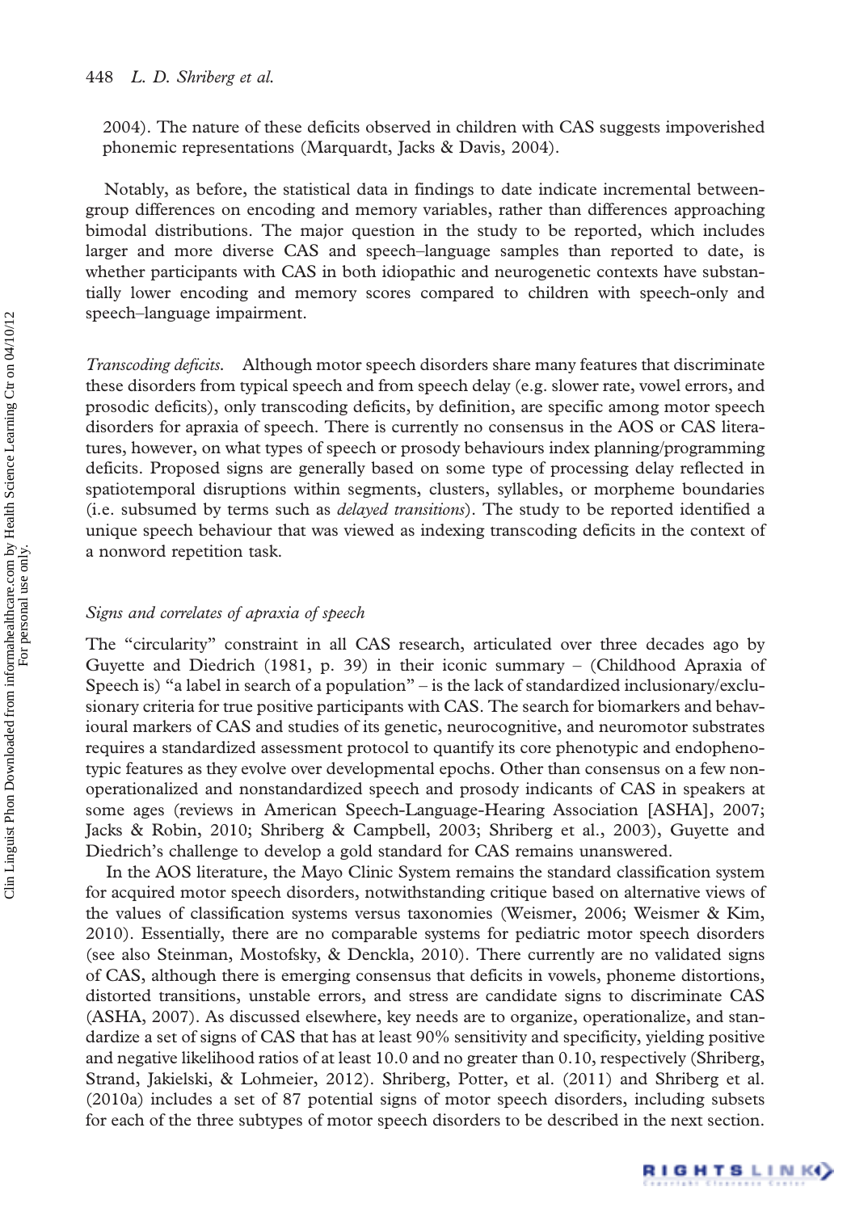2004). The nature of these deficits observed in children with CAS suggests impoverished phonemic representations (Marquardt, Jacks & Davis, 2004).

Notably, as before, the statistical data in findings to date indicate incremental between-group differences on encoding and memory variables, rather than differences approaching bimodal distributions. The major question in the study to be reported, which includes larger and more diverse CAS and speech–language samples than reported to date, is whether participants with CAS in both idiopathic and neurogenetic contexts have substantially lower encoding and memory scores compared to children with speech-only and speech–language impairment.

*Transcoding deficits.* Although motor speech disorders share many features that discriminate these disorders from typical speech and from speech delay (e.g. slower rate, vowel errors, and prosodic deficits), only transcoding deficits, by definition, are specific among motor speech disorders for apraxia of speech. There is currently no consensus in the AOS or CAS literatures, however, on what types of speech or prosody behaviours index planning/programming deficits. Proposed signs are generally based on some type of processing delay reflected in spatiotemporal disruptions within segments, clusters, syllables, or morpheme boundaries (i.e. subsumed by terms such as *delayed transitions*). The study to be reported identified a unique speech behaviour that was viewed as indexing transcoding deficits in the context of a nonword repetition task.

### *Signs and correlates of apraxia of speech*

The "circularity" constraint in all CAS research, articulated over three decades ago by Guyette and Diedrich (1981, p. 39) in their iconic summary – (Childhood Apraxia of Speech is) "a label in search of a population" – is the lack of standardized inclusionary/exclusionary criteria for true positive participants with CAS. The search for biomarkers and behavioural markers of CAS and studies of its genetic, neurocognitive, and neuromotor substrates requires a standardized assessment protocol to quantify its core phenotypic and endophenotypic features as they evolve over developmental epochs. Other than consensus on a few non-operationalized and nonstandardized speech and prosody indicants of CAS in speakers at some ages (reviews in American Speech-Language-Hearing Association [ASHA], 2007; Jacks & Robin, 2010; Shriberg & Campbell, 2003; Shriberg et al., 2003), Guyette and Diedrich's challenge to develop a gold standard for CAS remains unanswered.

In the AOS literature, the Mayo Clinic System remains the standard classification system for acquired motor speech disorders, notwithstanding critique based on alternative views of the values of classification systems versus taxonomies (Weismer, 2006; Weismer & Kim, 2010). Essentially, there are no comparable systems for pediatric motor speech disorders (see also Steinman, Mostofsky, & Denckla, 2010). There currently are no validated signs of CAS, although there is emerging consensus that deficits in vowels, phoneme distortions, distorted transitions, unstable errors, and stress are candidate signs to discriminate CAS (ASHA, 2007). As discussed elsewhere, key needs are to organize, operationalize, and standardize a set of signs of CAS that has at least 90% sensitivity and specificity, yielding positive and negative likelihood ratios of at least 10.0 and no greater than 0.10, respectively (Shriberg, Strand, Jakielski, & Lohmeier, 2012). Shriberg, Potter, et al. (2011) and Shriberg et al. (2010a) includes a set of 87 potential signs of motor speech disorders, including subsets for each of the three subtypes of motor speech disorders to be described in the next section.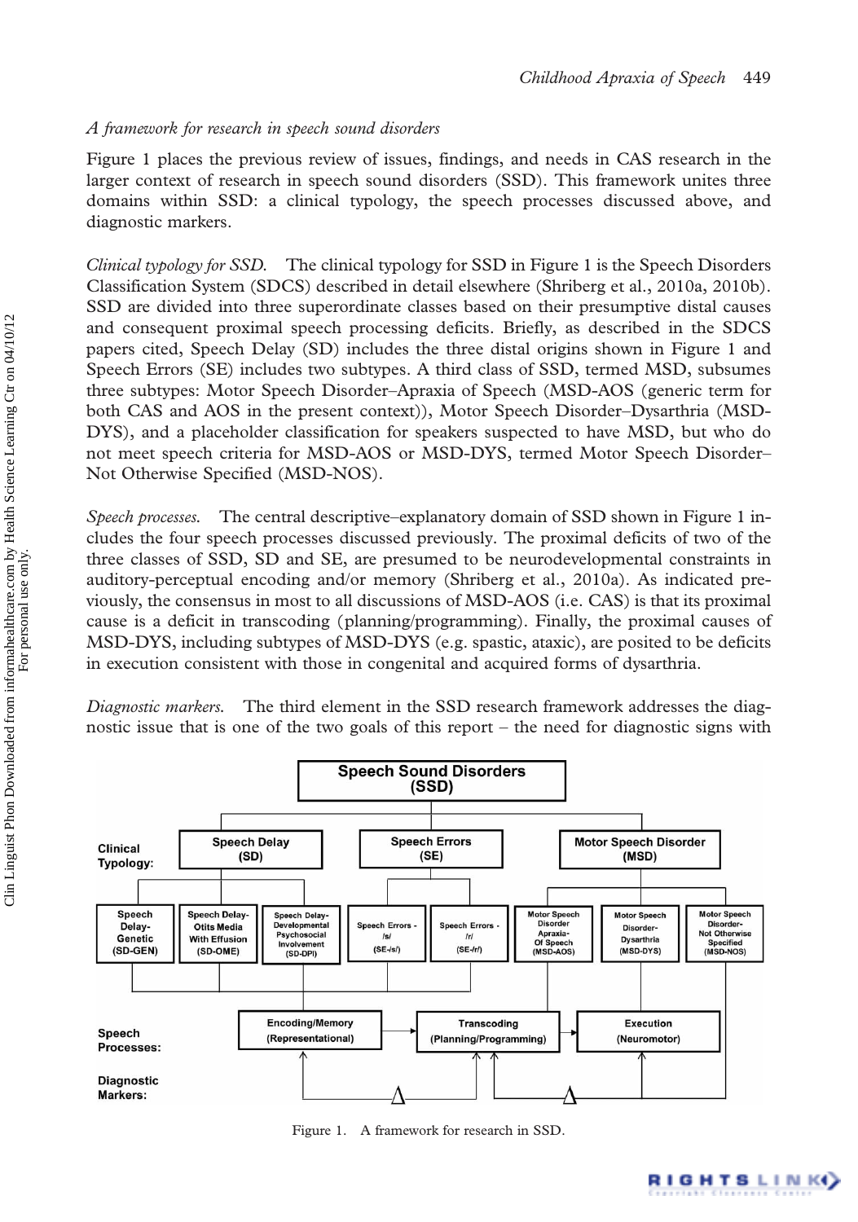*A framework for research in speech sound disorders*

Figure 1 places the previous review of issues, findings, and needs in CAS research in the larger context of research in speech sound disorders (SSD). This framework unites three domains within SSD: a clinical typology, the speech processes discussed above, and diagnostic markers.

*Clinical typology for SSD.* The clinical typology for SSD in Figure 1 is the Speech Disorders Classification System (SDCS) described in detail elsewhere (Shriberg et al., 2010a, 2010b). SSD are divided into three superordinate classes based on their presumptive distal causes and consequent proximal speech processing deficits. Briefly, as described in the SDCS papers cited, Speech Delay (SD) includes the three distal origins shown in Figure 1 and Speech Errors (SE) includes two subtypes. A third class of SSD, termed MSD, subsumes three subtypes: Motor Speech Disorder–Apraxia of Speech (MSD-AOS (generic term for both CAS and AOS in the present context)), Motor Speech Disorder–Dysarthria (MSD-DYS), and a placeholder classification for speakers suspected to have MSD, but who do not meet speech criteria for MSD-AOS or MSD-DYS, termed Motor Speech Disorder–Not Otherwise Specified (MSD-NOS).

*Speech processes.* The central descriptive–explanatory domain of SSD shown in Figure 1 includes the four speech processes discussed previously. The proximal deficits of two of the three classes of SSD, SD and SE, are presumed to be neurodevelopmental constraints in auditory-perceptual encoding and/or memory (Shriberg et al., 2010a). As indicated previously, the consensus in most to all discussions of MSD-AOS (i.e. CAS) is that its proximal cause is a deficit in transcoding (planning/programming). Finally, the proximal causes of MSD-DYS, including subtypes of MSD-DYS (e.g. spastic, ataxic), are posited to be deficits in execution consistent with those in congenital and acquired forms of dysarthria.

*Diagnostic markers.* The third element in the SSD research framework addresses the diagnostic issue that is one of the two goals of this report – the need for diagnostic signs with

Figure 1. A framework for research in SSD.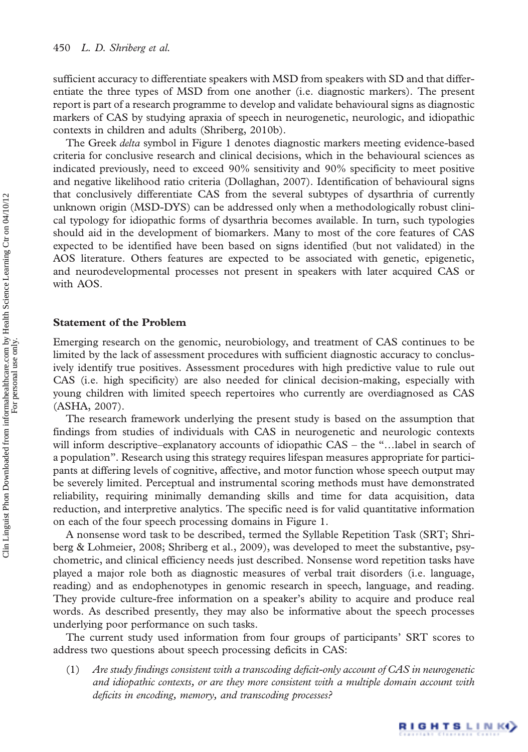sufficient accuracy to differentiate speakers with MSD from speakers with SD and that differentiate the three types of MSD from one another (i.e. diagnostic markers). The present report is part of a research programme to develop and validate behavioural signs as diagnostic markers of CAS by studying apraxia of speech in neurogenetic, neurologic, and idiopathic contexts in children and adults (Shriberg, 2010b).

The Greek *delta* symbol in Figure 1 denotes diagnostic markers meeting evidence-based criteria for conclusive research and clinical decisions, which in the behavioural sciences as indicated previously, need to exceed 90% sensitivity and 90% specificity to meet positive and negative likelihood ratio criteria (Dollaghan, 2007). Identification of behavioural signs that conclusively differentiate CAS from the several subtypes of dysarthria of currently unknown origin (MSD-DYS) can be addressed only when a methodologically robust clinical typology for idiopathic forms of dysarthria becomes available. In turn, such typologies should aid in the development of biomarkers. Many to most of the core features of CAS expected to be identified have been based on signs identified (but not validated) in the AOS literature. Others features are expected to be associated with genetic, epigenetic, and neurodevelopmental processes not present in speakers with later acquired CAS or with AOS.

## Statement of the Problem

Emerging research on the genomic, neurobiology, and treatment of CAS continues to be limited by the lack of assessment procedures with sufficient diagnostic accuracy to conclusively identify true positives. Assessment procedures with high predictive value to rule out CAS (i.e. high specificity) are also needed for clinical decision-making, especially with young children with limited speech repertoires who currently are overdiagnosed as CAS (ASHA, 2007).

The research framework underlying the present study is based on the assumption that findings from studies of individuals with CAS in neurogenetic and neurologic contexts will inform descriptive–explanatory accounts of idiopathic CAS – the "…label in search of a population". Research using this strategy requires lifespan measures appropriate for participants at differing levels of cognitive, affective, and motor function whose speech output may be severely limited. Perceptual and instrumental scoring methods must have demonstrated reliability, requiring minimally demanding skills and time for data acquisition, data reduction, and interpretive analytics. The specific need is for valid quantitative information on each of the four speech processing domains in Figure 1.

A nonsense word task to be described, termed the Syllable Repetition Task (SRT; Shriberg & Lohmeier, 2008; Shriberg et al., 2009), was developed to meet the substantive, psychometric, and clinical efficiency needs just described. Nonsense word repetition tasks have played a major role both as diagnostic measures of verbal trait disorders (i.e. language, reading) and as endophenotypes in genomic research in speech, language, and reading. They provide culture-free information on a speaker's ability to acquire and produce real words. As described presently, they may also be informative about the speech processes underlying poor performance on such tasks.

The current study used information from four groups of participants' SRT scores to address two questions about speech processing deficits in CAS:

(1) *Are study findings consistent with a transcoding deficit-only account of CAS in neurogenetic and idiopathic contexts, or are they more consistent with a multiple domain account with deficits in encoding, memory, and transcoding processes?*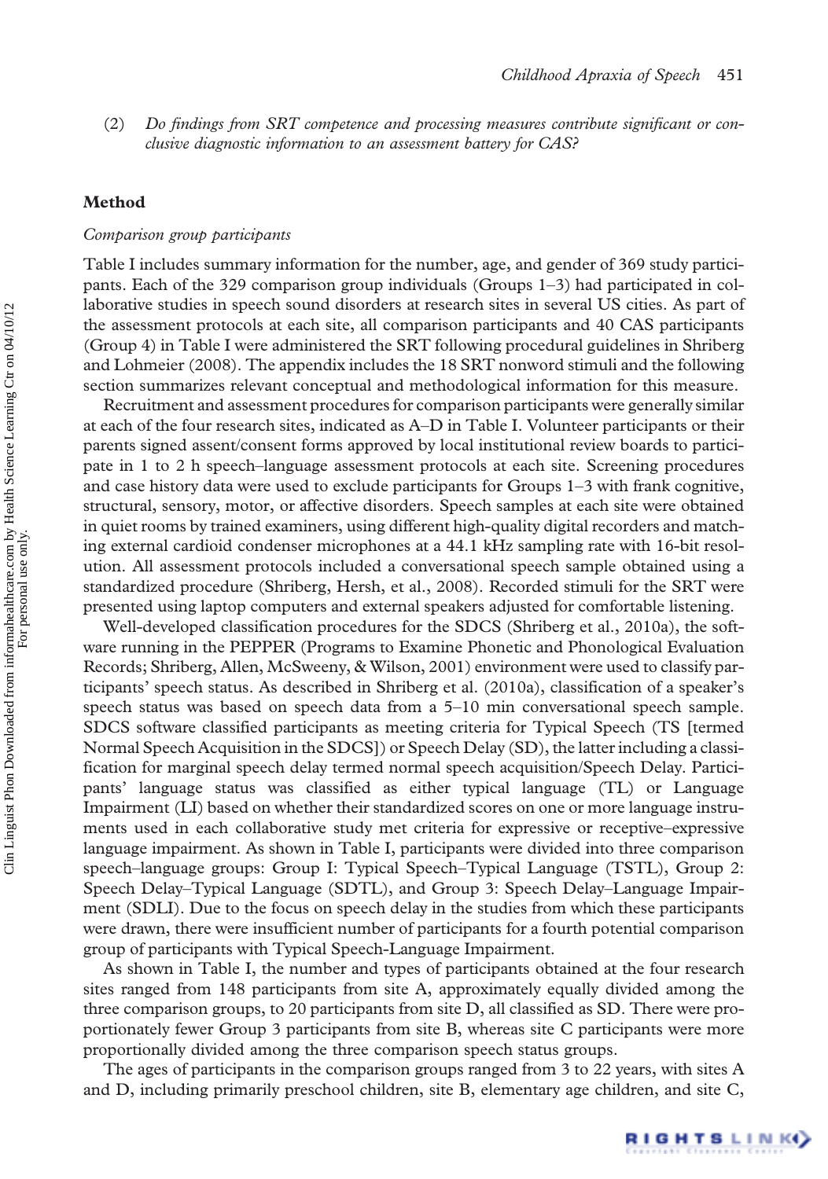(2) *Do findings from SRT competence and processing measures contribute significant or conclusive diagnostic information to an assessment battery for CAS?*

## Method

### *Comparison group participants*

Table I includes summary information for the number, age, and gender of 369 study participants. Each of the 329 comparison group individuals (Groups 1–3) had participated in collaborative studies in speech sound disorders at research sites in several US cities. As part of the assessment protocols at each site, all comparison participants and 40 CAS participants (Group 4) in Table I were administered the SRT following procedural guidelines in Shriberg and Lohmeier (2008). The appendix includes the 18 SRT nonword stimuli and the following section summarizes relevant conceptual and methodological information for this measure.

Recruitment and assessment procedures for comparison participants were generally similar at each of the four research sites, indicated as A–D in Table I. Volunteer participants or their parents signed assent/consent forms approved by local institutional review boards to participate in 1 to 2 h speech–language assessment protocols at each site. Screening procedures and case history data were used to exclude participants for Groups 1–3 with frank cognitive, structural, sensory, motor, or affective disorders. Speech samples at each site were obtained in quiet rooms by trained examiners, using different high-quality digital recorders and matching external cardioid condenser microphones at a 44.1 kHz sampling rate with 16-bit resolution. All assessment protocols included a conversational speech sample obtained using a standardized procedure (Shriberg, Hersh, et al., 2008). Recorded stimuli for the SRT were presented using laptop computers and external speakers adjusted for comfortable listening.

Well-developed classification procedures for the SDCS (Shriberg et al., 2010a), the software running in the PEPPER (Programs to Examine Phonetic and Phonological Evaluation Records; Shriberg, Allen, McSweeny, & Wilson, 2001) environment were used to classify participants' speech status. As described in Shriberg et al. (2010a), classification of a speaker's speech status was based on speech data from a 5–10 min conversational speech sample. SDCS software classified participants as meeting criteria for Typical Speech (TS [termed Normal Speech Acquisition in the SDCS]) or Speech Delay (SD), the latter including a classification for marginal speech delay termed normal speech acquisition/Speech Delay. Participants' language status was classified as either typical language (TL) or Language Impairment (LI) based on whether their standardized scores on one or more language instruments used in each collaborative study met criteria for expressive or receptive–expressive language impairment. As shown in Table I, participants were divided into three comparison speech–language groups: Group I: Typical Speech–Typical Language (TSTL), Group 2: Speech Delay–Typical Language (SDTL), and Group 3: Speech Delay–Language Impairment (SDLI). Due to the focus on speech delay in the studies from which these participants were drawn, there were insufficient number of participants for a fourth potential comparison group of participants with Typical Speech-Language Impairment.

As shown in Table I, the number and types of participants obtained at the four research sites ranged from 148 participants from site A, approximately equally divided among the three comparison groups, to 20 participants from site D, all classified as SD. There were proportionately fewer Group 3 participants from site B, whereas site C participants were more proportionally divided among the three comparison speech status groups.

The ages of participants in the comparison groups ranged from 3 to 22 years, with sites A and D, including primarily preschool children, site B, elementary age children, and site C,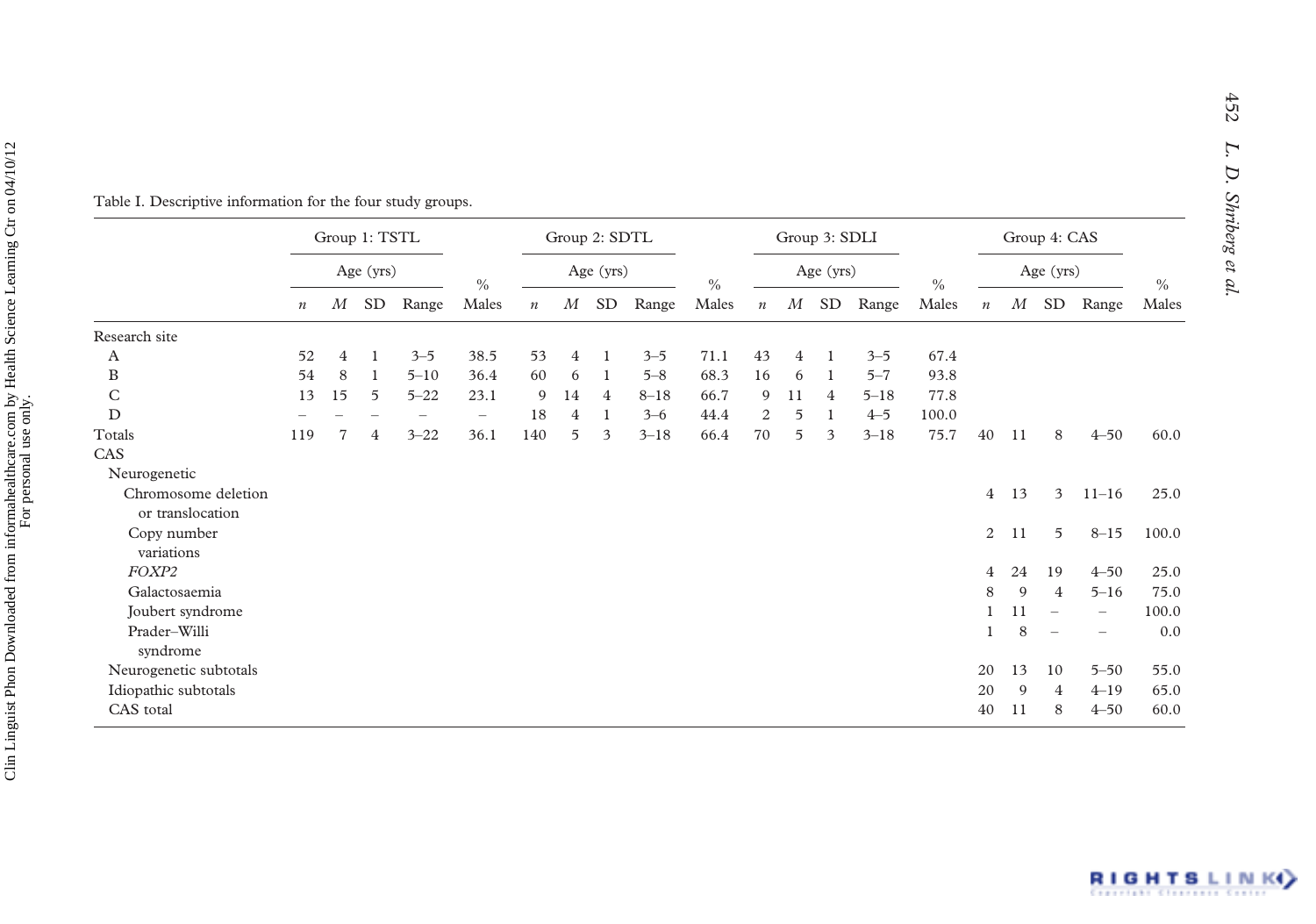Table I. Descriptive information for the four study groups.

| | Group 1: TSTL | | | | | Group 2: SDTL | | | | | Group 3: SDLI | | | | | Group 4: CAS | | | | |
|---|---|---|---|---|---|---|---|---|---|---|---|---|---|---|---|---|---|---|---|---|
| | | Age (yrs) | | | | | Age (yrs) | | | | | Age (yrs) | | | | | Age (yrs) | | | |
| | *n* | *M* | SD | Range | % Males | *n* | *M* | SD | Range | % Males | *n* | *M* | SD | Range | % Males | *n* | *M* | SD | Range | % Males |
| Research site | | | | | | | | | | | | | | | | | | | | |
| A | 52 | 4 | 1 | 3–5 | 38.5 | 53 | 4 | 1 | 3–5 | 71.1 | 43 | 4 | 1 | 3–5 | 67.4 | | | | | |
| B | 54 | 8 | 1 | 5–10 | 36.4 | 60 | 6 | 1 | 5–8 | 68.3 | 16 | 6 | 1 | 5–7 | 93.8 | | | | | |
| C | 13 | 15 | 5 | 5–22 | 23.1 | 9 | 14 | 4 | 8–18 | 66.7 | 9 | 11 | 4 | 5–18 | 77.8 | | | | | |
| D | – | – | – | – | – | 18 | 4 | 1 | 3–6 | 44.4 | 2 | 5 | 1 | 4–5 | 100.0 | | | | | |
| Totals | 119 | 7 | 4 | 3–22 | 36.1 | 140 | 5 | 3 | 3–18 | 66.4 | 70 | 5 | 3 | 3–18 | 75.7 | 40 | 11 | 8 | 4–50 | 60.0 |
| CAS | | | | | | | | | | | | | | | | | | | | |
| Neurogenetic | | | | | | | | | | | | | | | | | | | | |
| Chromosome deletion or translocation | | | | | | | | | | | | | | | | 4 | 13 | 3 | 11–16 | 25.0 |
| Copy number variations | | | | | | | | | | | | | | | | 2 | 11 | 5 | 8–15 | 100.0 |
| *FOXP2* | | | | | | | | | | | | | | | | 4 | 24 | 19 | 4–50 | 25.0 |
| Galactosaemia | | | | | | | | | | | | | | | | 8 | 9 | 4 | 5–16 | 75.0 |
| Joubert syndrome | | | | | | | | | | | | | | | | 1 | 11 | – | – | 100.0 |
| Prader–Willi syndrome | | | | | | | | | | | | | | | | 1 | 8 | – | – | 0.0 |
| Neurogenetic subtotals | | | | | | | | | | | | | | | | 20 | 13 | 10 | 5–50 | 55.0 |
| Idiopathic subtotals | | | | | | | | | | | | | | | | 20 | 9 | 4 | 4–19 | 65.0 |
| CAS total | | | | | | | | | | | | | | | | 40 | 11 | 8 | 4–50 | 60.0 |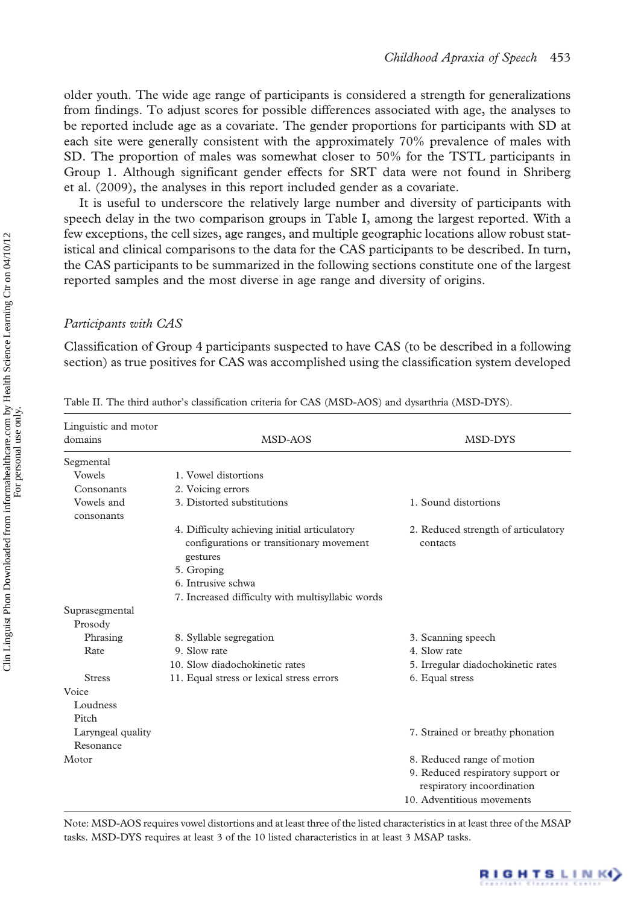older youth. The wide age range of participants is considered a strength for generalizations from findings. To adjust scores for possible differences associated with age, the analyses to be reported include age as a covariate. The gender proportions for participants with SD at each site were generally consistent with the approximately 70% prevalence of males with SD. The proportion of males was somewhat closer to 50% for the TSTL participants in Group 1. Although significant gender effects for SRT data were not found in Shriberg et al. (2009), the analyses in this report included gender as a covariate.

It is useful to underscore the relatively large number and diversity of participants with speech delay in the two comparison groups in Table I, among the largest reported. With a few exceptions, the cell sizes, age ranges, and multiple geographic locations allow robust statistical and clinical comparisons to the data for the CAS participants to be described. In turn, the CAS participants to be summarized in the following sections constitute one of the largest reported samples and the most diverse in age range and diversity of origins.

### *Participants with CAS*

Classification of Group 4 participants suspected to have CAS (to be described in a following section) as true positives for CAS was accomplished using the classification system developed

Table II. The third author's classification criteria for CAS (MSD-AOS) and dysarthria (MSD-DYS).

| Linguistic and motor domains | MSD-AOS | MSD-DYS |
|---|---|---|
| Segmental | | |
| Vowels | 1. Vowel distortions | |
| Consonants | 2. Voicing errors | |
| Vowels and consonants | 3. Distorted substitutions | 1. Sound distortions |
| | 4. Difficulty achieving initial articulatory configurations or transitionary movement gestures | 2. Reduced strength of articulatory contacts |
| | 5. Groping | |
| | 6. Intrusive schwa | |
| | 7. Increased difficulty with multisyllabic words | |
| Suprasegmental | | |
| Prosody | | |
| Phrasing | 8. Syllable segregation | 3. Scanning speech |
| Rate | 9. Slow rate | 4. Slow rate |
| | 10. Slow diadochokinetic rates | 5. Irregular diadochokinetic rates |
| Stress | 11. Equal stress or lexical stress errors | 6. Equal stress |
| Voice | | |
| Loudness | | |
| Pitch | | |
| Laryngeal quality | | 7. Strained or breathy phonation |
| Resonance | | |
| Motor | | 8. Reduced range of motion |
| | | 9. Reduced respiratory support or respiratory incoordination |
| | | 10. Adventitious movements |

Note: MSD-AOS requires vowel distortions and at least three of the listed characteristics in at least three of the MSAP tasks. MSD-DYS requires at least 3 of the 10 listed characteristics in at least 3 MSAP tasks.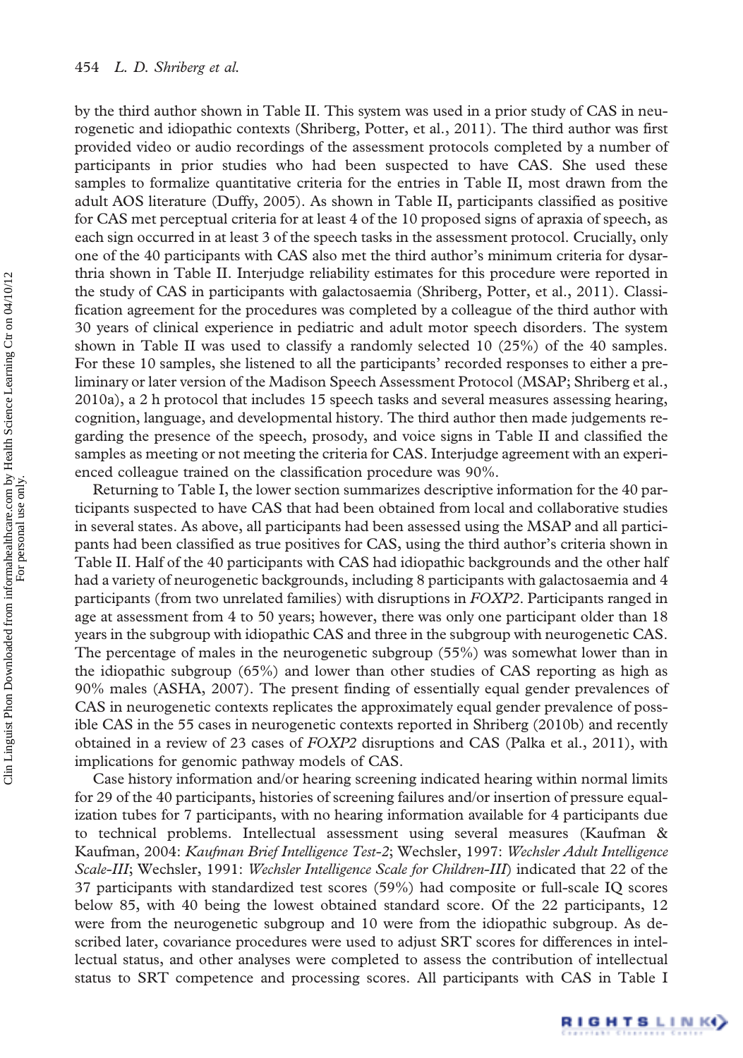by the third author shown in Table II. This system was used in a prior study of CAS in neurogenetic and idiopathic contexts (Shriberg, Potter, et al., 2011). The third author was first provided video or audio recordings of the assessment protocols completed by a number of participants in prior studies who had been suspected to have CAS. She used these samples to formalize quantitative criteria for the entries in Table II, most drawn from the adult AOS literature (Duffy, 2005). As shown in Table II, participants classified as positive for CAS met perceptual criteria for at least 4 of the 10 proposed signs of apraxia of speech, as each sign occurred in at least 3 of the speech tasks in the assessment protocol. Crucially, only one of the 40 participants with CAS also met the third author's minimum criteria for dysarthria shown in Table II. Interjudge reliability estimates for this procedure were reported in the study of CAS in participants with galactosaemia (Shriberg, Potter, et al., 2011). Classification agreement for the procedures was completed by a colleague of the third author with 30 years of clinical experience in pediatric and adult motor speech disorders. The system shown in Table II was used to classify a randomly selected 10 (25%) of the 40 samples. For these 10 samples, she listened to all the participants' recorded responses to either a preliminary or later version of the Madison Speech Assessment Protocol (MSAP; Shriberg et al., 2010a), a 2 h protocol that includes 15 speech tasks and several measures assessing hearing, cognition, language, and developmental history. The third author then made judgements regarding the presence of the speech, prosody, and voice signs in Table II and classified the samples as meeting or not meeting the criteria for CAS. Interjudge agreement with an experienced colleague trained on the classification procedure was 90%.

Returning to Table I, the lower section summarizes descriptive information for the 40 participants suspected to have CAS that had been obtained from local and collaborative studies in several states. As above, all participants had been assessed using the MSAP and all participants had been classified as true positives for CAS, using the third author's criteria shown in Table II. Half of the 40 participants with CAS had idiopathic backgrounds and the other half had a variety of neurogenetic backgrounds, including 8 participants with galactosaemia and 4 participants (from two unrelated families) with disruptions in *FOXP2*. Participants ranged in age at assessment from 4 to 50 years; however, there was only one participant older than 18 years in the subgroup with idiopathic CAS and three in the subgroup with neurogenetic CAS. The percentage of males in the neurogenetic subgroup (55%) was somewhat lower than in the idiopathic subgroup (65%) and lower than other studies of CAS reporting as high as 90% males (ASHA, 2007). The present finding of essentially equal gender prevalences of CAS in neurogenetic contexts replicates the approximately equal gender prevalence of possible CAS in the 55 cases in neurogenetic contexts reported in Shriberg (2010b) and recently obtained in a review of 23 cases of *FOXP2* disruptions and CAS (Palka et al., 2011), with implications for genomic pathway models of CAS.

Case history information and/or hearing screening indicated hearing within normal limits for 29 of the 40 participants, histories of screening failures and/or insertion of pressure equalization tubes for 7 participants, with no hearing information available for 4 participants due to technical problems. Intellectual assessment using several measures (Kaufman & Kaufman, 2004: *Kaufman Brief Intelligence Test-2*; Wechsler, 1997: *Wechsler Adult Intelligence Scale-III*; Wechsler, 1991: *Wechsler Intelligence Scale for Children-III*) indicated that 22 of the 37 participants with standardized test scores (59%) had composite or full-scale IQ scores below 85, with 40 being the lowest obtained standard score. Of the 22 participants, 12 were from the neurogenetic subgroup and 10 were from the idiopathic subgroup. As described later, covariance procedures were used to adjust SRT scores for differences in intellectual status, and other analyses were completed to assess the contribution of intellectual status to SRT competence and processing scores. All participants with CAS in Table I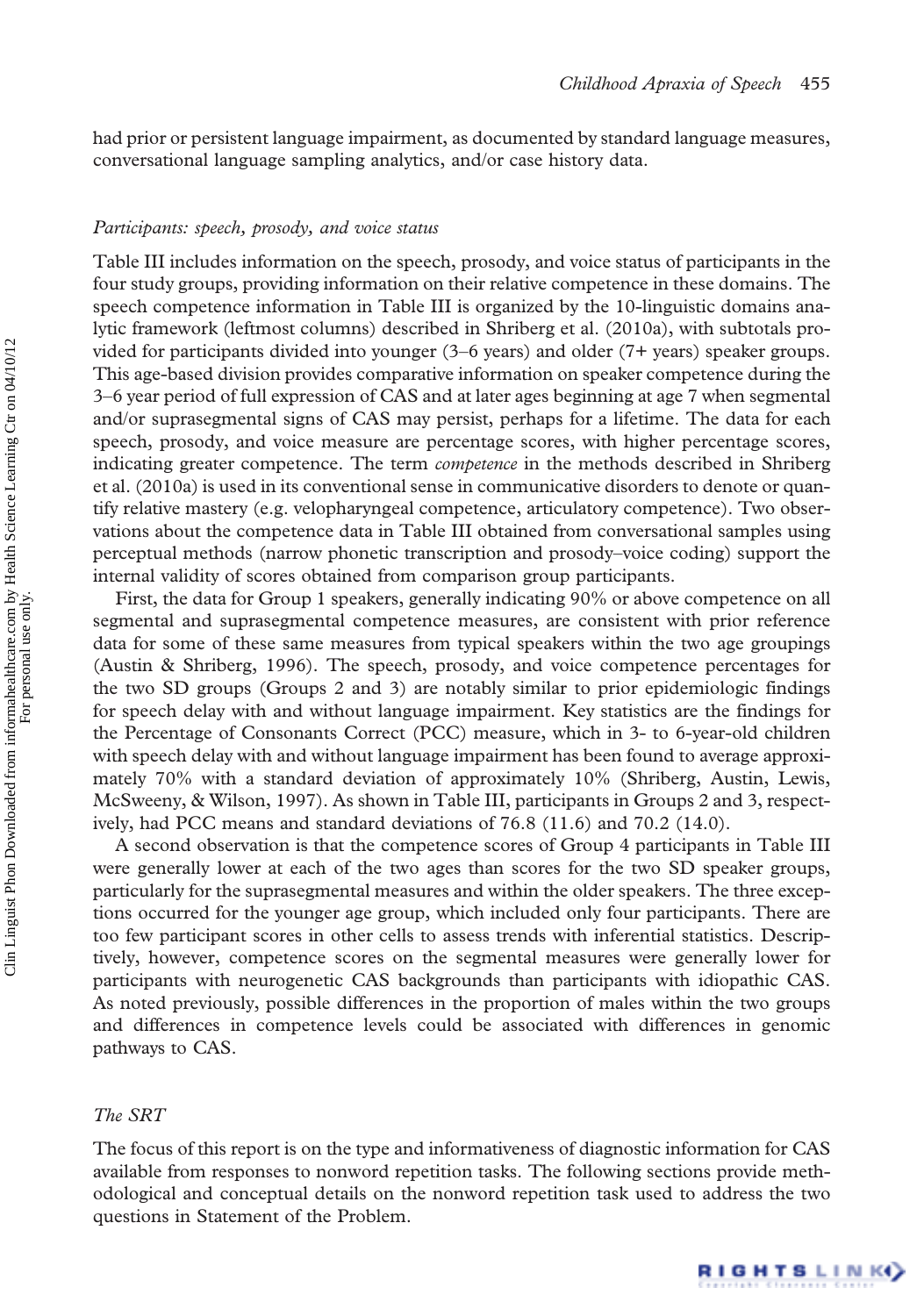had prior or persistent language impairment, as documented by standard language measures, conversational language sampling analytics, and/or case history data.

*Participants: speech, prosody, and voice status*

Table III includes information on the speech, prosody, and voice status of participants in the four study groups, providing information on their relative competence in these domains. The speech competence information in Table III is organized by the 10-linguistic domains analytic framework (leftmost columns) described in Shriberg et al. (2010a), with subtotals provided for participants divided into younger (3–6 years) and older (7+ years) speaker groups. This age-based division provides comparative information on speaker competence during the 3–6 year period of full expression of CAS and at later ages beginning at age 7 when segmental and/or suprasegmental signs of CAS may persist, perhaps for a lifetime. The data for each speech, prosody, and voice measure are percentage scores, with higher percentage scores, indicating greater competence. The term *competence* in the methods described in Shriberg et al. (2010a) is used in its conventional sense in communicative disorders to denote or quantify relative mastery (e.g. velopharyngeal competence, articulatory competence). Two observations about the competence data in Table III obtained from conversational samples using perceptual methods (narrow phonetic transcription and prosody–voice coding) support the internal validity of scores obtained from comparison group participants.

First, the data for Group 1 speakers, generally indicating 90% or above competence on all segmental and suprasegmental competence measures, are consistent with prior reference data for some of these same measures from typical speakers within the two age groupings (Austin & Shriberg, 1996). The speech, prosody, and voice competence percentages for the two SD groups (Groups 2 and 3) are notably similar to prior epidemiologic findings for speech delay with and without language impairment. Key statistics are the findings for the Percentage of Consonants Correct (PCC) measure, which in 3- to 6-year-old children with speech delay with and without language impairment has been found to average approximately 70% with a standard deviation of approximately 10% (Shriberg, Austin, Lewis, McSweeny, & Wilson, 1997). As shown in Table III, participants in Groups 2 and 3, respectively, had PCC means and standard deviations of 76.8 (11.6) and 70.2 (14.0).

A second observation is that the competence scores of Group 4 participants in Table III were generally lower at each of the two ages than scores for the two SD speaker groups, particularly for the suprasegmental measures and within the older speakers. The three exceptions occurred for the younger age group, which included only four participants. There are too few participant scores in other cells to assess trends with inferential statistics. Descriptively, however, competence scores on the segmental measures were generally lower for participants with neurogenetic CAS backgrounds than participants with idiopathic CAS. As noted previously, possible differences in the proportion of males within the two groups and differences in competence levels could be associated with differences in genomic pathways to CAS.

*The SRT*

The focus of this report is on the type and informativeness of diagnostic information for CAS available from responses to nonword repetition tasks. The following sections provide methodological and conceptual details on the nonword repetition task used to address the two questions in Statement of the Problem.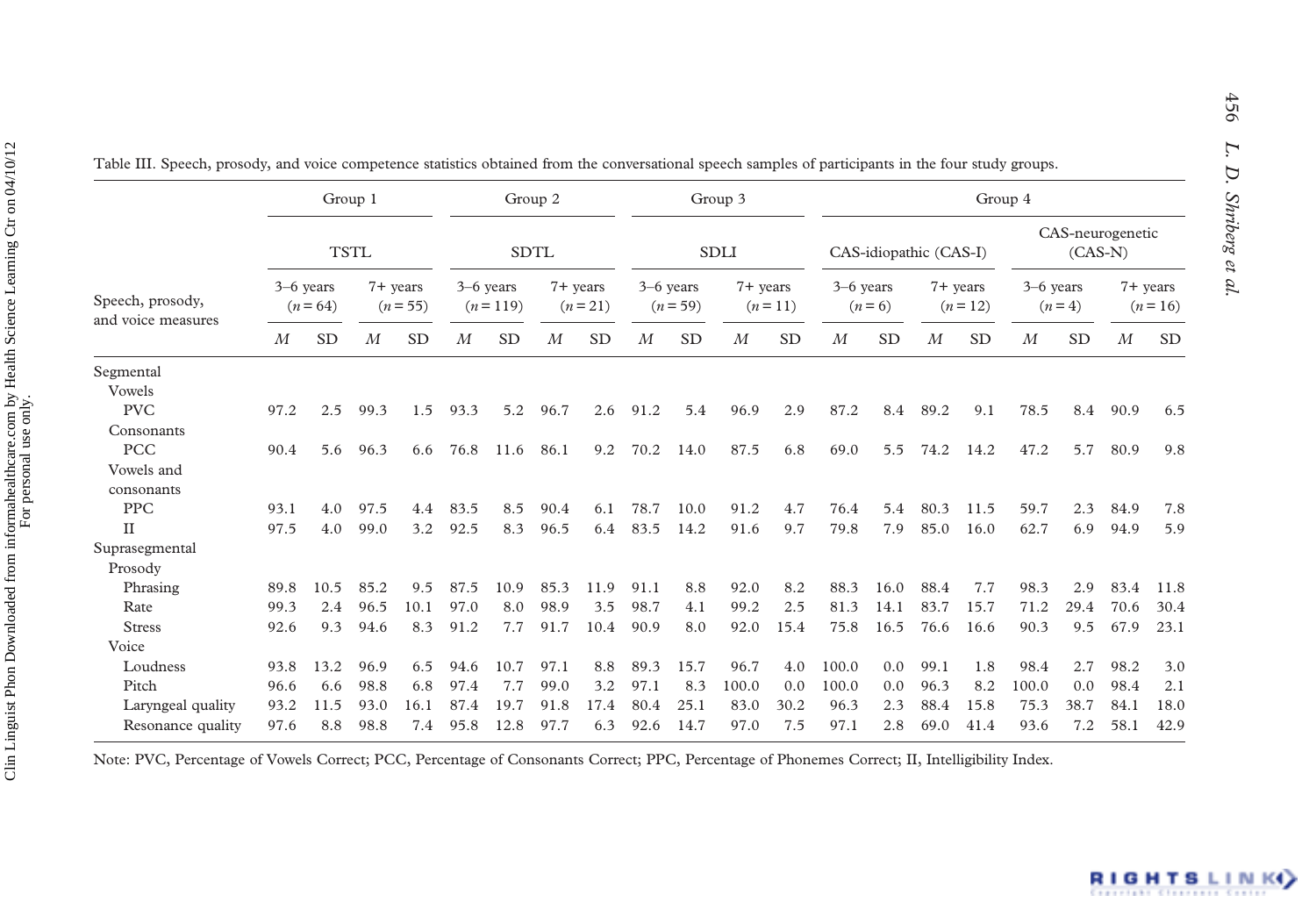Table III. Speech, prosody, and voice competence statistics obtained from the conversational speech samples of participants in the four study groups.

| Speech, prosody, and voice measures | Group 1 | | | | Group 2 | | | | Group 3 | | | | Group 4 | | | | | | | |
|---|---|---|---|---|---|---|---|---|---|---|---|---|---|---|---|---|---|---|---|---|
| | TSTL | | | | SDTL | | | | SDLI | | | | CAS-idiopathic (CAS-I) | | | | CAS-neurogenetic (CAS-N) | | | |
| | 3–6 years ($n = 64$) | | 7+ years ($n = 55$) | | 3–6 years ($n = 119$) | | 7+ years ($n = 21$) | | 3–6 years ($n = 59$) | | 7+ years ($n = 11$) | | 3–6 years ($n = 6$) | | 7+ years ($n = 12$) | | 3–6 years ($n = 4$) | | 7+ years ($n = 16$) | |
| | *M* | SD | *M* | SD | *M* | SD | *M* | SD | *M* | SD | *M* | SD | *M* | SD | *M* | SD | *M* | SD | *M* | SD |
| Segmental | | | | | | | | | | | | | | | | | | | | |
| Vowels | | | | | | | | | | | | | | | | | | | | |
| PVC | 97.2 | 2.5 | 99.3 | 1.5 | 93.3 | 5.2 | 96.7 | 2.6 | 91.2 | 5.4 | 96.9 | 2.9 | 87.2 | 8.4 | 89.2 | 9.1 | 78.5 | 8.4 | 90.9 | 6.5 |
| Consonants | | | | | | | | | | | | | | | | | | | | |
| PCC | 90.4 | 5.6 | 96.3 | 6.6 | 76.8 | 11.6 | 86.1 | 9.2 | 70.2 | 14.0 | 87.5 | 6.8 | 69.0 | 5.5 | 74.2 | 14.2 | 47.2 | 5.7 | 80.9 | 9.8 |
| Vowels and consonants | | | | | | | | | | | | | | | | | | | | |
| PPC | 93.1 | 4.0 | 97.5 | 4.4 | 83.5 | 8.5 | 90.4 | 6.1 | 78.7 | 10.0 | 91.2 | 4.7 | 76.4 | 5.4 | 80.3 | 11.5 | 59.7 | 2.3 | 84.9 | 7.8 |
| II | 97.5 | 4.0 | 99.0 | 3.2 | 92.5 | 8.3 | 96.5 | 6.4 | 83.5 | 14.2 | 91.6 | 9.7 | 79.8 | 7.9 | 85.0 | 16.0 | 62.7 | 6.9 | 94.9 | 5.9 |
| Suprasegmental | | | | | | | | | | | | | | | | | | | | |
| Prosody | | | | | | | | | | | | | | | | | | | | |
| Phrasing | 89.8 | 10.5 | 85.2 | 9.5 | 87.5 | 10.9 | 85.3 | 11.9 | 91.1 | 8.8 | 92.0 | 8.2 | 88.3 | 16.0 | 88.4 | 7.7 | 98.3 | 2.9 | 83.4 | 11.8 |
| Rate | 99.3 | 2.4 | 96.5 | 10.1 | 97.0 | 8.0 | 98.9 | 3.5 | 98.7 | 4.1 | 99.2 | 2.5 | 81.3 | 14.1 | 83.7 | 15.7 | 71.2 | 29.4 | 70.6 | 30.4 |
| Stress | 92.6 | 9.3 | 94.6 | 8.3 | 91.2 | 7.7 | 91.7 | 10.4 | 90.9 | 8.0 | 92.0 | 15.4 | 75.8 | 16.5 | 76.6 | 16.6 | 90.3 | 9.5 | 67.9 | 23.1 |
| Voice | | | | | | | | | | | | | | | | | | | | |
| Loudness | 93.8 | 13.2 | 96.9 | 6.5 | 94.6 | 10.7 | 97.1 | 8.8 | 89.3 | 15.7 | 96.7 | 4.0 | 100.0 | 0.0 | 99.1 | 1.8 | 98.4 | 2.7 | 98.2 | 3.0 |
| Pitch | 96.6 | 6.6 | 98.8 | 6.8 | 97.4 | 7.7 | 99.0 | 3.2 | 97.1 | 8.3 | 100.0 | 0.0 | 100.0 | 0.0 | 96.3 | 8.2 | 100.0 | 0.0 | 98.4 | 2.1 |
| Laryngeal quality | 93.2 | 11.5 | 93.0 | 16.1 | 87.4 | 19.7 | 91.8 | 17.4 | 80.4 | 25.1 | 83.0 | 30.2 | 96.3 | 2.3 | 88.4 | 15.8 | 75.3 | 38.7 | 84.1 | 18.0 |
| Resonance quality | 97.6 | 8.8 | 98.8 | 7.4 | 95.8 | 12.8 | 97.7 | 6.3 | 92.6 | 14.7 | 97.0 | 7.5 | 97.1 | 2.8 | 69.0 | 41.4 | 93.6 | 7.2 | 58.1 | 42.9 |

Note: PVC, Percentage of Vowels Correct; PCC, Percentage of Consonants Correct; PPC, Percentage of Phonemes Correct; II, Intelligibility Index.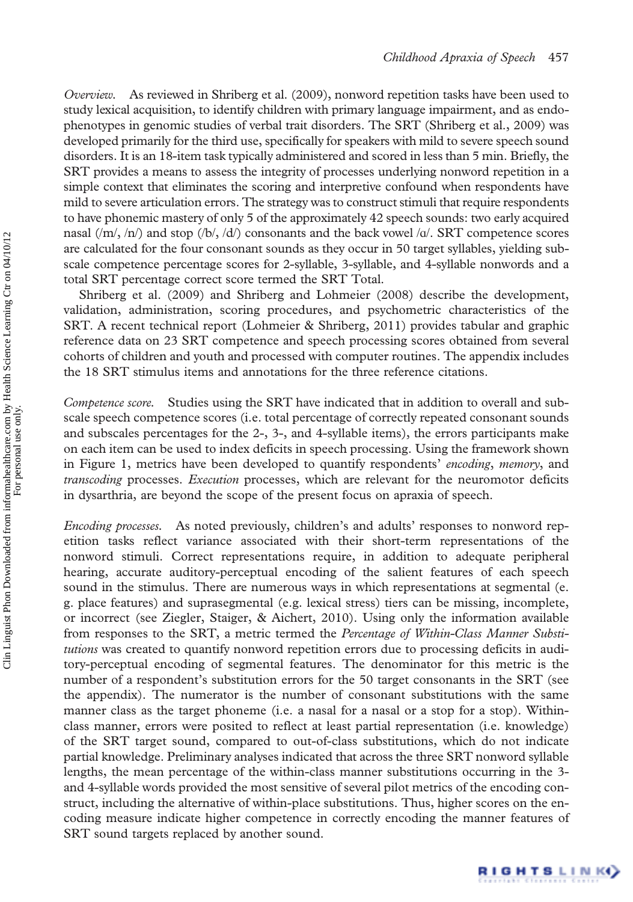*Overview.* As reviewed in Shriberg et al. (2009), nonword repetition tasks have been used to study lexical acquisition, to identify children with primary language impairment, and as endophenotypes in genomic studies of verbal trait disorders. The SRT (Shriberg et al., 2009) was developed primarily for the third use, specifically for speakers with mild to severe speech sound disorders. It is an 18-item task typically administered and scored in less than 5 min. Briefly, the SRT provides a means to assess the integrity of processes underlying nonword repetition in a simple context that eliminates the scoring and interpretive confound when respondents have mild to severe articulation errors. The strategy was to construct stimuli that require respondents to have phonemic mastery of only 5 of the approximately 42 speech sounds: two early acquired nasal (/m/, /n/) and stop (/b/, /d/) consonants and the back vowel /ɑ/. SRT competence scores are calculated for the four consonant sounds as they occur in 50 target syllables, yielding subscale competence percentage scores for 2-syllable, 3-syllable, and 4-syllable nonwords and a total SRT percentage correct score termed the SRT Total.

Shriberg et al. (2009) and Shriberg and Lohmeier (2008) describe the development, validation, administration, scoring procedures, and psychometric characteristics of the SRT. A recent technical report (Lohmeier & Shriberg, 2011) provides tabular and graphic reference data on 23 SRT competence and speech processing scores obtained from several cohorts of children and youth and processed with computer routines. The appendix includes the 18 SRT stimulus items and annotations for the three reference citations.

*Competence score.* Studies using the SRT have indicated that in addition to overall and subscale speech competence scores (i.e. total percentage of correctly repeated consonant sounds and subscales percentages for the 2-, 3-, and 4-syllable items), the errors participants make on each item can be used to index deficits in speech processing. Using the framework shown in Figure 1, metrics have been developed to quantify respondents' *encoding*, *memory*, and *transcoding* processes. *Execution* processes, which are relevant for the neuromotor deficits in dysarthria, are beyond the scope of the present focus on apraxia of speech.

*Encoding processes.* As noted previously, children's and adults' responses to nonword repetition tasks reflect variance associated with their short-term representations of the nonword stimuli. Correct representations require, in addition to adequate peripheral hearing, accurate auditory-perceptual encoding of the salient features of each speech sound in the stimulus. There are numerous ways in which representations at segmental (e.g. place features) and suprasegmental (e.g. lexical stress) tiers can be missing, incomplete, or incorrect (see Ziegler, Staiger, & Aichert, 2010). Using only the information available from responses to the SRT, a metric termed the *Percentage of Within-Class Manner Substitutions* was created to quantify nonword repetition errors due to processing deficits in auditory-perceptual encoding of segmental features. The denominator for this metric is the number of a respondent's substitution errors for the 50 target consonants in the SRT (see the appendix). The numerator is the number of consonant substitutions with the same manner class as the target phoneme (i.e. a nasal for a nasal or a stop for a stop). Within-class manner, errors were posited to reflect at least partial representation (i.e. knowledge) of the SRT target sound, compared to out-of-class substitutions, which do not indicate partial knowledge. Preliminary analyses indicated that across the three SRT nonword syllable lengths, the mean percentage of the within-class manner substitutions occurring in the 3- and 4-syllable words provided the most sensitive of several pilot metrics of the encoding construct, including the alternative of within-place substitutions. Thus, higher scores on the encoding measure indicate higher competence in correctly encoding the manner features of SRT sound targets replaced by another sound.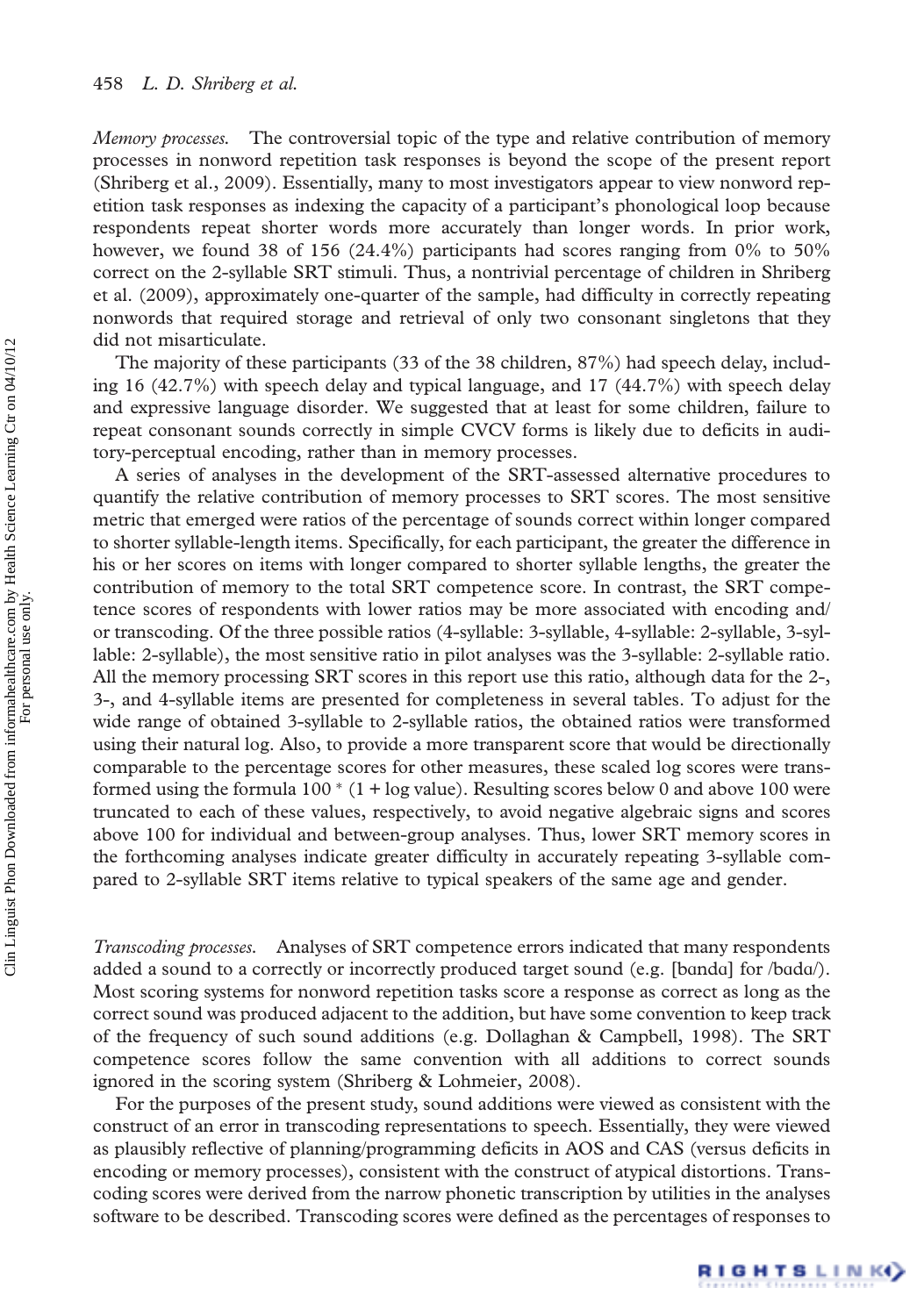*Memory processes.* The controversial topic of the type and relative contribution of memory processes in nonword repetition task responses is beyond the scope of the present report (Shriberg et al., 2009). Essentially, many to most investigators appear to view nonword repetition task responses as indexing the capacity of a participant's phonological loop because respondents repeat shorter words more accurately than longer words. In prior work, however, we found 38 of 156 (24.4%) participants had scores ranging from 0% to 50% correct on the 2-syllable SRT stimuli. Thus, a nontrivial percentage of children in Shriberg et al. (2009), approximately one-quarter of the sample, had difficulty in correctly repeating nonwords that required storage and retrieval of only two consonant singletons that they did not misarticulate.

The majority of these participants (33 of the 38 children, 87%) had speech delay, including 16 (42.7%) with speech delay and typical language, and 17 (44.7%) with speech delay and expressive language disorder. We suggested that at least for some children, failure to repeat consonant sounds correctly in simple CVCV forms is likely due to deficits in auditory-perceptual encoding, rather than in memory processes.

A series of analyses in the development of the SRT-assessed alternative procedures to quantify the relative contribution of memory processes to SRT scores. The most sensitive metric that emerged were ratios of the percentage of sounds correct within longer compared to shorter syllable-length items. Specifically, for each participant, the greater the difference in his or her scores on items with longer compared to shorter syllable lengths, the greater the contribution of memory to the total SRT competence score. In contrast, the SRT competence scores of respondents with lower ratios may be more associated with encoding and/or transcoding. Of the three possible ratios (4-syllable: 3-syllable, 4-syllable: 2-syllable, 3-syllable: 2-syllable), the most sensitive ratio in pilot analyses was the 3-syllable: 2-syllable ratio. All the memory processing SRT scores in this report use this ratio, although data for the 2-, 3-, and 4-syllable items are presented for completeness in several tables. To adjust for the wide range of obtained 3-syllable to 2-syllable ratios, the obtained ratios were transformed using their natural log. Also, to provide a more transparent score that would be directionally comparable to the percentage scores for other measures, these scaled log scores were transformed using the formula $100 * (1 + \log \text{value})$. Resulting scores below 0 and above 100 were truncated to each of these values, respectively, to avoid negative algebraic signs and scores above 100 for individual and between-group analyses. Thus, lower SRT memory scores in the forthcoming analyses indicate greater difficulty in accurately repeating 3-syllable compared to 2-syllable SRT items relative to typical speakers of the same age and gender.

*Transcoding processes.* Analyses of SRT competence errors indicated that many respondents added a sound to a correctly or incorrectly produced target sound (e.g. [bandɑ] for /badɑ/). Most scoring systems for nonword repetition tasks score a response as correct as long as the correct sound was produced adjacent to the addition, but have some convention to keep track of the frequency of such sound additions (e.g. Dollaghan & Campbell, 1998). The SRT competence scores follow the same convention with all additions to correct sounds ignored in the scoring system (Shriberg & Lohmeier, 2008).

For the purposes of the present study, sound additions were viewed as consistent with the construct of an error in transcoding representations to speech. Essentially, they were viewed as plausibly reflective of planning/programming deficits in AOS and CAS (versus deficits in encoding or memory processes), consistent with the construct of atypical distortions. Transcoding scores were derived from the narrow phonetic transcription by utilities in the analyses software to be described. Transcoding scores were defined as the percentages of responses to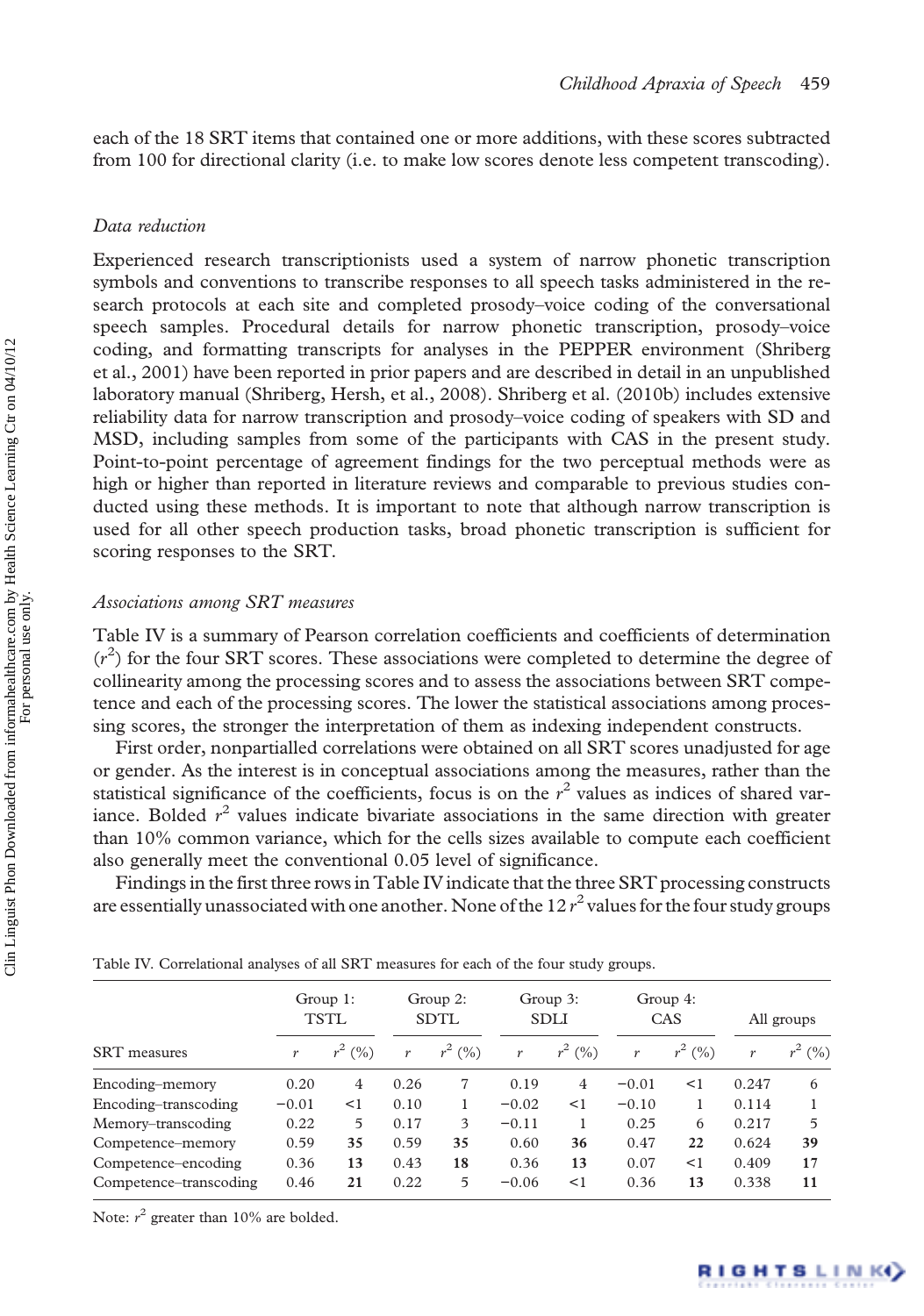each of the 18 SRT items that contained one or more additions, with these scores subtracted from 100 for directional clarity (i.e. to make low scores denote less competent transcoding).

### *Data reduction*

Experienced research transcriptionists used a system of narrow phonetic transcription symbols and conventions to transcribe responses to all speech tasks administered in the research protocols at each site and completed prosody–voice coding of the conversational speech samples. Procedural details for narrow phonetic transcription, prosody–voice coding, and formatting transcripts for analyses in the PEPPER environment (Shriberg et al., 2001) have been reported in prior papers and are described in detail in an unpublished laboratory manual (Shriberg, Hersh, et al., 2008). Shriberg et al. (2010b) includes extensive reliability data for narrow transcription and prosody–voice coding of speakers with SD and MSD, including samples from some of the participants with CAS in the present study. Point-to-point percentage of agreement findings for the two perceptual methods were as high or higher than reported in literature reviews and comparable to previous studies conducted using these methods. It is important to note that although narrow transcription is used for all other speech production tasks, broad phonetic transcription is sufficient for scoring responses to the SRT.

### *Associations among SRT measures*

Table IV is a summary of Pearson correlation coefficients and coefficients of determination ($r^2$) for the four SRT scores. These associations were completed to determine the degree of collinearity among the processing scores and to assess the associations between SRT competence and each of the processing scores. The lower the statistical associations among processing scores, the stronger the interpretation of them as indexing independent constructs.

First order, nonpartialled correlations were obtained on all SRT scores unadjusted for age or gender. As the interest is in conceptual associations among the measures, rather than the statistical significance of the coefficients, focus is on the $r^2$ values as indices of shared variance. Bolded $r^2$ values indicate bivariate associations in the same direction with greater than 10% common variance, which for the cells sizes available to compute each coefficient also generally meet the conventional 0.05 level of significance.

Findings in the first three rows in Table IV indicate that the three SRT processing constructs are essentially unassociated with one another. None of the 12 $r^2$ values for the four study groups

Table IV. Correlational analyses of all SRT measures for each of the four study groups.

| | Group 1: TSTL | | Group 2: SDTL | | Group 3: SDLI | | Group 4: CAS | | All groups | |
|---|---|---|---|---|---|---|---|---|---|---|
| SRT measures | $r$ | $r^2$ (%) | $r$ | $r^2$ (%) | $r$ | $r^2$ (%) | $r$ | $r^2$ (%) | $r$ | $r^2$ (%) |
| Encoding–memory | 0.20 | 4 | 0.26 | 7 | 0.19 | 4 | −0.01 | <1 | 0.247 | 6 |
| Encoding–transcoding | −0.01 | <1 | 0.10 | 1 | −0.02 | <1 | −0.10 | 1 | 0.114 | 1 |
| Memory–transcoding | 0.22 | 5 | 0.17 | 3 | −0.11 | 1 | 0.25 | 6 | 0.217 | 5 |
| Competence–memory | 0.59 | **35** | 0.59 | **35** | 0.60 | **36** | 0.47 | **22** | 0.624 | **39** |
| Competence–encoding | 0.36 | **13** | 0.43 | **18** | 0.36 | **13** | 0.07 | <1 | 0.409 | **17** |
| Competence–transcoding | 0.46 | **21** | 0.22 | 5 | −0.06 | <1 | 0.36 | **13** | 0.338 | **11** |

Note: $r^2$ greater than 10% are bolded.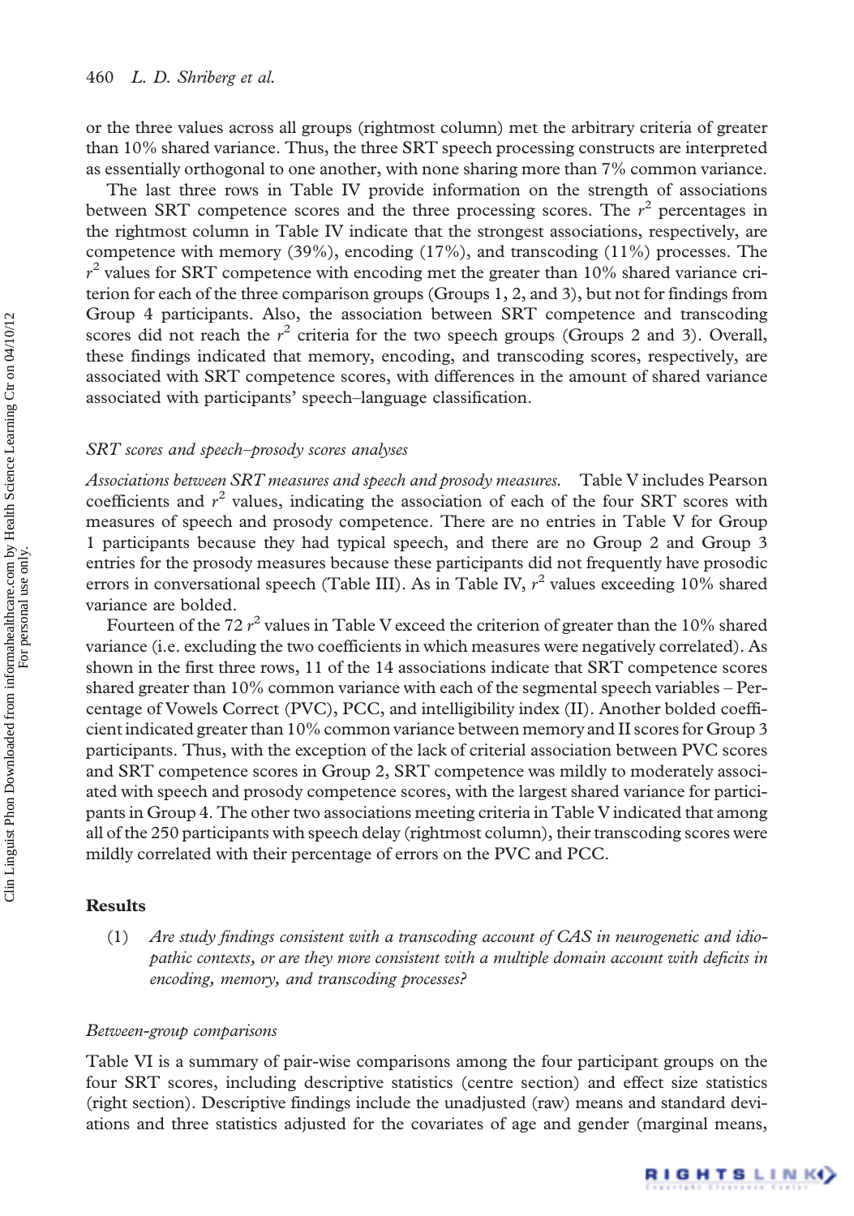or the three values across all groups (rightmost column) met the arbitrary criteria of greater than 10% shared variance. Thus, the three SRT speech processing constructs are interpreted as essentially orthogonal to one another, with none sharing more than 7% common variance.

The last three rows in Table IV provide information on the strength of associations between SRT competence scores and the three processing scores. The $r^2$ percentages in the rightmost column in Table IV indicate that the strongest associations, respectively, are competence with memory (39%), encoding (17%), and transcoding (11%) processes. The $r^2$ values for SRT competence with encoding met the greater than 10% shared variance criterion for each of the three comparison groups (Groups 1, 2, and 3), but not for findings from Group 4 participants. Also, the association between SRT competence and transcoding scores did not reach the $r^2$ criteria for the two speech groups (Groups 2 and 3). Overall, these findings indicated that memory, encoding, and transcoding scores, respectively, are associated with SRT competence scores, with differences in the amount of shared variance associated with participants' speech–language classification.

### *SRT scores and speech–prosody scores analyses*

*Associations between SRT measures and speech and prosody measures.* Table V includes Pearson coefficients and $r^2$ values, indicating the association of each of the four SRT scores with measures of speech and prosody competence. There are no entries in Table V for Group 1 participants because they had typical speech, and there are no Group 2 and Group 3 entries for the prosody measures because these participants did not frequently have prosodic errors in conversational speech (Table III). As in Table IV, $r^2$ values exceeding 10% shared variance are bolded.

Fourteen of the 72 $r^2$ values in Table V exceed the criterion of greater than the 10% shared variance (i.e. excluding the two coefficients in which measures were negatively correlated). As shown in the first three rows, 11 of the 14 associations indicate that SRT competence scores shared greater than 10% common variance with each of the segmental speech variables – Percentage of Vowels Correct (PVC), PCC, and intelligibility index (II). Another bolded coefficient indicated greater than 10% common variance between memory and II scores for Group 3 participants. Thus, with the exception of the lack of criterial association between PVC scores and SRT competence scores in Group 2, SRT competence was mildly to moderately associated with speech and prosody competence scores, with the largest shared variance for participants in Group 4. The other two associations meeting criteria in Table V indicated that among all of the 250 participants with speech delay (rightmost column), their transcoding scores were mildly correlated with their percentage of errors on the PVC and PCC.

## Results

(1) *Are study findings consistent with a transcoding account of CAS in neurogenetic and idiopathic contexts, or are they more consistent with a multiple domain account with deficits in encoding, memory, and transcoding processes?*

### *Between-group comparisons*

Table VI is a summary of pair-wise comparisons among the four participant groups on the four SRT scores, including descriptive statistics (centre section) and effect size statistics (right section). Descriptive findings include the unadjusted (raw) means and standard deviations and three statistics adjusted for the covariates of age and gender (marginal means,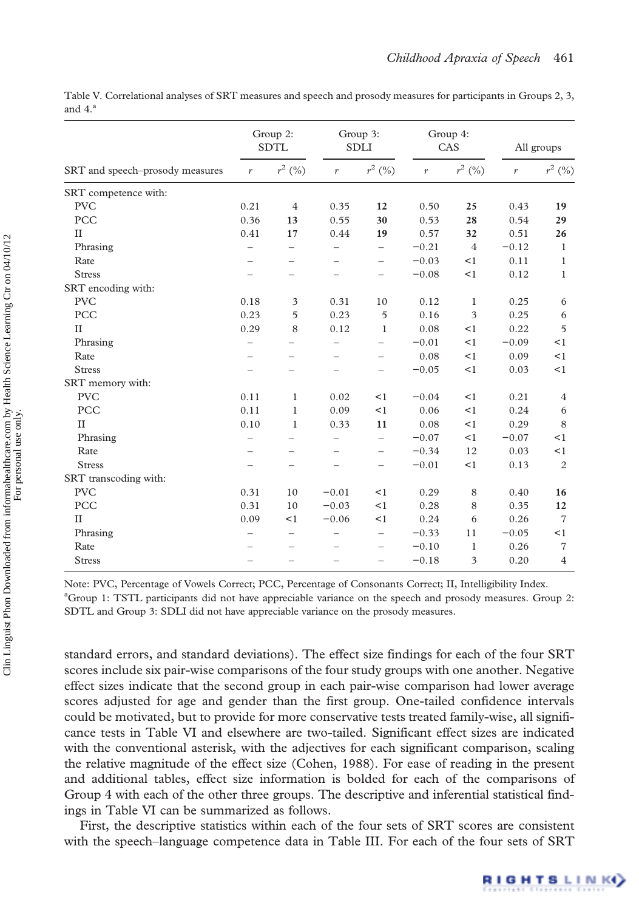Table V. Correlational analyses of SRT measures and speech and prosody measures for participants in Groups 2, 3, and 4.[a]

| SRT and speech–prosody measures | Group 2: SDTL | | Group 3: SDLI | | Group 4: CAS | | All groups | |
|---|---|---|---|---|---|---|---|---|
| | $r$ | $r^2$ (%) | $r$ | $r^2$ (%) | $r$ | $r^2$ (%) | $r$ | $r^2$ (%) |
| SRT competence with: | | | | | | | | |
| PVC | 0.21 | 4 | 0.35 | **12** | 0.50 | **25** | 0.43 | **19** |
| PCC | 0.36 | **13** | 0.55 | **30** | 0.53 | **28** | 0.54 | **29** |
| II | 0.41 | **17** | 0.44 | **19** | 0.57 | **32** | 0.51 | **26** |
| Phrasing | – | – | – | – | −0.21 | 4 | −0.12 | 1 |
| Rate | – | – | – | – | −0.03 | <1 | 0.11 | 1 |
| Stress | – | – | – | – | −0.08 | <1 | 0.12 | 1 |
| SRT encoding with: | | | | | | | | |
| PVC | 0.18 | 3 | 0.31 | 10 | 0.12 | 1 | 0.25 | 6 |
| PCC | 0.23 | 5 | 0.23 | 5 | 0.16 | 3 | 0.25 | 6 |
| II | 0.29 | 8 | 0.12 | 1 | 0.08 | <1 | 0.22 | 5 |
| Phrasing | – | – | – | – | −0.01 | <1 | −0.09 | <1 |
| Rate | – | – | – | – | 0.08 | <1 | 0.09 | <1 |
| Stress | – | – | – | – | −0.05 | <1 | 0.03 | <1 |
| SRT memory with: | | | | | | | | |
| PVC | 0.11 | 1 | 0.02 | <1 | −0.04 | <1 | 0.21 | 4 |
| PCC | 0.11 | 1 | 0.09 | <1 | 0.06 | <1 | 0.24 | 6 |
| II | 0.10 | 1 | 0.33 | **11** | 0.08 | <1 | 0.29 | 8 |
| Phrasing | – | – | – | – | −0.07 | <1 | −0.07 | <1 |
| Rate | – | – | – | – | −0.34 | 12 | 0.03 | <1 |
| Stress | – | – | – | – | −0.01 | <1 | 0.13 | 2 |
| SRT transcoding with: | | | | | | | | |
| PVC | 0.31 | 10 | −0.01 | <1 | 0.29 | 8 | 0.40 | **16** |
| PCC | 0.31 | 10 | −0.03 | <1 | 0.28 | 8 | 0.35 | **12** |
| II | 0.09 | <1 | −0.06 | <1 | 0.24 | 6 | 0.26 | 7 |
| Phrasing | – | – | – | – | −0.33 | 11 | −0.05 | <1 |
| Rate | – | – | – | – | −0.10 | 1 | 0.26 | 7 |
| Stress | – | – | – | – | −0.18 | 3 | 0.20 | 4 |

Note: PVC, Percentage of Vowels Correct; PCC, Percentage of Consonants Correct; II, Intelligibility Index.
[a]Group 1: TSTL participants did not have appreciable variance on the speech and prosody measures. Group 2: SDTL and Group 3: SDLI did not have appreciable variance on the prosody measures.

standard errors, and standard deviations). The effect size findings for each of the four SRT scores include six pair-wise comparisons of the four study groups with one another. Negative effect sizes indicate that the second group in each pair-wise comparison had lower average scores adjusted for age and gender than the first group. One-tailed confidence intervals could be motivated, but to provide for more conservative tests treated family-wise, all significance tests in Table VI and elsewhere are two-tailed. Significant effect sizes are indicated with the conventional asterisk, with the adjectives for each significant comparison, scaling the relative magnitude of the effect size (Cohen, 1988). For ease of reading in the present and additional tables, effect size information is bolded for each of the comparisons of Group 4 with each of the other three groups. The descriptive and inferential statistical findings in Table VI can be summarized as follows.

First, the descriptive statistics within each of the four sets of SRT scores are consistent with the speech–language competence data in Table III. For each of the four sets of SRT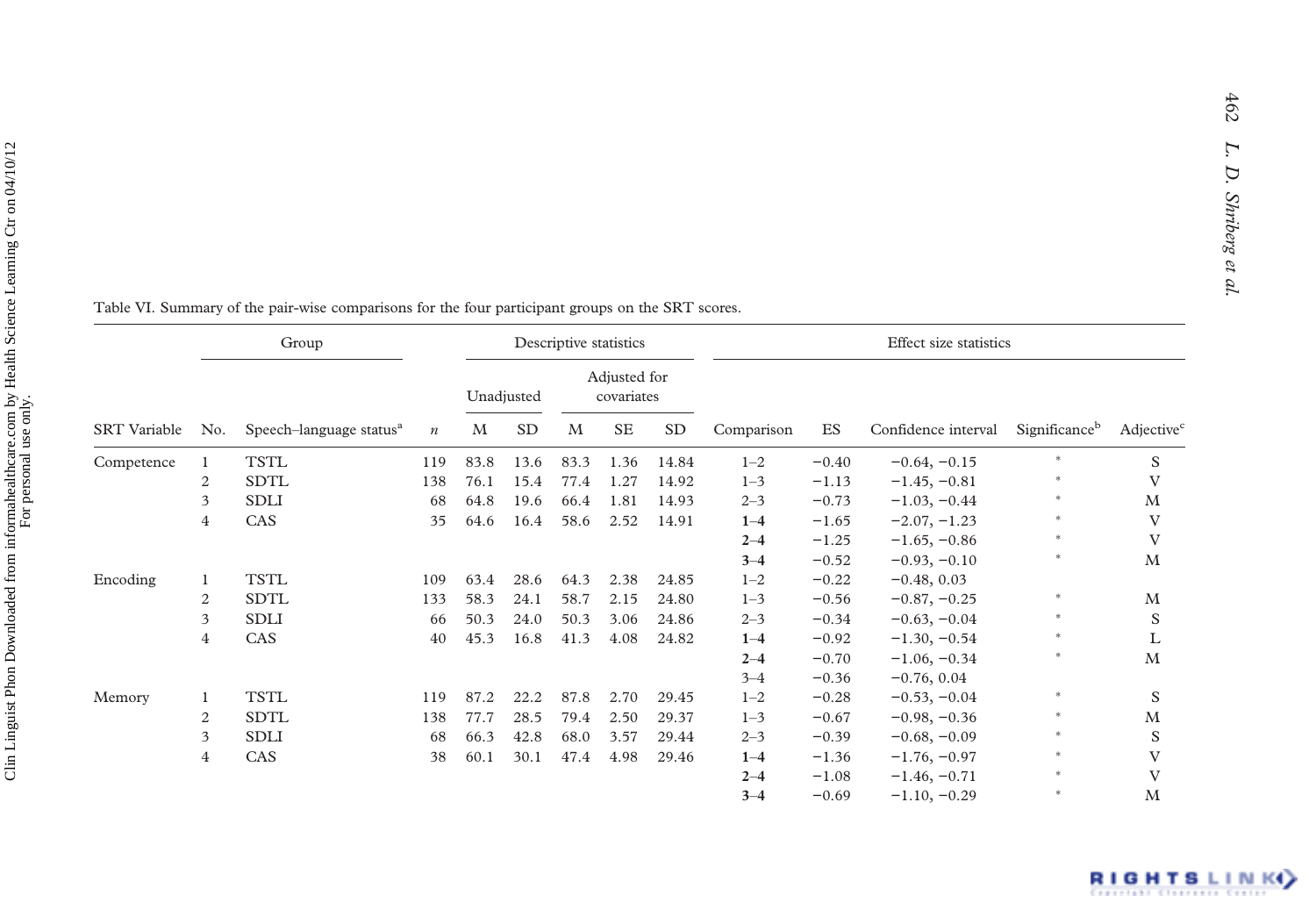Table VI. Summary of the pair-wise comparisons for the four participant groups on the SRT scores.

| | Group | | | Descriptive statistics | | | | | Effect size statistics | | | | |
|---|---|---|---|---|---|---|---|---|---|---|---|---|---|
| | | | | Unadjusted | | Adjusted for covariates | | | | | | | |
| SRT Variable | No. | Speech–language status[a] | *n* | M | SD | M | SE | SD | Comparison | ES | Confidence interval | Significance[b] | Adjective[c] |
| Competence | 1 | TSTL | 119 | 83.8 | 13.6 | 83.3 | 1.36 | 14.84 | 1–2 | −0.40 | −0.64, −0.15 | * | S |
| | 2 | SDTL | 138 | 76.1 | 15.4 | 77.4 | 1.27 | 14.92 | 1–3 | −1.13 | −1.45, −0.81 | * | V |
| | 3 | SDLI | 68 | 64.8 | 19.6 | 66.4 | 1.81 | 14.93 | 2–3 | −0.73 | −1.03, −0.44 | * | M |
| | 4 | CAS | 35 | 64.6 | 16.4 | 58.6 | 2.52 | 14.91 | **1–4** | −1.65 | −2.07, −1.23 | * | V |
| | | | | | | | | | **2–4** | −1.25 | −1.65, −0.86 | * | V |
| | | | | | | | | | **3–4** | −0.52 | −0.93, −0.10 | * | M |
| Encoding | 1 | TSTL | 109 | 63.4 | 28.6 | 64.3 | 2.38 | 24.85 | 1–2 | −0.22 | −0.48, 0.03 | | |
| | 2 | SDTL | 133 | 58.3 | 24.1 | 58.7 | 2.15 | 24.80 | 1–3 | −0.56 | −0.87, −0.25 | * | M |
| | 3 | SDLI | 66 | 50.3 | 24.0 | 50.3 | 3.06 | 24.86 | 2–3 | −0.34 | −0.63, −0.04 | * | S |
| | 4 | CAS | 40 | 45.3 | 16.8 | 41.3 | 4.08 | 24.82 | **1–4** | −0.92 | −1.30, −0.54 | * | L |
| | | | | | | | | | **2–4** | −0.70 | −1.06, −0.34 | * | M |
| | | | | | | | | | 3–4 | −0.36 | −0.76, 0.04 | | |
| Memory | 1 | TSTL | 119 | 87.2 | 22.2 | 87.8 | 2.70 | 29.45 | 1–2 | −0.28 | −0.53, −0.04 | * | S |
| | 2 | SDTL | 138 | 77.7 | 28.5 | 79.4 | 2.50 | 29.37 | 1–3 | −0.67 | −0.98, −0.36 | * | M |
| | 3 | SDLI | 68 | 66.3 | 42.8 | 68.0 | 3.57 | 29.44 | 2–3 | −0.39 | −0.68, −0.09 | * | S |
| | 4 | CAS | 38 | 60.1 | 30.1 | 47.4 | 4.98 | 29.46 | **1–4** | −1.36 | −1.76, −0.97 | * | V |
| | | | | | | | | | **2–4** | −1.08 | −1.46, −0.71 | * | V |
| | | | | | | | | | **3–4** | −0.69 | −1.10, −0.29 | * | M |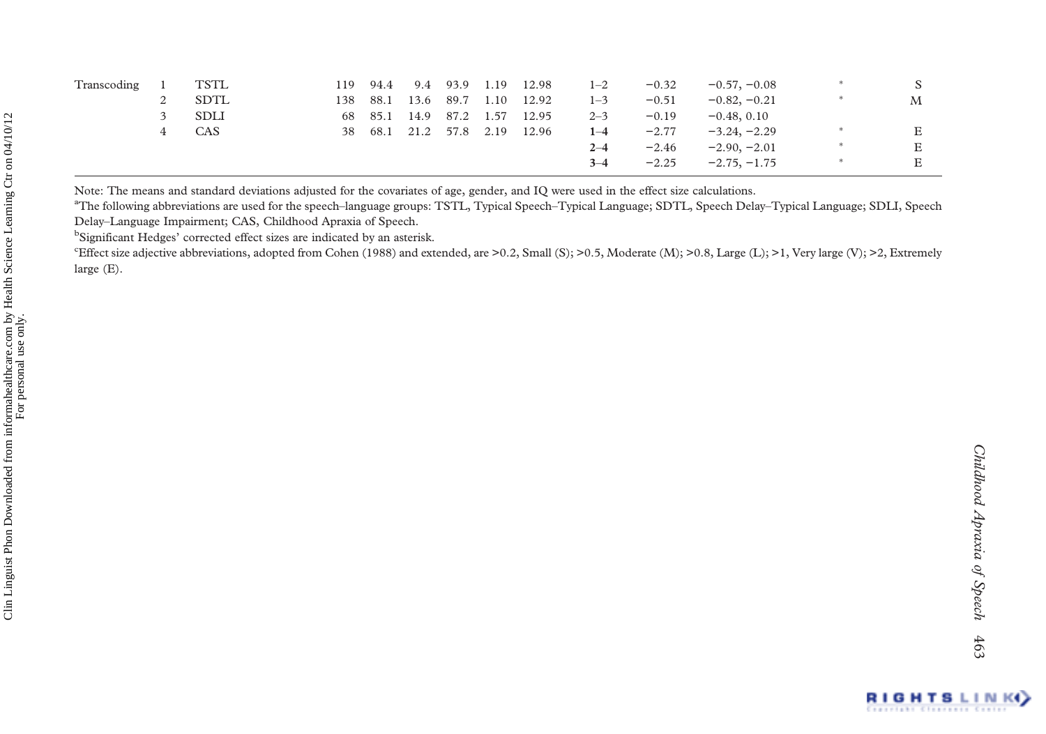| | | | | | | | | | | | | | |
|---|---|---|---|---|---|---|---|---|---|---|---|---|---|
| Transcoding | 1 | TSTL | 119 | 94.4 | 9.4 | 93.9 | 1.19 | 12.98 | 1–2 | −0.32 | −0.57, −0.08 | * | S |
| | 2 | SDTL | 138 | 88.1 | 13.6 | 89.7 | 1.10 | 12.92 | 1–3 | −0.51 | −0.82, −0.21 | * | M |
| | 3 | SDLI | 68 | 85.1 | 14.9 | 87.2 | 1.57 | 12.95 | 2–3 | −0.19 | −0.48, 0.10 | | |
| | 4 | CAS | 38 | 68.1 | 21.2 | 57.8 | 2.19 | 12.96 | **1–4** | −2.77 | −3.24, −2.29 | * | E |
| | | | | | | | | | **2–4** | −2.46 | −2.90, −2.01 | * | E |
| | | | | | | | | | **3–4** | −2.25 | −2.75, −1.75 | * | E |

Note: The means and standard deviations adjusted for the covariates of age, gender, and IQ were used in the effect size calculations.

[a]The following abbreviations are used for the speech–language groups: TSTL, Typical Speech–Typical Language; SDTL, Speech Delay–Typical Language; SDLI, Speech Delay–Language Impairment; CAS, Childhood Apraxia of Speech.

[b]Significant Hedges' corrected effect sizes are indicated by an asterisk.

[c]Effect size adjective abbreviations, adopted from Cohen (1988) and extended, are >0.2, Small (S); >0.5, Moderate (M); >0.8, Large (L); >1, Very large (V); >2, Extremely large (E).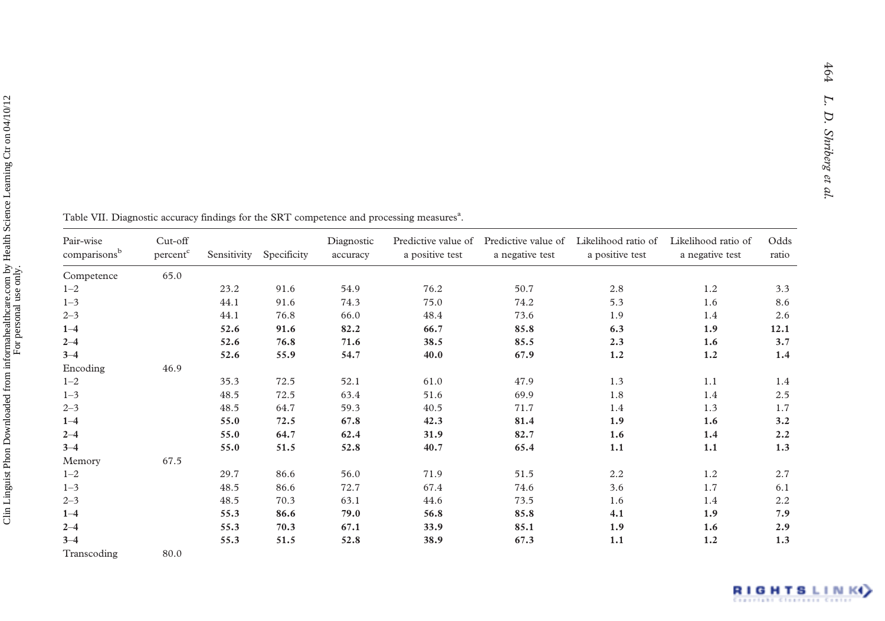Table VII. Diagnostic accuracy findings for the SRT competence and processing measures[a].

| Pair-wise comparisons[b] | Cut-off percent[c] | Sensitivity | Specificity | Diagnostic accuracy | Predictive value of a positive test | Predictive value of a negative test | Likelihood ratio of a positive test | Likelihood ratio of a negative test | Odds ratio |
|---|---|---|---|---|---|---|---|---|---|
| Competence | 65.0 | | | | | | | | |
| 1–2 | | 23.2 | 91.6 | 54.9 | 76.2 | 50.7 | 2.8 | 1.2 | 3.3 |
| 1–3 | | 44.1 | 91.6 | 74.3 | 75.0 | 74.2 | 5.3 | 1.6 | 8.6 |
| 2–3 | | 44.1 | 76.8 | 66.0 | 48.4 | 73.6 | 1.9 | 1.4 | 2.6 |
| **1–4** | | **52.6** | **91.6** | **82.2** | **66.7** | **85.8** | **6.3** | **1.9** | **12.1** |
| **2–4** | | **52.6** | **76.8** | **71.6** | **38.5** | **85.5** | **2.3** | **1.6** | **3.7** |
| **3–4** | | **52.6** | **55.9** | **54.7** | **40.0** | **67.9** | **1.2** | **1.2** | **1.4** |
| Encoding | 46.9 | | | | | | | | |
| 1–2 | | 35.3 | 72.5 | 52.1 | 61.0 | 47.9 | 1.3 | 1.1 | 1.4 |
| 1–3 | | 48.5 | 72.5 | 63.4 | 51.6 | 69.9 | 1.8 | 1.4 | 2.5 |
| 2–3 | | 48.5 | 64.7 | 59.3 | 40.5 | 71.7 | 1.4 | 1.3 | 1.7 |
| **1–4** | | **55.0** | **72.5** | **67.8** | **42.3** | **81.4** | **1.9** | **1.6** | **3.2** |
| **2–4** | | **55.0** | **64.7** | **62.4** | **31.9** | **82.7** | **1.6** | **1.4** | **2.2** |
| **3–4** | | **55.0** | **51.5** | **52.8** | **40.7** | **65.4** | **1.1** | **1.1** | **1.3** |
| Memory | 67.5 | | | | | | | | |
| 1–2 | | 29.7 | 86.6 | 56.0 | 71.9 | 51.5 | 2.2 | 1.2 | 2.7 |
| 1–3 | | 48.5 | 86.6 | 72.7 | 67.4 | 74.6 | 3.6 | 1.7 | 6.1 |
| 2–3 | | 48.5 | 70.3 | 63.1 | 44.6 | 73.5 | 1.6 | 1.4 | 2.2 |
| **1–4** | | **55.3** | **86.6** | **79.0** | **56.8** | **85.8** | **4.1** | **1.9** | **7.9** |
| **2–4** | | **55.3** | **70.3** | **67.1** | **33.9** | **85.1** | **1.9** | **1.6** | **2.9** |
| **3–4** | | **55.3** | **51.5** | **52.8** | **38.9** | **67.3** | **1.1** | **1.2** | **1.3** |
| Transcoding | 80.0 | | | | | | | | |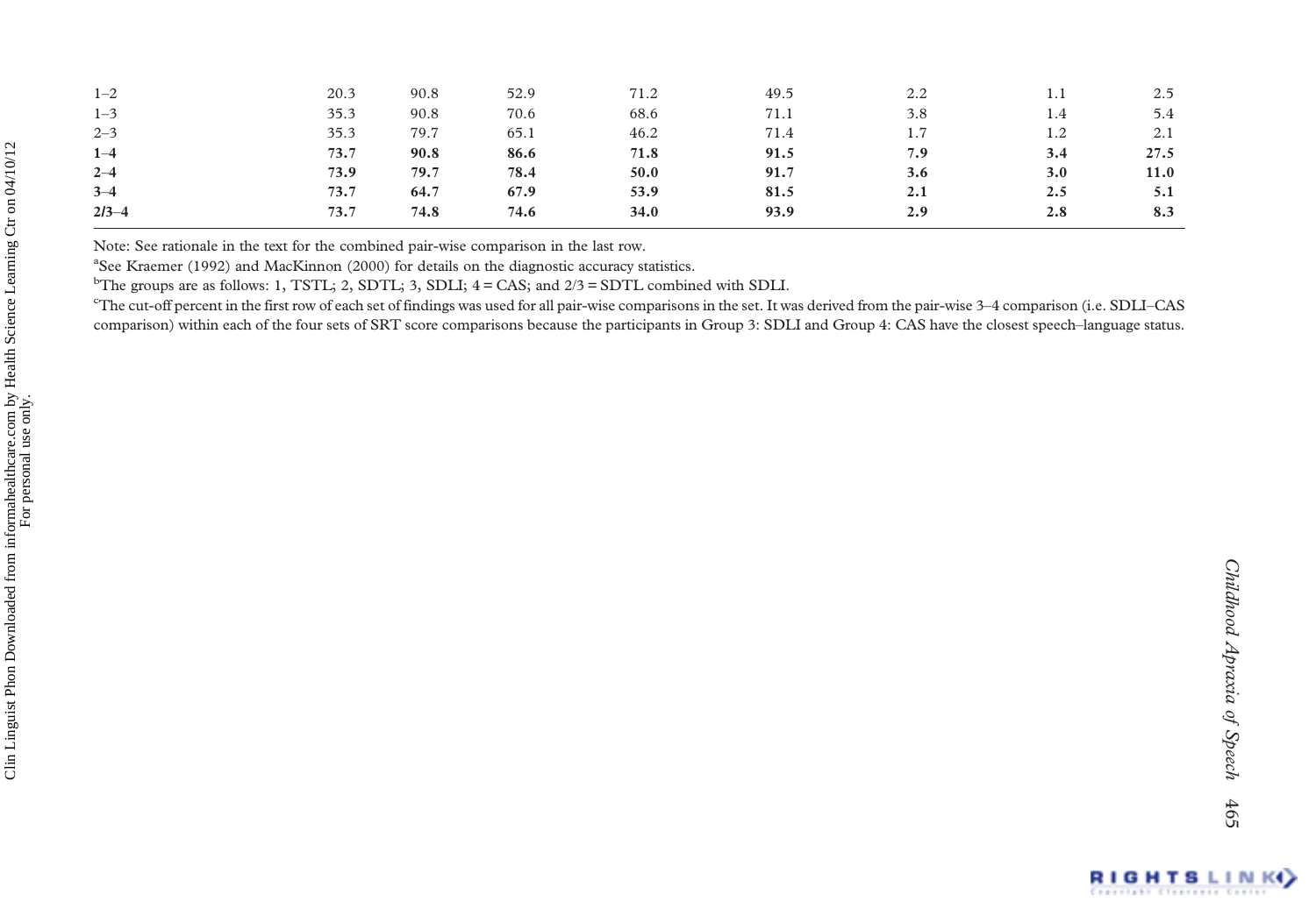| | | | | | | | | |
|---|---|---|---|---|---|---|---|---|
| 1–2 | 20.3 | 90.8 | 52.9 | 71.2 | 49.5 | 2.2 | 1.1 | 2.5 |
| 1–3 | 35.3 | 90.8 | 70.6 | 68.6 | 71.1 | 3.8 | 1.4 | 5.4 |
| 2–3 | 35.3 | 79.7 | 65.1 | 46.2 | 71.4 | 1.7 | 1.2 | 2.1 |
| **1–4** | **73.7** | **90.8** | **86.6** | **71.8** | **91.5** | **7.9** | **3.4** | **27.5** |
| **2–4** | **73.9** | **79.7** | **78.4** | **50.0** | **91.7** | **3.6** | **3.0** | **11.0** |
| **3–4** | **73.7** | **64.7** | **67.9** | **53.9** | **81.5** | **2.1** | **2.5** | **5.1** |
| **2/3–4** | **73.7** | **74.8** | **74.6** | **34.0** | **93.9** | **2.9** | **2.8** | **8.3** |

Note: See rationale in the text for the combined pair-wise comparison in the last row.

[a]See Kraemer (1992) and MacKinnon (2000) for details on the diagnostic accuracy statistics.

[b]The groups are as follows: 1, TSTL; 2, SDTL; 3, SDLI; 4 = CAS; and 2/3 = SDTL combined with SDLI.

[c]The cut-off percent in the first row of each set of findings was used for all pair-wise comparisons in the set. It was derived from the pair-wise 3–4 comparison (i.e. SDLI–CAS comparison) within each of the four sets of SRT score comparisons because the participants in Group 3: SDLI and Group 4: CAS have the closest speech–language status.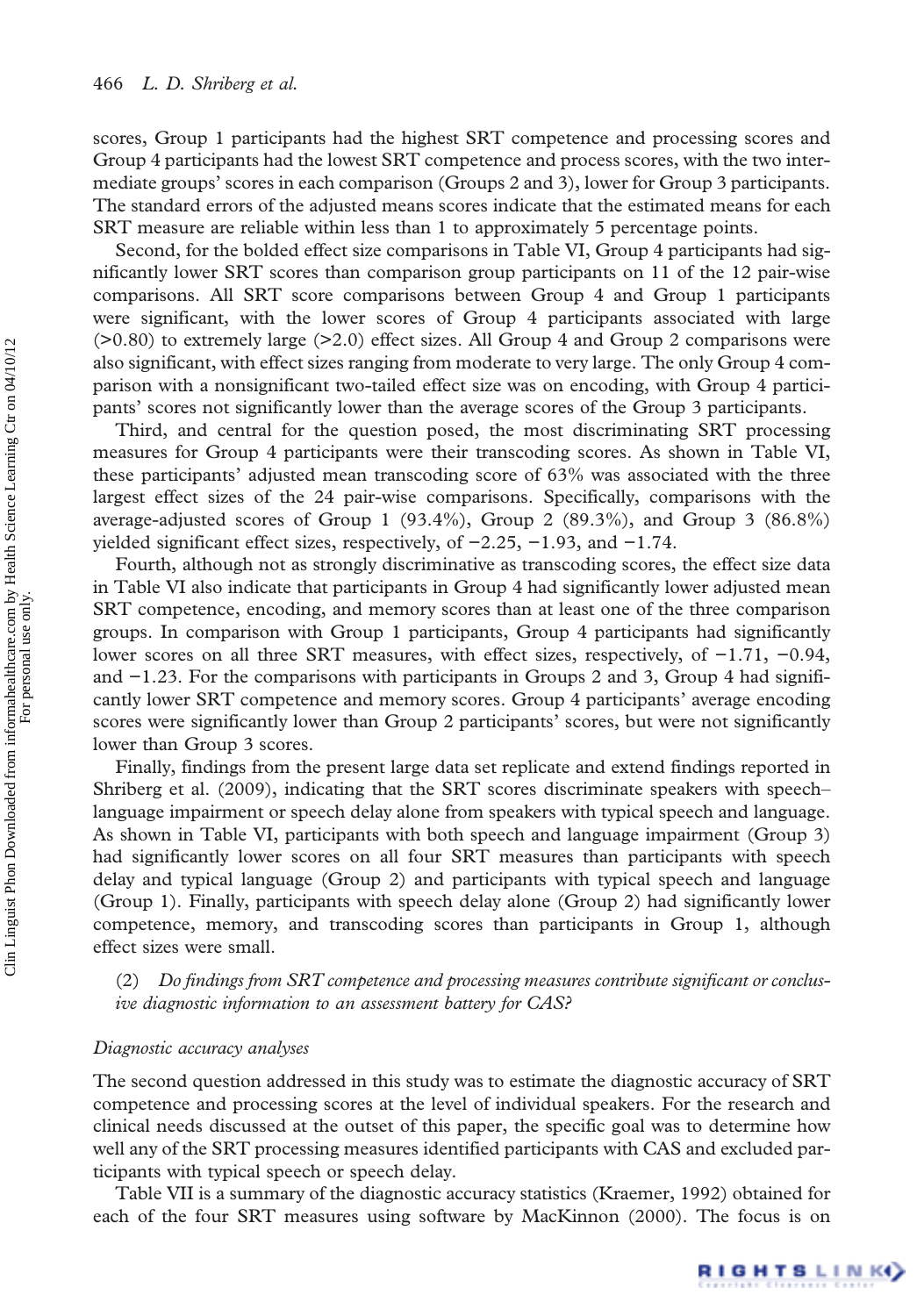scores, Group 1 participants had the highest SRT competence and processing scores and Group 4 participants had the lowest SRT competence and process scores, with the two intermediate groups' scores in each comparison (Groups 2 and 3), lower for Group 3 participants. The standard errors of the adjusted means scores indicate that the estimated means for each SRT measure are reliable within less than 1 to approximately 5 percentage points.

Second, for the bolded effect size comparisons in Table VI, Group 4 participants had significantly lower SRT scores than comparison group participants on 11 of the 12 pair-wise comparisons. All SRT score comparisons between Group 4 and Group 1 participants were significant, with the lower scores of Group 4 participants associated with large (>0.80) to extremely large (>2.0) effect sizes. All Group 4 and Group 2 comparisons were also significant, with effect sizes ranging from moderate to very large. The only Group 4 comparison with a nonsignificant two-tailed effect size was on encoding, with Group 4 participants' scores not significantly lower than the average scores of the Group 3 participants.

Third, and central for the question posed, the most discriminating SRT processing measures for Group 4 participants were their transcoding scores. As shown in Table VI, these participants' adjusted mean transcoding score of 63% was associated with the three largest effect sizes of the 24 pair-wise comparisons. Specifically, comparisons with the average-adjusted scores of Group 1 (93.4%), Group 2 (89.3%), and Group 3 (86.8%) yielded significant effect sizes, respectively, of −2.25, −1.93, and −1.74.

Fourth, although not as strongly discriminative as transcoding scores, the effect size data in Table VI also indicate that participants in Group 4 had significantly lower adjusted mean SRT competence, encoding, and memory scores than at least one of the three comparison groups. In comparison with Group 1 participants, Group 4 participants had significantly lower scores on all three SRT measures, with effect sizes, respectively, of −1.71, −0.94, and −1.23. For the comparisons with participants in Groups 2 and 3, Group 4 had significantly lower SRT competence and memory scores. Group 4 participants' average encoding scores were significantly lower than Group 2 participants' scores, but were not significantly lower than Group 3 scores.

Finally, findings from the present large data set replicate and extend findings reported in Shriberg et al. (2009), indicating that the SRT scores discriminate speakers with speech–language impairment or speech delay alone from speakers with typical speech and language. As shown in Table VI, participants with both speech and language impairment (Group 3) had significantly lower scores on all four SRT measures than participants with speech delay and typical language (Group 2) and participants with typical speech and language (Group 1). Finally, participants with speech delay alone (Group 2) had significantly lower competence, memory, and transcoding scores than participants in Group 1, although effect sizes were small.

(2) *Do findings from SRT competence and processing measures contribute significant or conclusive diagnostic information to an assessment battery for CAS?*

### *Diagnostic accuracy analyses*

The second question addressed in this study was to estimate the diagnostic accuracy of SRT competence and processing scores at the level of individual speakers. For the research and clinical needs discussed at the outset of this paper, the specific goal was to determine how well any of the SRT processing measures identified participants with CAS and excluded participants with typical speech or speech delay.

Table VII is a summary of the diagnostic accuracy statistics (Kraemer, 1992) obtained for each of the four SRT measures using software by MacKinnon (2000). The focus is on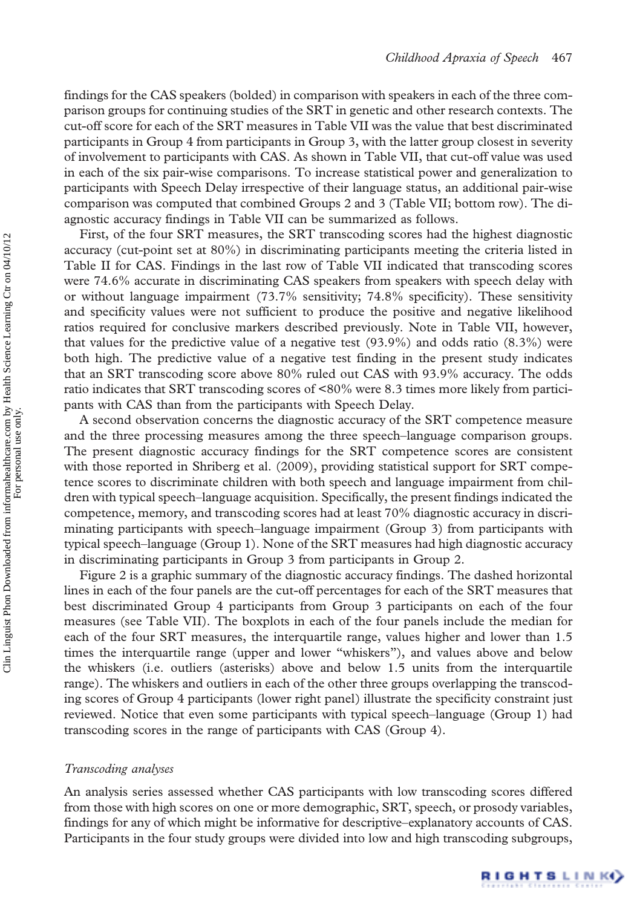findings for the CAS speakers (bolded) in comparison with speakers in each of the three comparison groups for continuing studies of the SRT in genetic and other research contexts. The cut-off score for each of the SRT measures in Table VII was the value that best discriminated participants in Group 4 from participants in Group 3, with the latter group closest in severity of involvement to participants with CAS. As shown in Table VII, that cut-off value was used in each of the six pair-wise comparisons. To increase statistical power and generalization to participants with Speech Delay irrespective of their language status, an additional pair-wise comparison was computed that combined Groups 2 and 3 (Table VII; bottom row). The diagnostic accuracy findings in Table VII can be summarized as follows.

First, of the four SRT measures, the SRT transcoding scores had the highest diagnostic accuracy (cut-point set at 80%) in discriminating participants meeting the criteria listed in Table II for CAS. Findings in the last row of Table VII indicated that transcoding scores were 74.6% accurate in discriminating CAS speakers from speakers with speech delay with or without language impairment (73.7% sensitivity; 74.8% specificity). These sensitivity and specificity values were not sufficient to produce the positive and negative likelihood ratios required for conclusive markers described previously. Note in Table VII, however, that values for the predictive value of a negative test (93.9%) and odds ratio (8.3%) were both high. The predictive value of a negative test finding in the present study indicates that an SRT transcoding score above 80% ruled out CAS with 93.9% accuracy. The odds ratio indicates that SRT transcoding scores of <80% were 8.3 times more likely from participants with CAS than from the participants with Speech Delay.

A second observation concerns the diagnostic accuracy of the SRT competence measure and the three processing measures among the three speech–language comparison groups. The present diagnostic accuracy findings for the SRT competence scores are consistent with those reported in Shriberg et al. (2009), providing statistical support for SRT competence scores to discriminate children with both speech and language impairment from children with typical speech–language acquisition. Specifically, the present findings indicated the competence, memory, and transcoding scores had at least 70% diagnostic accuracy in discriminating participants with speech–language impairment (Group 3) from participants with typical speech–language (Group 1). None of the SRT measures had high diagnostic accuracy in discriminating participants in Group 3 from participants in Group 2.

Figure 2 is a graphic summary of the diagnostic accuracy findings. The dashed horizontal lines in each of the four panels are the cut-off percentages for each of the SRT measures that best discriminated Group 4 participants from Group 3 participants on each of the four measures (see Table VII). The boxplots in each of the four panels include the median for each of the four SRT measures, the interquartile range, values higher and lower than 1.5 times the interquartile range (upper and lower "whiskers"), and values above and below the whiskers (i.e. outliers (asterisks) above and below 1.5 units from the interquartile range). The whiskers and outliers in each of the other three groups overlapping the transcoding scores of Group 4 participants (lower right panel) illustrate the specificity constraint just reviewed. Notice that even some participants with typical speech–language (Group 1) had transcoding scores in the range of participants with CAS (Group 4).

### *Transcoding analyses*

An analysis series assessed whether CAS participants with low transcoding scores differed from those with high scores on one or more demographic, SRT, speech, or prosody variables, findings for any of which might be informative for descriptive–explanatory accounts of CAS. Participants in the four study groups were divided into low and high transcoding subgroups,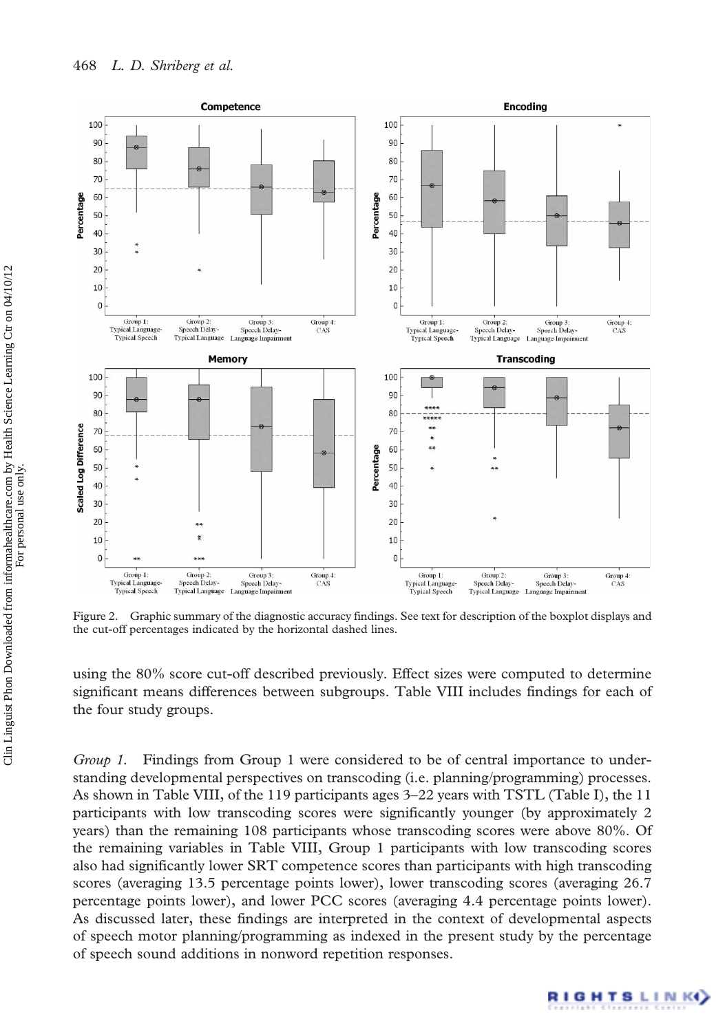Figure 2. Graphic summary of the diagnostic accuracy findings. See text for description of the boxplot displays and the cut-off percentages indicated by the horizontal dashed lines.

using the 80% score cut-off described previously. Effect sizes were computed to determine significant means differences between subgroups. Table VIII includes findings for each of the four study groups.

*Group 1.* Findings from Group 1 were considered to be of central importance to understanding developmental perspectives on transcoding (i.e. planning/programming) processes. As shown in Table VIII, of the 119 participants ages 3–22 years with TSTL (Table I), the 11 participants with low transcoding scores were significantly younger (by approximately 2 years) than the remaining 108 participants whose transcoding scores were above 80%. Of the remaining variables in Table VIII, Group 1 participants with low transcoding scores also had significantly lower SRT competence scores than participants with high transcoding scores (averaging 13.5 percentage points lower), lower transcoding scores (averaging 26.7 percentage points lower), and lower PCC scores (averaging 4.4 percentage points lower). As discussed later, these findings are interpreted in the context of developmental aspects of speech motor planning/programming as indexed in the present study by the percentage of speech sound additions in nonword repetition responses.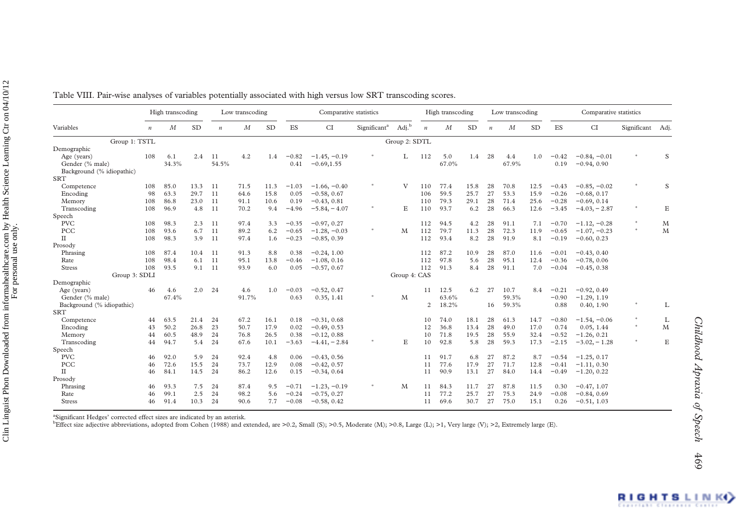Table VIII. Pair-wise analyses of variables potentially associated with high versus low SRT transcoding scores.

| Variables | High transcoding | | | Low transcoding | | | Comparative statistics | | | | High transcoding | | | Low transcoding | | | Comparative statistics | | | |
|---|---|---|---|---|---|---|---|---|---|---|---|---|---|---|---|---|---|---|---|---|
| | *n* | *M* | SD | *n* | *M* | SD | ES | CI | Significant[a] | Adj.[b] | *n* | *M* | SD | *n* | *M* | SD | ES | CI | Significant | Adj. |
| **Group 1: TSTL** | | | | | | | | | | | **Group 2: SDTL** | | | | | | | | | |
| Demographic | | | | | | | | | | | | | | | | | | | | |
| Age (years) | 108 | 6.1 | 2.4 | 11 | 4.2 | 1.4 | −0.82 | −1.45, −0.19 | * | L | 112 | 5.0 | 1.4 | 28 | 4.4 | 1.0 | −0.42 | −0.84, −0.01 | * | S |
| Gender (% male) | | 34.3% | | | 54.5% | | 0.41 | −0.69,1.55 | | | | 67.0% | | | 67.9% | | 0.19 | −0.94, 0.90 | | |
| Background (% idiopathic) | | | | | | | | | | | | | | | | | | | | |
| SRT | | | | | | | | | | | | | | | | | | | | |
| Competence | 108 | 85.0 | 13.3 | 11 | 71.5 | 11.3 | −1.03 | −1.66, −0.40 | * | V | 110 | 77.4 | 15.8 | 28 | 70.8 | 12.5 | −0.43 | −0.85, −0.02 | * | S |
| Encoding | 98 | 63.3 | 29.7 | 11 | 64.6 | 15.8 | 0.05 | −0.58, 0.67 | | | 106 | 59.5 | 25.7 | 27 | 53.3 | 15.9 | −0.26 | −0.68, 0.17 | | |
| Memory | 108 | 86.8 | 23.0 | 11 | 91.1 | 10.6 | 0.19 | −0.43, 0.81 | | | 110 | 79.3 | 29.1 | 28 | 71.4 | 25.6 | −0.28 | −0.69, 0.14 | | |
| Transcoding | 108 | 96.9 | 4.8 | 11 | 70.2 | 9.4 | −4.96 | −5.84, − 4.07 | * | E | 110 | 93.7 | 6.2 | 28 | 66.3 | 12.6 | −3.45 | −4.03, − 2.87 | * | E |
| Speech | | | | | | | | | | | | | | | | | | | | |
| PVC | 108 | 98.3 | 2.3 | 11 | 97.4 | 3.3 | −0.35 | −0.97, 0.27 | | | 112 | 94.5 | 4.2 | 28 | 91.1 | 7.1 | −0.70 | −1.12, −0.28 | * | M |
| PCC | 108 | 93.6 | 6.7 | 11 | 89.2 | 6.2 | −0.65 | −1.28, −0.03 | * | M | 112 | 79.7 | 11.3 | 28 | 72.3 | 11.9 | −0.65 | −1.07, −0.23 | * | M |
| II | 108 | 98.3 | 3.9 | 11 | 97.4 | 1.6 | −0.23 | −0.85, 0.39 | | | 112 | 93.4 | 8.2 | 28 | 91.9 | 8.1 | −0.19 | −0.60, 0.23 | | |
| Prosody | | | | | | | | | | | | | | | | | | | | |
| Phrasing | 108 | 87.4 | 10.4 | 11 | 91.3 | 8.8 | 0.38 | −0.24, 1.00 | | | 112 | 87.2 | 10.9 | 28 | 87.0 | 11.6 | −0.01 | −0.43, 0.40 | | |
| Rate | 108 | 98.4 | 6.1 | 11 | 95.1 | 13.8 | −0.46 | −1.08, 0.16 | | | 112 | 97.8 | 5.6 | 28 | 95.1 | 12.4 | −0.36 | −0.78, 0.06 | | |
| Stress | 108 | 93.5 | 9.1 | 11 | 93.9 | 6.0 | 0.05 | −0.57, 0.67 | | | 112 | 91.3 | 8.4 | 28 | 91.1 | 7.0 | −0.04 | −0.45, 0.38 | | |
| **Group 3: SDLI** | | | | | | | | | | | **Group 4: CAS** | | | | | | | | | |
| Demographic | | | | | | | | | | | | | | | | | | | | |
| Age (years) | 46 | 4.6 | 2.0 | 24 | 4.6 | 1.0 | −0.03 | −0.52, 0.47 | | | 11 | 12.5 | 6.2 | 27 | 10.7 | 8.4 | −0.21 | −0.92, 0.49 | | |
| Gender (% male) | | 67.4% | | | 91.7% | | 0.63 | 0.35, 1.41 | * | M | | 63.6% | | | 59.3% | | −0.90 | −1.29, 1.19 | | |
| Background (% idiopathic) | | | | | | | | | | | 2 | 18.2% | | 16 | 59.3% | | 0.88 | 0.40, 1.90 | * | L |
| SRT | | | | | | | | | | | | | | | | | | | | |
| Competence | 44 | 63.5 | 21.4 | 24 | 67.2 | 16.1 | 0.18 | −0.31, 0.68 | | | 10 | 74.0 | 18.1 | 28 | 61.3 | 14.7 | −0.80 | −1.54, −0.06 | * | L |
| Encoding | 43 | 50.2 | 26.8 | 23 | 50.7 | 17.9 | 0.02 | −0.49, 0.53 | | | 12 | 36.8 | 13.4 | 28 | 49.0 | 17.0 | 0.74 | 0.05, 1.44 | * | M |
| Memory | 44 | 60.5 | 48.9 | 24 | 76.8 | 26.5 | 0.38 | −0.12, 0.88 | | | 10 | 71.8 | 19.5 | 28 | 55.9 | 32.4 | −0.52 | −1.26, 0.21 | | |
| Transcoding | 44 | 94.7 | 5.4 | 24 | 67.6 | 10.1 | −3.63 | −4.41, − 2.84 | * | E | 10 | 92.8 | 5.8 | 28 | 59.3 | 17.3 | −2.15 | −3.02, − 1.28 | * | E |
| Speech | | | | | | | | | | | | | | | | | | | | |
| PVC | 46 | 92.0 | 5.9 | 24 | 92.4 | 4.8 | 0.06 | −0.43, 0.56 | | | 11 | 91.7 | 6.8 | 27 | 87.2 | 8.7 | −0.54 | −1.25, 0.17 | | |
| PCC | 46 | 72.6 | 15.5 | 24 | 73.7 | 12.9 | 0.08 | −0.42, 0.57 | | | 11 | 77.6 | 17.9 | 27 | 71.7 | 12.8 | −0.41 | −1.11, 0.30 | | |
| II | 46 | 84.1 | 14.5 | 24 | 86.2 | 12.6 | 0.15 | −0.34, 0.64 | | | 11 | 90.9 | 13.1 | 27 | 84.0 | 14.4 | −0.49 | −1.20, 0.22 | | |
| Prosody | | | | | | | | | | | | | | | | | | | | |
| Phrasing | 46 | 93.3 | 7.5 | 24 | 87.4 | 9.5 | −0.71 | −1.23, −0.19 | * | M | 11 | 84.3 | 11.7 | 27 | 87.8 | 11.5 | 0.30 | −0.47, 1.07 | | |
| Rate | 46 | 99.1 | 2.5 | 24 | 98.2 | 5.6 | −0.24 | −0.75, 0.27 | | | 11 | 77.2 | 25.7 | 27 | 75.3 | 24.9 | −0.08 | −0.84, 0.69 | | |
| Stress | 46 | 91.4 | 10.3 | 24 | 90.6 | 7.7 | −0.08 | −0.58, 0.42 | | | 11 | 69.6 | 30.7 | 27 | 75.0 | 15.1 | 0.26 | −0.51, 1.03 | | |

[a]Significant Hedges' corrected effect sizes are indicated by an asterisk.
[b]Effect size adjective abbreviations, adopted from Cohen (1988) and extended, are >0.2, Small (S); >0.5, Moderate (M); >0.8, Large (L); >1, Very large (V); >2, Extremely large (E).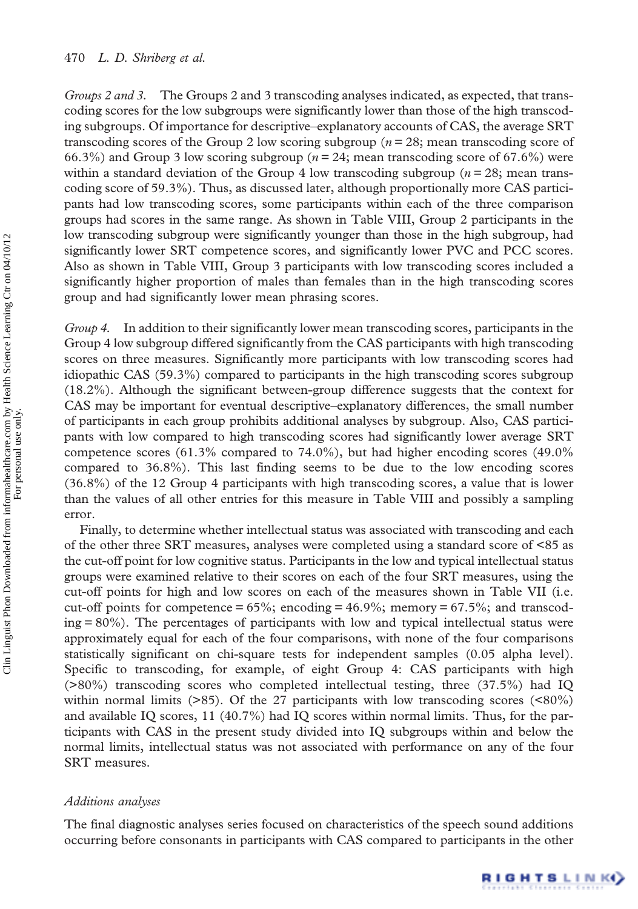*Groups 2 and 3.* The Groups 2 and 3 transcoding analyses indicated, as expected, that transcoding scores for the low subgroups were significantly lower than those of the high transcoding subgroups. Of importance for descriptive–explanatory accounts of CAS, the average SRT transcoding scores of the Group 2 low scoring subgroup ($n = 28$; mean transcoding score of 66.3%) and Group 3 low scoring subgroup ($n = 24$; mean transcoding score of 67.6%) were within a standard deviation of the Group 4 low transcoding subgroup ($n = 28$; mean transcoding score of 59.3%). Thus, as discussed later, although proportionally more CAS participants had low transcoding scores, some participants within each of the three comparison groups had scores in the same range. As shown in Table VIII, Group 2 participants in the low transcoding subgroup were significantly younger than those in the high subgroup, had significantly lower SRT competence scores, and significantly lower PVC and PCC scores. Also as shown in Table VIII, Group 3 participants with low transcoding scores included a significantly higher proportion of males than females than in the high transcoding scores group and had significantly lower mean phrasing scores.

*Group 4.* In addition to their significantly lower mean transcoding scores, participants in the Group 4 low subgroup differed significantly from the CAS participants with high transcoding scores on three measures. Significantly more participants with low transcoding scores had idiopathic CAS (59.3%) compared to participants in the high transcoding scores subgroup (18.2%). Although the significant between-group difference suggests that the context for CAS may be important for eventual descriptive–explanatory differences, the small number of participants in each group prohibits additional analyses by subgroup. Also, CAS participants with low compared to high transcoding scores had significantly lower average SRT competence scores (61.3% compared to 74.0%), but had higher encoding scores (49.0% compared to 36.8%). This last finding seems to be due to the low encoding scores (36.8%) of the 12 Group 4 participants with high transcoding scores, a value that is lower than the values of all other entries for this measure in Table VIII and possibly a sampling error.

Finally, to determine whether intellectual status was associated with transcoding and each of the other three SRT measures, analyses were completed using a standard score of <85 as the cut-off point for low cognitive status. Participants in the low and typical intellectual status groups were examined relative to their scores on each of the four SRT measures, using the cut-off points for high and low scores on each of the measures shown in Table VII (i.e. cut-off points for competence = 65%; encoding = 46.9%; memory = 67.5%; and transcoding = 80%). The percentages of participants with low and typical intellectual status were approximately equal for each of the four comparisons, with none of the four comparisons statistically significant on chi-square tests for independent samples (0.05 alpha level). Specific to transcoding, for example, of eight Group 4: CAS participants with high (>80%) transcoding scores who completed intellectual testing, three (37.5%) had IQ within normal limits (>85). Of the 27 participants with low transcoding scores (<80%) and available IQ scores, 11 (40.7%) had IQ scores within normal limits. Thus, for the participants with CAS in the present study divided into IQ subgroups within and below the normal limits, intellectual status was not associated with performance on any of the four SRT measures.

### *Additions analyses*

The final diagnostic analyses series focused on characteristics of the speech sound additions occurring before consonants in participants with CAS compared to participants in the other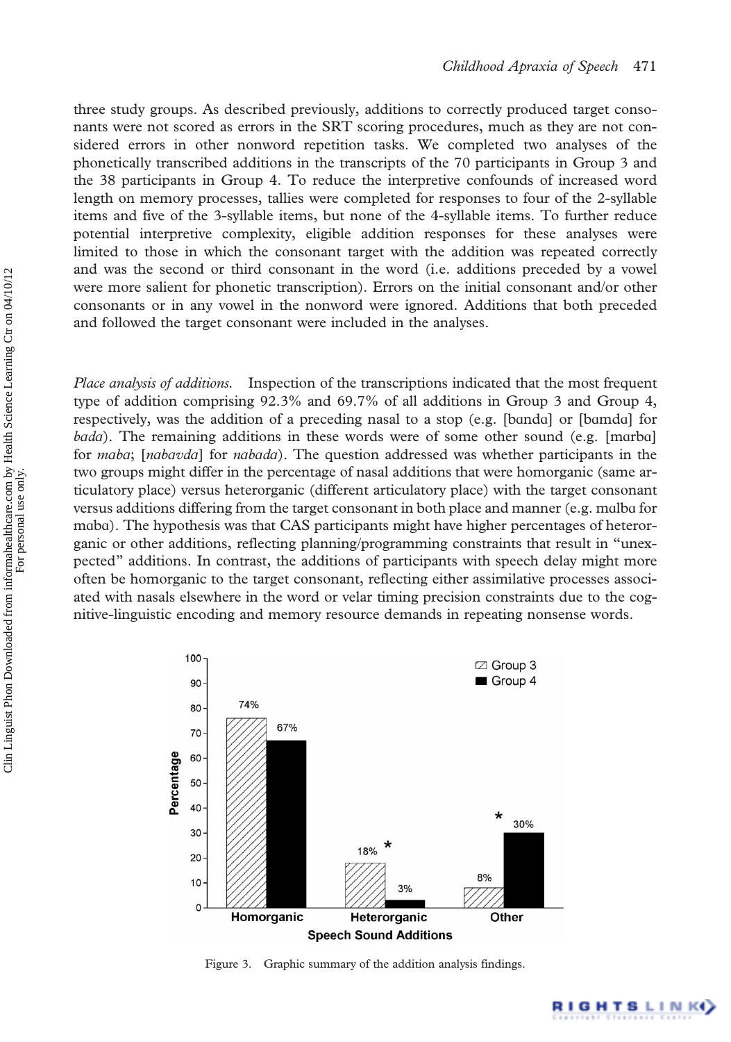three study groups. As described previously, additions to correctly produced target consonants were not scored as errors in the SRT scoring procedures, much as they are not considered errors in other nonword repetition tasks. We completed two analyses of the phonetically transcribed additions in the transcripts of the 70 participants in Group 3 and the 38 participants in Group 4. To reduce the interpretive confounds of increased word length on memory processes, tallies were completed for responses to four of the 2-syllable items and five of the 3-syllable items, but none of the 4-syllable items. To further reduce potential interpretive complexity, eligible addition responses for these analyses were limited to those in which the consonant target with the addition was repeated correctly and was the second or third consonant in the word (i.e. additions preceded by a vowel were more salient for phonetic transcription). Errors on the initial consonant and/or other consonants or in any vowel in the nonword were ignored. Additions that both preceded and followed the target consonant were included in the analyses.

*Place analysis of additions.* Inspection of the transcriptions indicated that the most frequent type of addition comprising 92.3% and 69.7% of all additions in Group 3 and Group 4, respectively, was the addition of a preceding nasal to a stop (e.g. [bɑndɑ] or [bɑmdɑ] for *bada*). The remaining additions in these words were of some other sound (e.g. [mɑrbɑ] for *maba*; [nabavda] for *nabada*). The question addressed was whether participants in the two groups might differ in the percentage of nasal additions that were homorganic (same articulatory place) versus heterorganic (different articulatory place) with the target consonant versus additions differing from the target consonant in both place and manner (e.g. mɑlbɑ for mɑbɑ). The hypothesis was that CAS participants might have higher percentages of heterorganic or other additions, reflecting planning/programming constraints that result in "unexpected" additions. In contrast, the additions of participants with speech delay might more often be homorganic to the target consonant, reflecting either assimilative processes associated with nasals elsewhere in the word or velar timing precision constraints due to the cognitive-linguistic encoding and memory resource demands in repeating nonsense words.

| Speech Sound Additions | Group 3 | Group 4 |
|---|---|---|
| Homorganic | 74% | 67% |
| Heterorganic | 18% * | 3% |
| Other | 8% | 30% * |

Figure 3. Graphic summary of the addition analysis findings.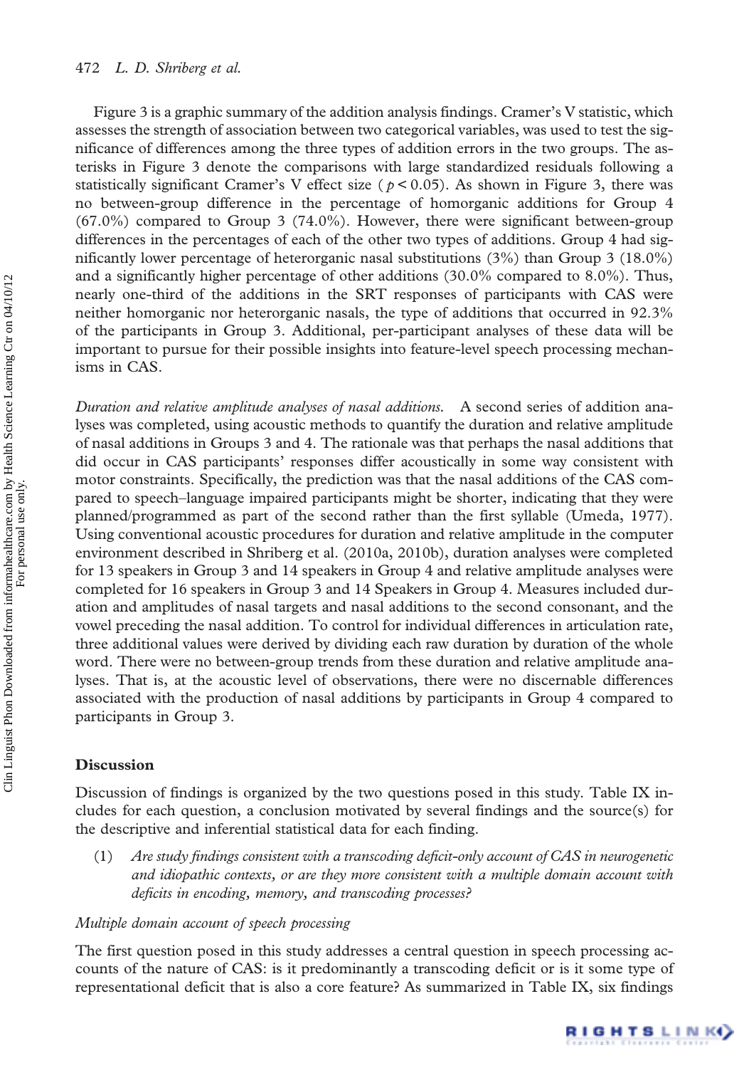Figure 3 is a graphic summary of the addition analysis findings. Cramer's V statistic, which assesses the strength of association between two categorical variables, was used to test the significance of differences among the three types of addition errors in the two groups. The asterisks in Figure 3 denote the comparisons with large standardized residuals following a statistically significant Cramer's V effect size ($p < 0.05$). As shown in Figure 3, there was no between-group difference in the percentage of homorganic additions for Group 4 (67.0%) compared to Group 3 (74.0%). However, there were significant between-group differences in the percentages of each of the other two types of additions. Group 4 had significantly lower percentage of heterorganic nasal substitutions (3%) than Group 3 (18.0%) and a significantly higher percentage of other additions (30.0% compared to 8.0%). Thus, nearly one-third of the additions in the SRT responses of participants with CAS were neither homorganic nor heterorganic nasals, the type of additions that occurred in 92.3% of the participants in Group 3. Additional, per-participant analyses of these data will be important to pursue for their possible insights into feature-level speech processing mechanisms in CAS.

*Duration and relative amplitude analyses of nasal additions.* A second series of addition analyses was completed, using acoustic methods to quantify the duration and relative amplitude of nasal additions in Groups 3 and 4. The rationale was that perhaps the nasal additions that did occur in CAS participants' responses differ acoustically in some way consistent with motor constraints. Specifically, the prediction was that the nasal additions of the CAS compared to speech–language impaired participants might be shorter, indicating that they were planned/programmed as part of the second rather than the first syllable (Umeda, 1977). Using conventional acoustic procedures for duration and relative amplitude in the computer environment described in Shriberg et al. (2010a, 2010b), duration analyses were completed for 13 speakers in Group 3 and 14 speakers in Group 4 and relative amplitude analyses were completed for 16 speakers in Group 3 and 14 Speakers in Group 4. Measures included duration and amplitudes of nasal targets and nasal additions to the second consonant, and the vowel preceding the nasal addition. To control for individual differences in articulation rate, three additional values were derived by dividing each raw duration by duration of the whole word. There were no between-group trends from these duration and relative amplitude analyses. That is, at the acoustic level of observations, there were no discernable differences associated with the production of nasal additions by participants in Group 4 compared to participants in Group 3.

## Discussion

Discussion of findings is organized by the two questions posed in this study. Table IX includes for each question, a conclusion motivated by several findings and the source(s) for the descriptive and inferential statistical data for each finding.

(1) *Are study findings consistent with a transcoding deficit-only account of CAS in neurogenetic and idiopathic contexts, or are they more consistent with a multiple domain account with deficits in encoding, memory, and transcoding processes?*

### *Multiple domain account of speech processing*

The first question posed in this study addresses a central question in speech processing accounts of the nature of CAS: is it predominantly a transcoding deficit or is it some type of representational deficit that is also a core feature? As summarized in Table IX, six findings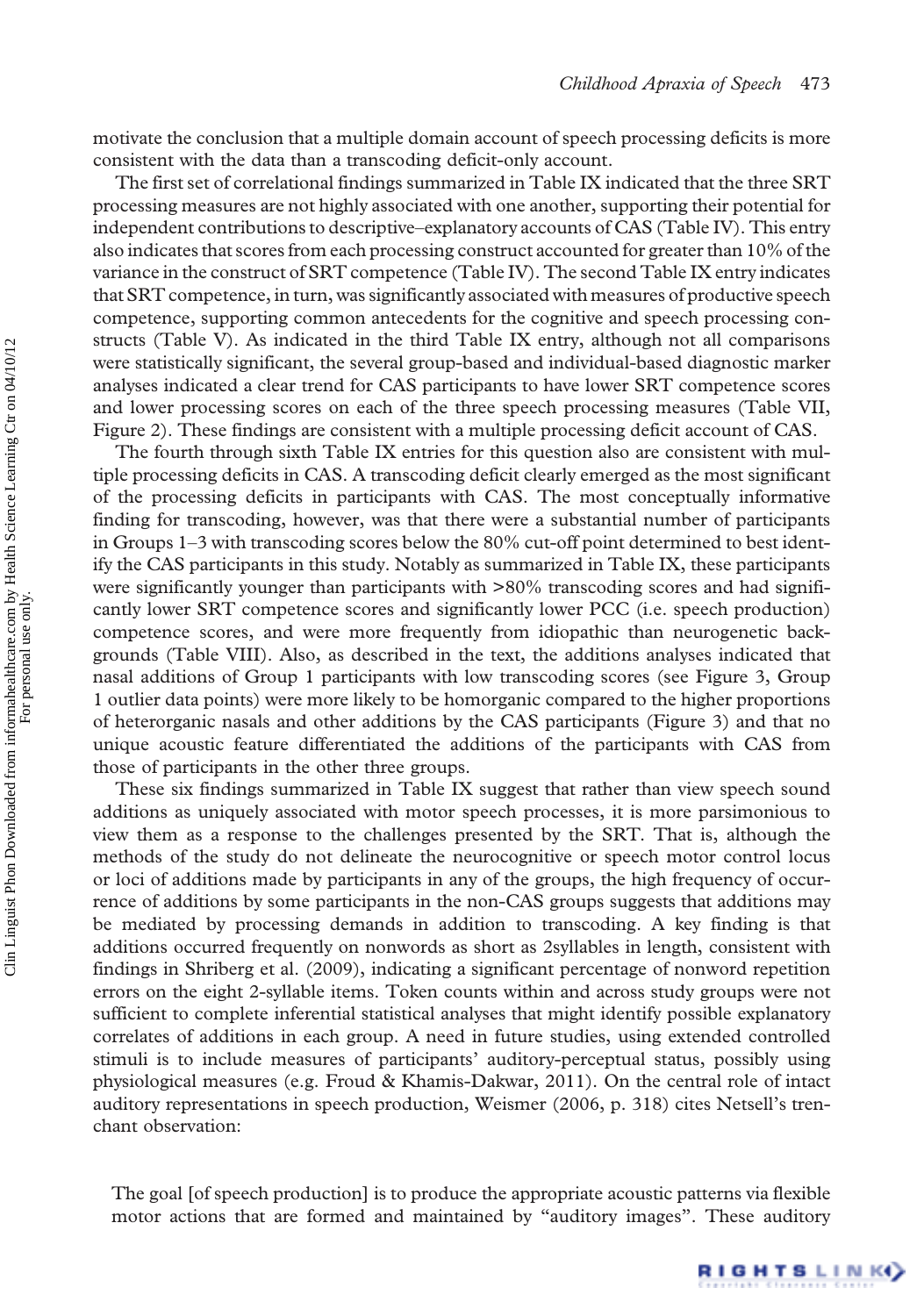motivate the conclusion that a multiple domain account of speech processing deficits is more consistent with the data than a transcoding deficit-only account.

The first set of correlational findings summarized in Table IX indicated that the three SRT processing measures are not highly associated with one another, supporting their potential for independent contributions to descriptive–explanatory accounts of CAS (Table IV). This entry also indicates that scores from each processing construct accounted for greater than 10% of the variance in the construct of SRT competence (Table IV). The second Table IX entry indicates that SRT competence, in turn, was significantly associated with measures of productive speech competence, supporting common antecedents for the cognitive and speech processing constructs (Table V). As indicated in the third Table IX entry, although not all comparisons were statistically significant, the several group-based and individual-based diagnostic marker analyses indicated a clear trend for CAS participants to have lower SRT competence scores and lower processing scores on each of the three speech processing measures (Table VII, Figure 2). These findings are consistent with a multiple processing deficit account of CAS.

The fourth through sixth Table IX entries for this question also are consistent with multiple processing deficits in CAS. A transcoding deficit clearly emerged as the most significant of the processing deficits in participants with CAS. The most conceptually informative finding for transcoding, however, was that there were a substantial number of participants in Groups 1–3 with transcoding scores below the 80% cut-off point determined to best identify the CAS participants in this study. Notably as summarized in Table IX, these participants were significantly younger than participants with >80% transcoding scores and had significantly lower SRT competence scores and significantly lower PCC (i.e. speech production) competence scores, and were more frequently from idiopathic than neurogenetic backgrounds (Table VIII). Also, as described in the text, the additions analyses indicated that nasal additions of Group 1 participants with low transcoding scores (see Figure 3, Group 1 outlier data points) were more likely to be homorganic compared to the higher proportions of heterorganic nasals and other additions by the CAS participants (Figure 3) and that no unique acoustic feature differentiated the additions of the participants with CAS from those of participants in the other three groups.

These six findings summarized in Table IX suggest that rather than view speech sound additions as uniquely associated with motor speech processes, it is more parsimonious to view them as a response to the challenges presented by the SRT. That is, although the methods of the study do not delineate the neurocognitive or speech motor control locus or loci of additions made by participants in any of the groups, the high frequency of occurrence of additions by some participants in the non-CAS groups suggests that additions may be mediated by processing demands in addition to transcoding. A key finding is that additions occurred frequently on nonwords as short as 2syllables in length, consistent with findings in Shriberg et al. (2009), indicating a significant percentage of nonword repetition errors on the eight 2-syllable items. Token counts within and across study groups were not sufficient to complete inferential statistical analyses that might identify possible explanatory correlates of additions in each group. A need in future studies, using extended controlled stimuli is to include measures of participants' auditory-perceptual status, possibly using physiological measures (e.g. Froud & Khamis-Dakwar, 2011). On the central role of intact auditory representations in speech production, Weismer (2006, p. 318) cites Netsell's trenchant observation:

> The goal [of speech production] is to produce the appropriate acoustic patterns via flexible motor actions that are formed and maintained by "auditory images". These auditory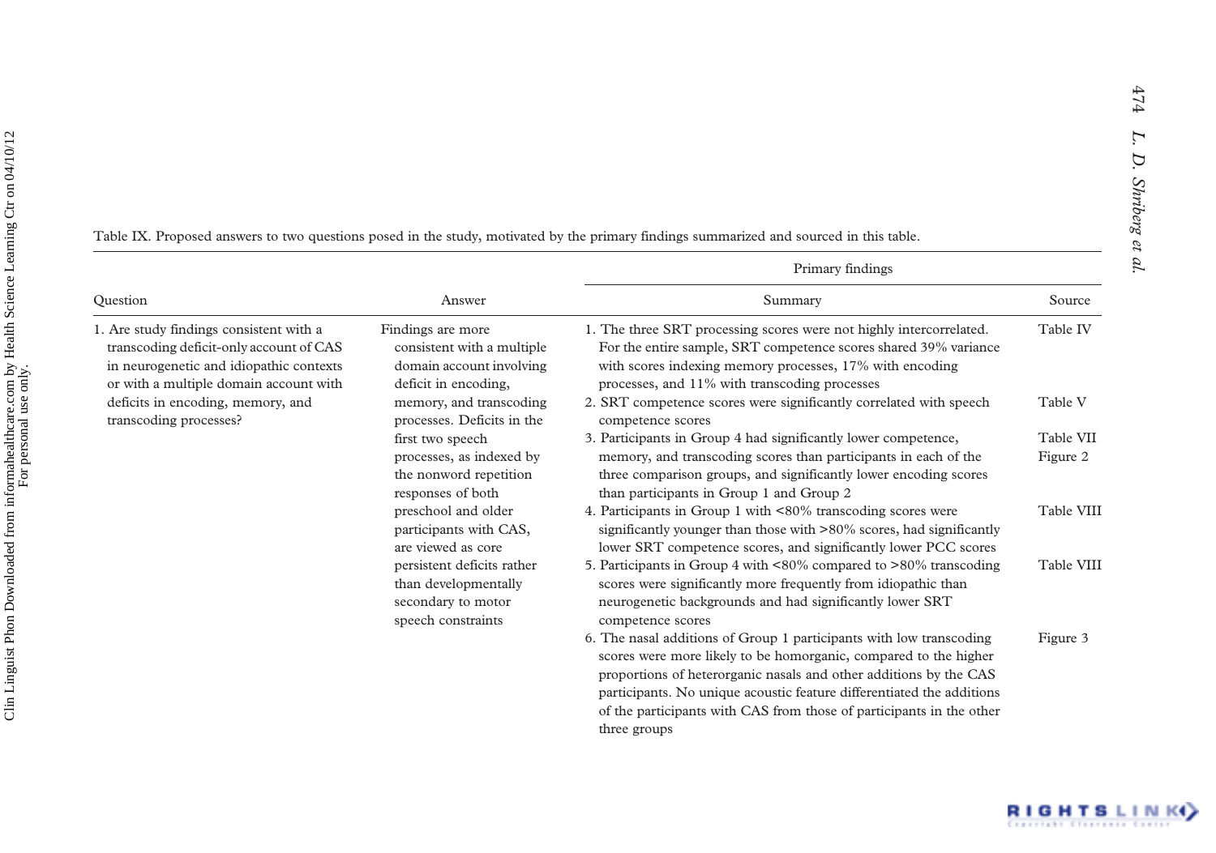Table IX. Proposed answers to two questions posed in the study, motivated by the primary findings summarized and sourced in this table.

| Question | Answer | Primary findings | |
|---|---|---|---|
| | | Summary | Source |
| 1. Are study findings consistent with a transcoding deficit-only account of CAS in neurogenetic and idiopathic contexts or with a multiple domain account with deficits in encoding, memory, and transcoding processes? | Findings are more consistent with a multiple domain account involving deficit in encoding, memory, and transcoding processes. Deficits in the first two speech processes, as indexed by the nonword repetition responses of both preschool and older participants with CAS, are viewed as core persistent deficits rather than developmentally secondary to motor speech constraints | 1. The three SRT processing scores were not highly intercorrelated. For the entire sample, SRT competence scores shared 39% variance with scores indexing memory processes, 17% with encoding processes, and 11% with transcoding processes | Table IV |
| | | 2. SRT competence scores were significantly correlated with speech competence scores | Table V |
| | | 3. Participants in Group 4 had significantly lower competence, memory, and transcoding scores than participants in each of the three comparison groups, and significantly lower encoding scores than participants in Group 1 and Group 2 | Table VII<br>Figure 2 |
| | | 4. Participants in Group 1 with <80% transcoding scores were significantly younger than those with >80% scores, had significantly lower SRT competence scores, and significantly lower PCC scores | Table VIII |
| | | 5. Participants in Group 4 with <80% compared to >80% transcoding scores were significantly more frequently from idiopathic than neurogenetic backgrounds and had significantly lower SRT competence scores | Table VIII |
| | | 6. The nasal additions of Group 1 participants with low transcoding scores were more likely to be homorganic, compared to the higher proportions of heterorganic nasals and other additions by the CAS participants. No unique acoustic feature differentiated the additions of the participants with CAS from those of participants in the other three groups | Figure 3 |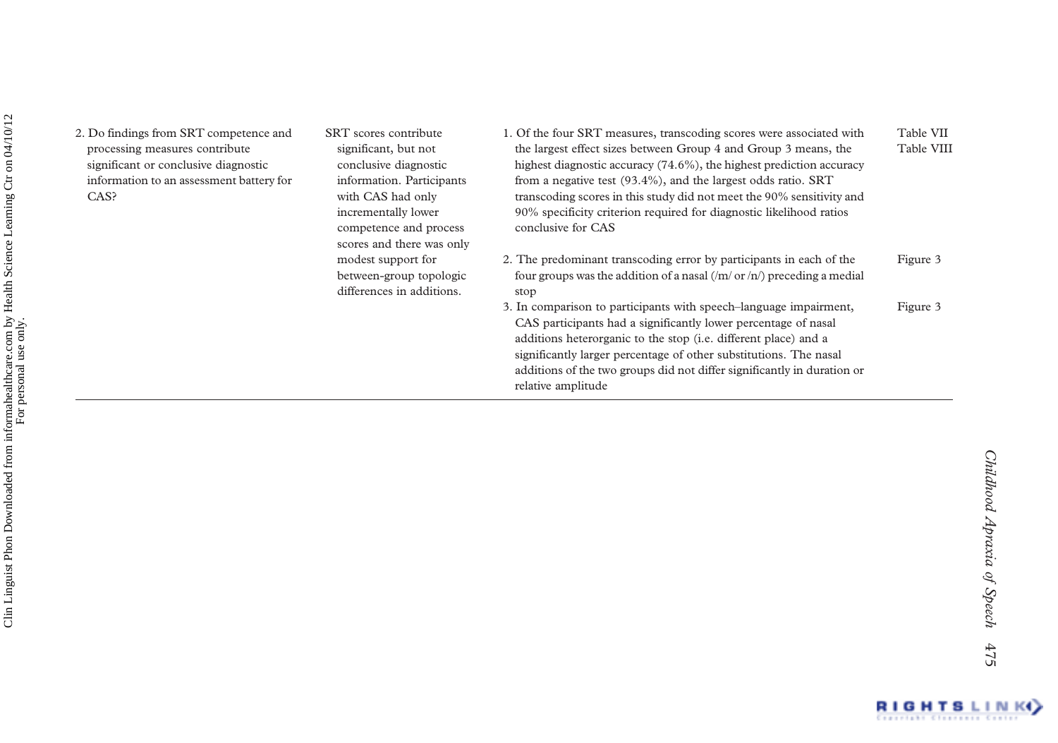| | | | |
|---|---|---|---|
| 2. Do findings from SRT competence and processing measures contribute significant or conclusive diagnostic information to an assessment battery for CAS? | SRT scores contribute significant, but not conclusive diagnostic information. Participants with CAS had only incrementally lower competence and process scores and there was only modest support for between-group topologic differences in additions. | 1. Of the four SRT measures, transcoding scores were associated with the largest effect sizes between Group 4 and Group 3 means, the highest diagnostic accuracy (74.6%), the highest prediction accuracy from a negative test (93.4%), and the largest odds ratio. SRT transcoding scores in this study did not meet the 90% sensitivity and 90% specificity criterion required for diagnostic likelihood ratios conclusive for CAS | Table VII<br>Table VIII |
| | | 2. The predominant transcoding error by participants in each of the four groups was the addition of a nasal (/m/ or /n/) preceding a medial stop | Figure 3 |
| | | 3. In comparison to participants with speech–language impairment, CAS participants had a significantly lower percentage of nasal additions heterorganic to the stop (i.e. different place) and a significantly larger percentage of other substitutions. The nasal additions of the two groups did not differ significantly in duration or relative amplitude | Figure 3 |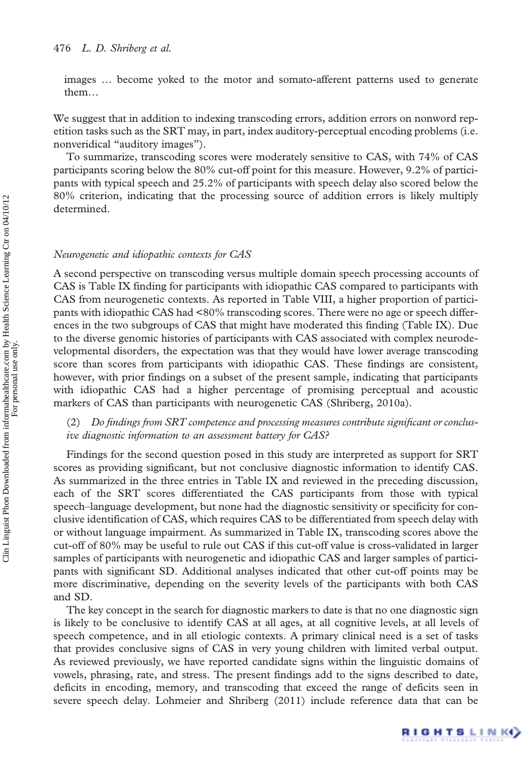images … become yoked to the motor and somato-afferent patterns used to generate them…

We suggest that in addition to indexing transcoding errors, addition errors on nonword repetition tasks such as the SRT may, in part, index auditory-perceptual encoding problems (i.e. nonveridical "auditory images").

To summarize, transcoding scores were moderately sensitive to CAS, with 74% of CAS participants scoring below the 80% cut-off point for this measure. However, 9.2% of participants with typical speech and 25.2% of participants with speech delay also scored below the 80% criterion, indicating that the processing source of addition errors is likely multiply determined.

*Neurogenetic and idiopathic contexts for CAS*

A second perspective on transcoding versus multiple domain speech processing accounts of CAS is Table IX finding for participants with idiopathic CAS compared to participants with CAS from neurogenetic contexts. As reported in Table VIII, a higher proportion of participants with idiopathic CAS had <80% transcoding scores. There were no age or speech differences in the two subgroups of CAS that might have moderated this finding (Table IX). Due to the diverse genomic histories of participants with CAS associated with complex neurodevelopmental disorders, the expectation was that they would have lower average transcoding score than scores from participants with idiopathic CAS. These findings are consistent, however, with prior findings on a subset of the present sample, indicating that participants with idiopathic CAS had a higher percentage of promising perceptual and acoustic markers of CAS than participants with neurogenetic CAS (Shriberg, 2010a).

(2) *Do findings from SRT competence and processing measures contribute significant or conclusive diagnostic information to an assessment battery for CAS?*

Findings for the second question posed in this study are interpreted as support for SRT scores as providing significant, but not conclusive diagnostic information to identify CAS. As summarized in the three entries in Table IX and reviewed in the preceding discussion, each of the SRT scores differentiated the CAS participants from those with typical speech–language development, but none had the diagnostic sensitivity or specificity for conclusive identification of CAS, which requires CAS to be differentiated from speech delay with or without language impairment. As summarized in Table IX, transcoding scores above the cut-off of 80% may be useful to rule out CAS if this cut-off value is cross-validated in larger samples of participants with neurogenetic and idiopathic CAS and larger samples of participants with significant SD. Additional analyses indicated that other cut-off points may be more discriminative, depending on the severity levels of the participants with both CAS and SD.

The key concept in the search for diagnostic markers to date is that no one diagnostic sign is likely to be conclusive to identify CAS at all ages, at all cognitive levels, at all levels of speech competence, and in all etiologic contexts. A primary clinical need is a set of tasks that provides conclusive signs of CAS in very young children with limited verbal output. As reviewed previously, we have reported candidate signs within the linguistic domains of vowels, phrasing, rate, and stress. The present findings add to the signs described to date, deficits in encoding, memory, and transcoding that exceed the range of deficits seen in severe speech delay. Lohmeier and Shriberg (2011) include reference data that can be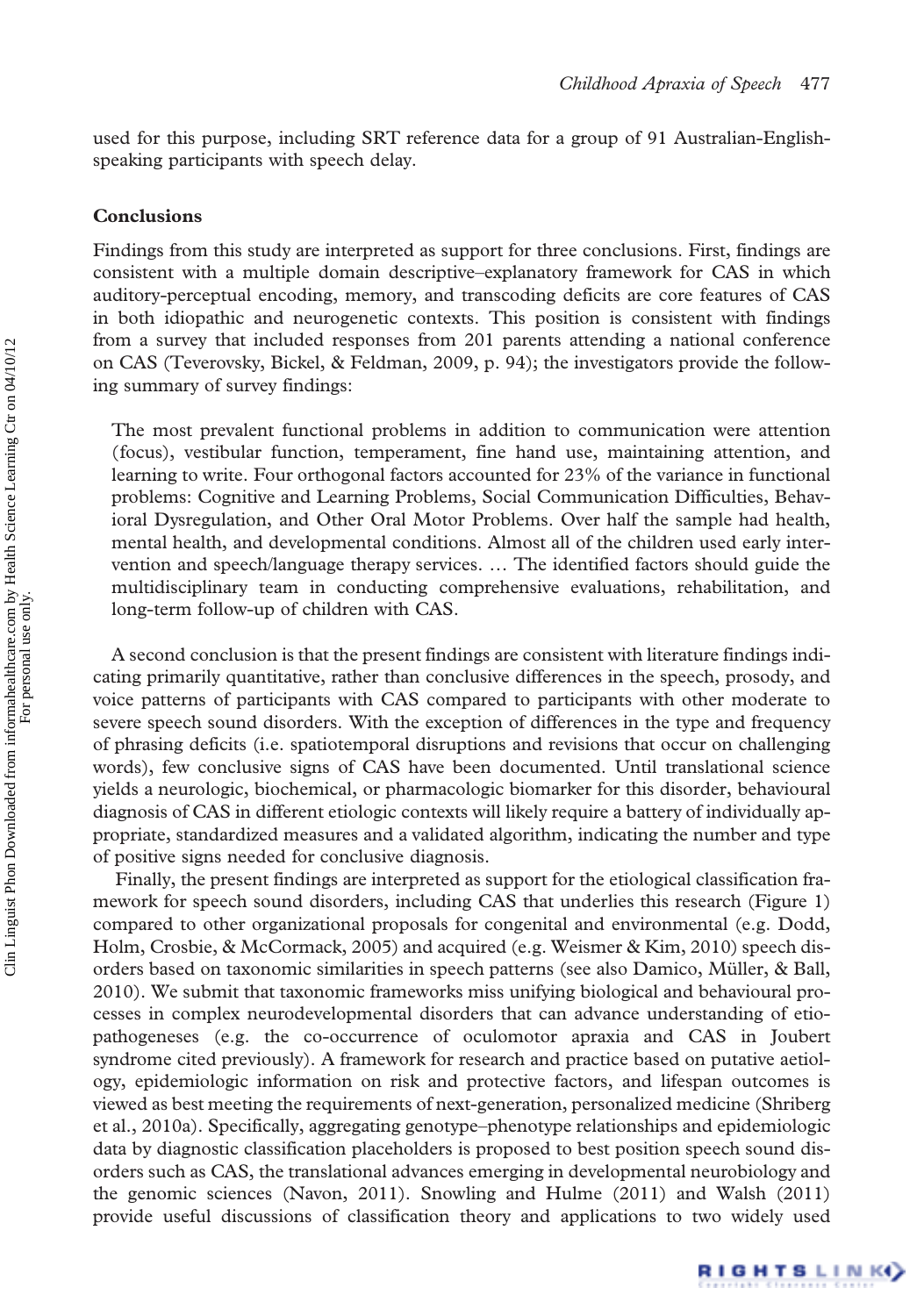used for this purpose, including SRT reference data for a group of 91 Australian-English-speaking participants with speech delay.

## Conclusions

Findings from this study are interpreted as support for three conclusions. First, findings are consistent with a multiple domain descriptive–explanatory framework for CAS in which auditory-perceptual encoding, memory, and transcoding deficits are core features of CAS in both idiopathic and neurogenetic contexts. This position is consistent with findings from a survey that included responses from 201 parents attending a national conference on CAS (Teverovsky, Bickel, & Feldman, 2009, p. 94); the investigators provide the following summary of survey findings:

> The most prevalent functional problems in addition to communication were attention (focus), vestibular function, temperament, fine hand use, maintaining attention, and learning to write. Four orthogonal factors accounted for 23% of the variance in functional problems: Cognitive and Learning Problems, Social Communication Difficulties, Behavioral Dysregulation, and Other Oral Motor Problems. Over half the sample had health, mental health, and developmental conditions. Almost all of the children used early intervention and speech/language therapy services. … The identified factors should guide the multidisciplinary team in conducting comprehensive evaluations, rehabilitation, and long-term follow-up of children with CAS.

A second conclusion is that the present findings are consistent with literature findings indicating primarily quantitative, rather than conclusive differences in the speech, prosody, and voice patterns of participants with CAS compared to participants with other moderate to severe speech sound disorders. With the exception of differences in the type and frequency of phrasing deficits (i.e. spatiotemporal disruptions and revisions that occur on challenging words), few conclusive signs of CAS have been documented. Until translational science yields a neurologic, biochemical, or pharmacologic biomarker for this disorder, behavioural diagnosis of CAS in different etiologic contexts will likely require a battery of individually appropriate, standardized measures and a validated algorithm, indicating the number and type of positive signs needed for conclusive diagnosis.

Finally, the present findings are interpreted as support for the etiological classification framework for speech sound disorders, including CAS that underlies this research (Figure 1) compared to other organizational proposals for congenital and environmental (e.g. Dodd, Holm, Crosbie, & McCormack, 2005) and acquired (e.g. Weismer & Kim, 2010) speech disorders based on taxonomic similarities in speech patterns (see also Damico, Müller, & Ball, 2010). We submit that taxonomic frameworks miss unifying biological and behavioural processes in complex neurodevelopmental disorders that can advance understanding of etiopathogeneses (e.g. the co-occurrence of oculomotor apraxia and CAS in Joubert syndrome cited previously). A framework for research and practice based on putative aetiology, epidemiologic information on risk and protective factors, and lifespan outcomes is viewed as best meeting the requirements of next-generation, personalized medicine (Shriberg et al., 2010a). Specifically, aggregating genotype–phenotype relationships and epidemiologic data by diagnostic classification placeholders is proposed to best position speech sound disorders such as CAS, the translational advances emerging in developmental neurobiology and the genomic sciences (Navon, 2011). Snowling and Hulme (2011) and Walsh (2011) provide useful discussions of classification theory and applications to two widely used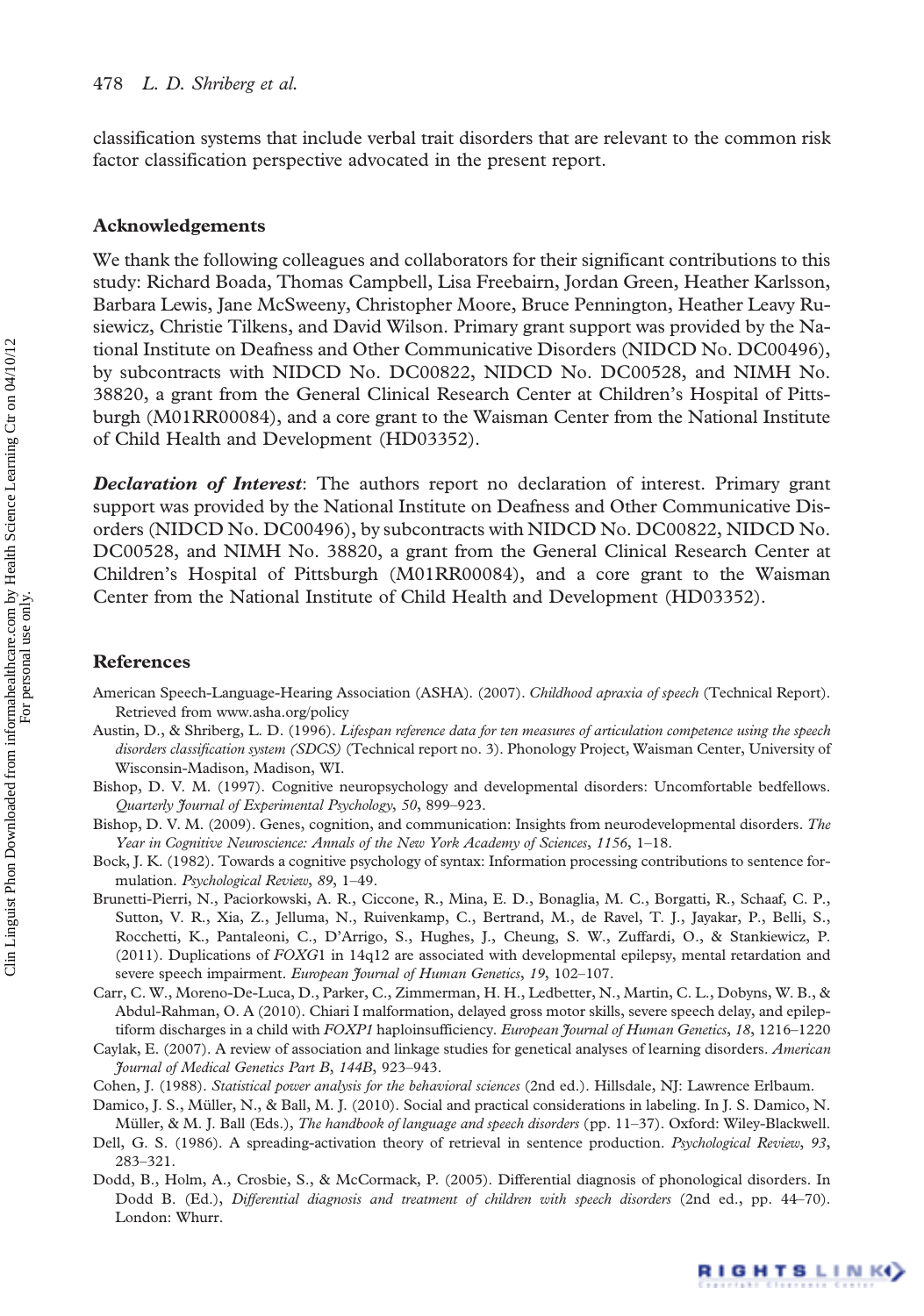classification systems that include verbal trait disorders that are relevant to the common risk factor classification perspective advocated in the present report.

## Acknowledgements

We thank the following colleagues and collaborators for their significant contributions to this study: Richard Boada, Thomas Campbell, Lisa Freebairn, Jordan Green, Heather Karlsson, Barbara Lewis, Jane McSweeny, Christopher Moore, Bruce Pennington, Heather Leavy Rusiewicz, Christie Tilkens, and David Wilson. Primary grant support was provided by the National Institute on Deafness and Other Communicative Disorders (NIDCD No. DC00496), by subcontracts with NIDCD No. DC00822, NIDCD No. DC00528, and NIMH No. 38820, a grant from the General Clinical Research Center at Children's Hospital of Pittsburgh (M01RR00084), and a core grant to the Waisman Center from the National Institute of Child Health and Development (HD03352).

***Declaration of Interest***: The authors report no declaration of interest. Primary grant support was provided by the National Institute on Deafness and Other Communicative Disorders (NIDCD No. DC00496), by subcontracts with NIDCD No. DC00822, NIDCD No. DC00528, and NIMH No. 38820, a grant from the General Clinical Research Center at Children's Hospital of Pittsburgh (M01RR00084), and a core grant to the Waisman Center from the National Institute of Child Health and Development (HD03352).

## References

American Speech-Language-Hearing Association (ASHA). (2007). *Childhood apraxia of speech* (Technical Report). Retrieved from www.asha.org/policy

Austin, D., & Shriberg, L. D. (1996). *Lifespan reference data for ten measures of articulation competence using the speech disorders classification system (SDCS)* (Technical report no. 3). Phonology Project, Waisman Center, University of Wisconsin-Madison, Madison, WI.

Bishop, D. V. M. (1997). Cognitive neuropsychology and developmental disorders: Uncomfortable bedfellows. *Quarterly Journal of Experimental Psychology*, *50*, 899–923.

Bishop, D. V. M. (2009). Genes, cognition, and communication: Insights from neurodevelopmental disorders. *The Year in Cognitive Neuroscience: Annals of the New York Academy of Sciences*, *1156*, 1–18.

Bock, J. K. (1982). Towards a cognitive psychology of syntax: Information processing contributions to sentence formulation. *Psychological Review*, *89*, 1–49.

Brunetti-Pierri, N., Paciorkowski, A. R., Ciccone, R., Mina, E. D., Bonaglia, M. C., Borgatti, R., Schaaf, C. P., Sutton, V. R., Xia, Z., Jelluma, N., Ruivenkamp, C., Bertrand, M., de Ravel, T. J., Jayakar, P., Belli, S., Rocchetti, K., Pantaleoni, C., D'Arrigo, S., Hughes, J., Cheung, S. W., Zuffardi, O., & Stankiewicz, P. (2011). Duplications of *FOXG*1 in 14q12 are associated with developmental epilepsy, mental retardation and severe speech impairment. *European Journal of Human Genetics*, *19*, 102–107.

Carr, C. W., Moreno-De-Luca, D., Parker, C., Zimmerman, H. H., Ledbetter, N., Martin, C. L., Dobyns, W. B., & Abdul-Rahman, O. A (2010). Chiari I malformation, delayed gross motor skills, severe speech delay, and epileptiform discharges in a child with *FOXP1* haploinsufficiency. *European Journal of Human Genetics*, *18*, 1216–1220

Caylak, E. (2007). A review of association and linkage studies for genetical analyses of learning disorders. *American Journal of Medical Genetics Part B*, *144B*, 923–943.

Cohen, J. (1988). *Statistical power analysis for the behavioral sciences* (2nd ed.). Hillsdale, NJ: Lawrence Erlbaum.

Damico, J. S., Müller, N., & Ball, M. J. (2010). Social and practical considerations in labeling. In J. S. Damico, N. Müller, & M. J. Ball (Eds.), *The handbook of language and speech disorders* (pp. 11–37). Oxford: Wiley-Blackwell.

Dell, G. S. (1986). A spreading-activation theory of retrieval in sentence production. *Psychological Review*, *93*, 283–321.

Dodd, B., Holm, A., Crosbie, S., & McCormack, P. (2005). Differential diagnosis of phonological disorders. In Dodd B. (Ed.), *Differential diagnosis and treatment of children with speech disorders* (2nd ed., pp. 44–70). London: Whurr.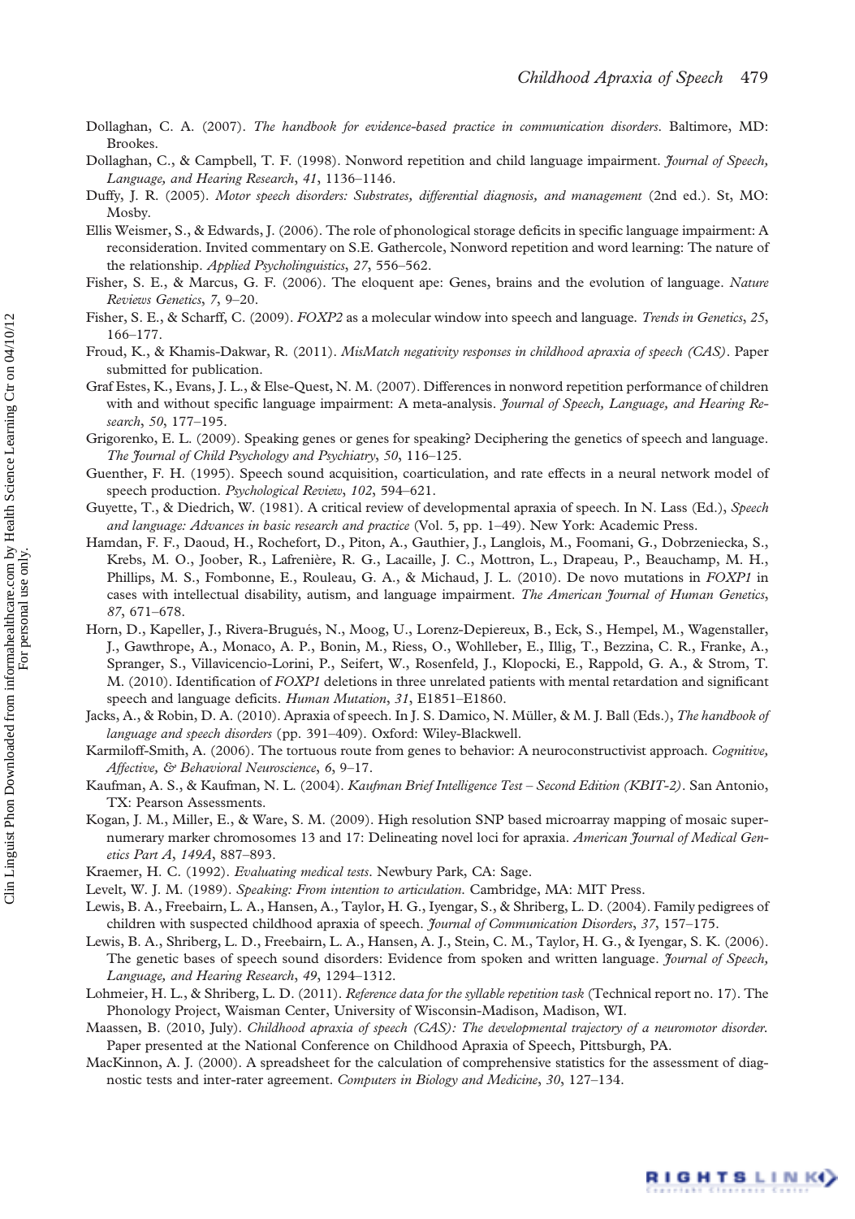Dollaghan, C. A. (2007). *The handbook for evidence-based practice in communication disorders*. Baltimore, MD: Brookes.

Dollaghan, C., & Campbell, T. F. (1998). Nonword repetition and child language impairment. *Journal of Speech, Language, and Hearing Research*, *41*, 1136–1146.

Duffy, J. R. (2005). *Motor speech disorders: Substrates, differential diagnosis, and management* (2nd ed.). St, MO: Mosby.

Ellis Weismer, S., & Edwards, J. (2006). The role of phonological storage deficits in specific language impairment: A reconsideration. Invited commentary on S.E. Gathercole, Nonword repetition and word learning: The nature of the relationship. *Applied Psycholinguistics*, *27*, 556–562.

Fisher, S. E., & Marcus, G. F. (2006). The eloquent ape: Genes, brains and the evolution of language. *Nature Reviews Genetics*, *7*, 9–20.

Fisher, S. E., & Scharff, C. (2009). *FOXP2* as a molecular window into speech and language. *Trends in Genetics*, *25*, 166–177.

Froud, K., & Khamis-Dakwar, R. (2011). *MisMatch negativity responses in childhood apraxia of speech (CAS)*. Paper submitted for publication.

Graf Estes, K., Evans, J. L., & Else-Quest, N. M. (2007). Differences in nonword repetition performance of children with and without specific language impairment: A meta-analysis. *Journal of Speech, Language, and Hearing Research*, *50*, 177–195.

Grigorenko, E. L. (2009). Speaking genes or genes for speaking? Deciphering the genetics of speech and language. *The Journal of Child Psychology and Psychiatry*, *50*, 116–125.

Guenther, F. H. (1995). Speech sound acquisition, coarticulation, and rate effects in a neural network model of speech production. *Psychological Review*, *102*, 594–621.

Guyette, T., & Diedrich, W. (1981). A critical review of developmental apraxia of speech. In N. Lass (Ed.), *Speech and language: Advances in basic research and practice* (Vol. 5, pp. 1–49). New York: Academic Press.

Hamdan, F. F., Daoud, H., Rochefort, D., Piton, A., Gauthier, J., Langlois, M., Foomani, G., Dobrzeniecka, S., Krebs, M. O., Joober, R., Lafrenière, R. G., Lacaille, J. C., Mottron, L., Drapeau, P., Beauchamp, M. H., Phillips, M. S., Fombonne, E., Rouleau, G. A., & Michaud, J. L. (2010). De novo mutations in *FOXP1* in cases with intellectual disability, autism, and language impairment. *The American Journal of Human Genetics*, *87*, 671–678.

Horn, D., Kapeller, J., Rivera-Brugués, N., Moog, U., Lorenz-Depiereux, B., Eck, S., Hempel, M., Wagenstaller, J., Gawthrope, A., Monaco, A. P., Bonin, M., Riess, O., Wohlleber, E., Illig, T., Bezzina, C. R., Franke, A., Spranger, S., Villavicencio-Lorini, P., Seifert, W., Rosenfeld, J., Klopocki, E., Rappold, G. A., & Strom, T. M. (2010). Identification of *FOXP1* deletions in three unrelated patients with mental retardation and significant speech and language deficits. *Human Mutation*, *31*, E1851–E1860.

Jacks, A., & Robin, D. A. (2010). Apraxia of speech. In J. S. Damico, N. Müller, & M. J. Ball (Eds.), *The handbook of language and speech disorders* (pp. 391–409). Oxford: Wiley-Blackwell.

Karmiloff-Smith, A. (2006). The tortuous route from genes to behavior: A neuroconstructivist approach. *Cognitive, Affective, & Behavioral Neuroscience*, *6*, 9–17.

Kaufman, A. S., & Kaufman, N. L. (2004). *Kaufman Brief Intelligence Test – Second Edition (KBIT-2)*. San Antonio, TX: Pearson Assessments.

Kogan, J. M., Miller, E., & Ware, S. M. (2009). High resolution SNP based microarray mapping of mosaic supernumerary marker chromosomes 13 and 17: Delineating novel loci for apraxia. *American Journal of Medical Genetics Part A*, *149A*, 887–893.

Kraemer, H. C. (1992). *Evaluating medical tests*. Newbury Park, CA: Sage.

Levelt, W. J. M. (1989). *Speaking: From intention to articulation.* Cambridge, MA: MIT Press.

Lewis, B. A., Freebairn, L. A., Hansen, A., Taylor, H. G., Iyengar, S., & Shriberg, L. D. (2004). Family pedigrees of children with suspected childhood apraxia of speech. *Journal of Communication Disorders*, *37*, 157–175.

Lewis, B. A., Shriberg, L. D., Freebairn, L. A., Hansen, A. J., Stein, C. M., Taylor, H. G., & Iyengar, S. K. (2006). The genetic bases of speech sound disorders: Evidence from spoken and written language. *Journal of Speech, Language, and Hearing Research*, *49*, 1294–1312.

Lohmeier, H. L., & Shriberg, L. D. (2011). *Reference data for the syllable repetition task* (Technical report no. 17). The Phonology Project, Waisman Center, University of Wisconsin-Madison, Madison, WI.

Maassen, B. (2010, July). *Childhood apraxia of speech (CAS): The developmental trajectory of a neuromotor disorder.* Paper presented at the National Conference on Childhood Apraxia of Speech, Pittsburgh, PA.

MacKinnon, A. J. (2000). A spreadsheet for the calculation of comprehensive statistics for the assessment of diagnostic tests and inter-rater agreement. *Computers in Biology and Medicine*, *30*, 127–134.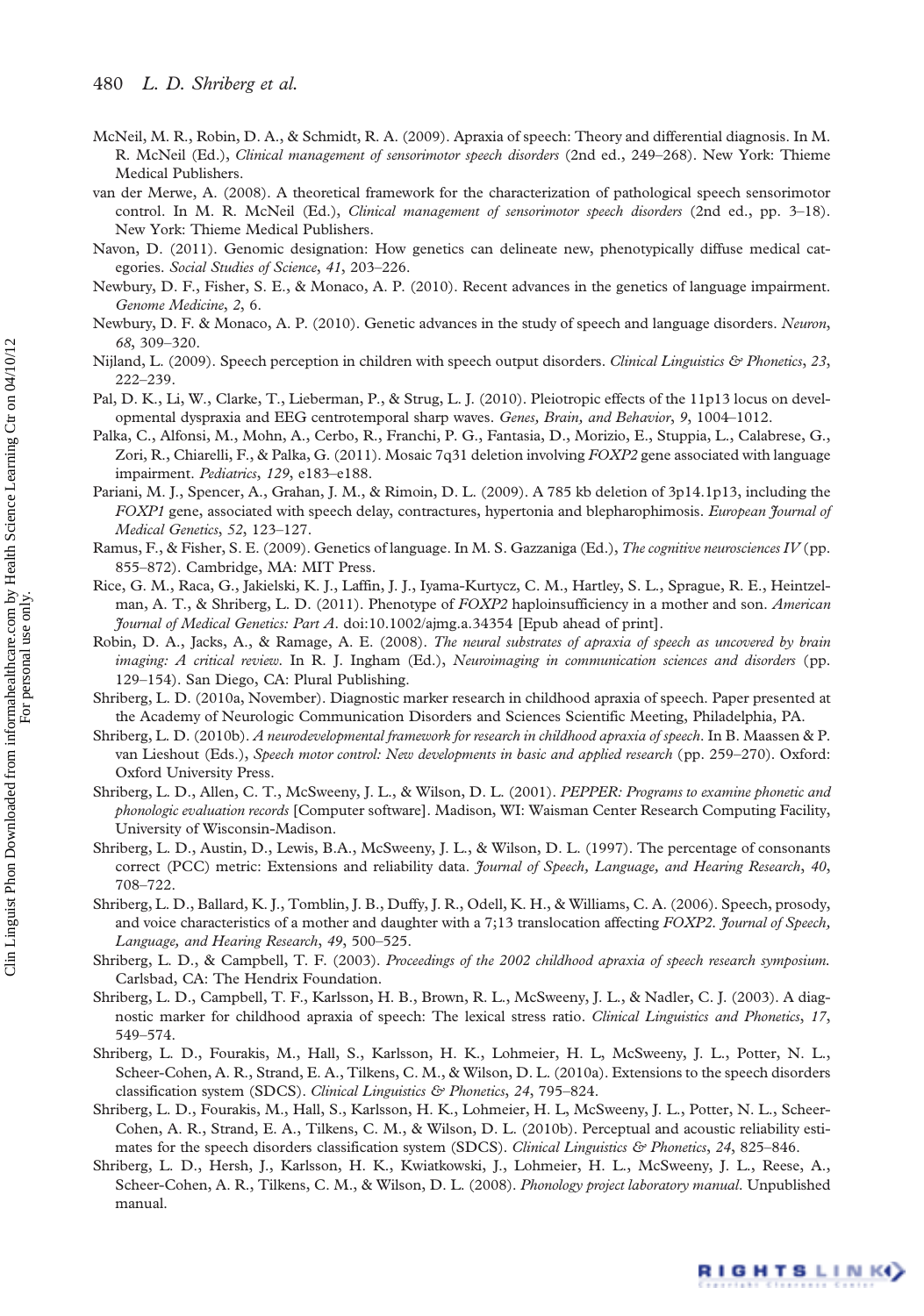McNeil, M. R., Robin, D. A., & Schmidt, R. A. (2009). Apraxia of speech: Theory and differential diagnosis. In M. R. McNeil (Ed.), *Clinical management of sensorimotor speech disorders* (2nd ed., 249–268). New York: Thieme Medical Publishers.

van der Merwe, A. (2008). A theoretical framework for the characterization of pathological speech sensorimotor control. In M. R. McNeil (Ed.), *Clinical management of sensorimotor speech disorders* (2nd ed., pp. 3–18). New York: Thieme Medical Publishers.

Navon, D. (2011). Genomic designation: How genetics can delineate new, phenotypically diffuse medical categories. *Social Studies of Science*, *41*, 203–226.

Newbury, D. F., Fisher, S. E., & Monaco, A. P. (2010). Recent advances in the genetics of language impairment. *Genome Medicine*, *2*, 6.

Newbury, D. F. & Monaco, A. P. (2010). Genetic advances in the study of speech and language disorders. *Neuron*, *68*, 309–320.

Nijland, L. (2009). Speech perception in children with speech output disorders. *Clinical Linguistics & Phonetics*, *23*, 222–239.

Pal, D. K., Li, W., Clarke, T., Lieberman, P., & Strug, L. J. (2010). Pleiotropic effects of the 11p13 locus on developmental dyspraxia and EEG centrotemporal sharp waves. *Genes, Brain, and Behavior*, *9*, 1004–1012.

Palka, C., Alfonsi, M., Mohn, A., Cerbo, R., Franchi, P. G., Fantasia, D., Morizio, E., Stuppia, L., Calabrese, G., Zori, R., Chiarelli, F., & Palka, G. (2011). Mosaic 7q31 deletion involving *FOXP2* gene associated with language impairment. *Pediatrics*, *129*, e183–e188.

Pariani, M. J., Spencer, A., Grahan, J. M., & Rimoin, D. L. (2009). A 785 kb deletion of 3p14.1p13, including the *FOXP1* gene, associated with speech delay, contractures, hypertonia and blepharophimosis. *European Journal of Medical Genetics*, *52*, 123–127.

Ramus, F., & Fisher, S. E. (2009). Genetics of language. In M. S. Gazzaniga (Ed.), *The cognitive neurosciences IV* (pp. 855–872). Cambridge, MA: MIT Press.

Rice, G. M., Raca, G., Jakielski, K. J., Laffin, J. J., Iyama-Kurtycz, C. M., Hartley, S. L., Sprague, R. E., Heintzelman, A. T., & Shriberg, L. D. (2011). Phenotype of *FOXP2* haploinsufficiency in a mother and son. *American Journal of Medical Genetics: Part A*. doi:10.1002/ajmg.a.34354 [Epub ahead of print].

Robin, D. A., Jacks, A., & Ramage, A. E. (2008). *The neural substrates of apraxia of speech as uncovered by brain imaging: A critical review*. In R. J. Ingham (Ed.), *Neuroimaging in communication sciences and disorders* (pp. 129–154). San Diego, CA: Plural Publishing.

Shriberg, L. D. (2010a, November). Diagnostic marker research in childhood apraxia of speech. Paper presented at the Academy of Neurologic Communication Disorders and Sciences Scientific Meeting, Philadelphia, PA.

Shriberg, L. D. (2010b). *A neurodevelopmental framework for research in childhood apraxia of speech*. In B. Maassen & P. van Lieshout (Eds.), *Speech motor control: New developments in basic and applied research* (pp. 259–270). Oxford: Oxford University Press.

Shriberg, L. D., Allen, C. T., McSweeny, J. L., & Wilson, D. L. (2001). *PEPPER: Programs to examine phonetic and phonologic evaluation records* [Computer software]. Madison, WI: Waisman Center Research Computing Facility, University of Wisconsin-Madison.

Shriberg, L. D., Austin, D., Lewis, B.A., McSweeny, J. L., & Wilson, D. L. (1997). The percentage of consonants correct (PCC) metric: Extensions and reliability data. *Journal of Speech, Language, and Hearing Research*, *40*, 708–722.

Shriberg, L. D., Ballard, K. J., Tomblin, J. B., Duffy, J. R., Odell, K. H., & Williams, C. A. (2006). Speech, prosody, and voice characteristics of a mother and daughter with a 7;13 translocation affecting *FOXP2*. *Journal of Speech, Language, and Hearing Research*, *49*, 500–525.

Shriberg, L. D., & Campbell, T. F. (2003). *Proceedings of the 2002 childhood apraxia of speech research symposium*. Carlsbad, CA: The Hendrix Foundation.

Shriberg, L. D., Campbell, T. F., Karlsson, H. B., Brown, R. L., McSweeny, J. L., & Nadler, C. J. (2003). A diagnostic marker for childhood apraxia of speech: The lexical stress ratio. *Clinical Linguistics and Phonetics*, *17*, 549–574.

Shriberg, L. D., Fourakis, M., Hall, S., Karlsson, H. K., Lohmeier, H. L, McSweeny, J. L., Potter, N. L., Scheer-Cohen, A. R., Strand, E. A., Tilkens, C. M., & Wilson, D. L. (2010a). Extensions to the speech disorders classification system (SDCS). *Clinical Linguistics & Phonetics*, *24*, 795–824.

Shriberg, L. D., Fourakis, M., Hall, S., Karlsson, H. K., Lohmeier, H. L, McSweeny, J. L., Potter, N. L., Scheer-Cohen, A. R., Strand, E. A., Tilkens, C. M., & Wilson, D. L. (2010b). Perceptual and acoustic reliability estimates for the speech disorders classification system (SDCS). *Clinical Linguistics & Phonetics*, *24*, 825–846.

Shriberg, L. D., Hersh, J., Karlsson, H. K., Kwiatkowski, J., Lohmeier, H. L., McSweeny, J. L., Reese, A., Scheer-Cohen, A. R., Tilkens, C. M., & Wilson, D. L. (2008). *Phonology project laboratory manual*. Unpublished manual.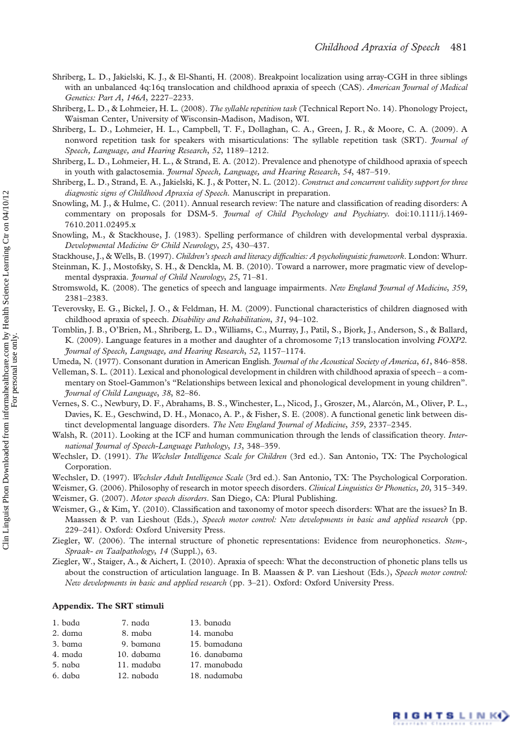Shriberg, L. D., Jakielski, K. J., & El-Shanti, H. (2008). Breakpoint localization using array-CGH in three siblings with an unbalanced 4q:16q translocation and childhood apraxia of speech (CAS). *American Journal of Medical Genetics: Part A*, *146A*, 2227–2233.

Shriberg, L. D., & Lohmeier, H. L. (2008). *The syllable repetition task* (Technical Report No. 14). Phonology Project, Waisman Center, University of Wisconsin-Madison, Madison, WI.

Shriberg, L. D., Lohmeier, H. L., Campbell, T. F., Dollaghan, C. A., Green, J. R., & Moore, C. A. (2009). A nonword repetition task for speakers with misarticulations: The syllable repetition task (SRT). *Journal of Speech, Language, and Hearing Research*, *52*, 1189–1212.

Shriberg, L. D., Lohmeier, H. L., & Strand, E. A. (2012). Prevalence and phenotype of childhood apraxia of speech in youth with galactosemia. *Journal Speech, Language, and Hearing Research*, *54*, 487–519.

Shriberg, L. D., Strand, E. A., Jakielski, K. J., & Potter, N. L. (2012). *Construct and concurrent validity support for three diagnostic signs of Childhood Apraxia of Speech.* Manuscript in preparation.

Snowling, M. J., & Hulme, C. (2011). Annual research review: The nature and classification of reading disorders: A commentary on proposals for DSM-5. *Journal of Child Psychology and Psychiatry*. doi:10.1111/j.1469-7610.2011.02495.x

Snowling, M., & Stackhouse, J. (1983). Spelling performance of children with developmental verbal dyspraxia. *Developmental Medicine & Child Neurology*, *25*, 430–437.

Stackhouse, J., & Wells, B. (1997). *Children's speech and literacy difficulties: A psycholinguistic framework*. London: Whurr.

Steinman, K. J., Mostofsky, S. H., & Denckla, M. B. (2010). Toward a narrower, more pragmatic view of developmental dyspraxia. *Journal of Child Neurology*, *25*, 71–81.

Stromswold, K. (2008). The genetics of speech and language impairments. *New England Journal of Medicine*, *359*, 2381–2383.

Teverovsky, E. G., Bickel, J. O., & Feldman, H. M. (2009). Functional characteristics of children diagnosed with childhood apraxia of speech. *Disability and Rehabilitation*, *31*, 94–102.

Tomblin, J. B., O'Brien, M., Shriberg, L. D., Williams, C., Murray, J., Patil, S., Bjork, J., Anderson, S., & Ballard, K. (2009). Language features in a mother and daughter of a chromosome 7;13 translocation involving *FOXP2*. *Journal of Speech, Language, and Hearing Research*, *52*, 1157–1174.

Umeda, N. (1977). Consonant duration in American English. *Journal of the Acoustical Society of America*, *61*, 846–858.

Velleman, S. L. (2011). Lexical and phonological development in children with childhood apraxia of speech – a commentary on Stoel-Gammon's "Relationships between lexical and phonological development in young children". *Journal of Child Language*, *38*, 82–86.

Vernes, S. C., Newbury, D. F., Abrahams, B. S., Winchester, L., Nicod, J., Groszer, M., Alarcón, M., Oliver, P. L., Davies, K. E., Geschwind, D. H., Monaco, A. P., & Fisher, S. E. (2008). A functional genetic link between distinct developmental language disorders. *The New England Journal of Medicine*, *359*, 2337–2345.

Walsh, R. (2011). Looking at the ICF and human communication through the lends of classification theory. *International Journal of Speech-Language Pathology*, *13*, 348–359.

Wechsler, D. (1991). *The Wechsler Intelligence Scale for Children* (3rd ed.). San Antonio, TX: The Psychological Corporation.

Wechsler, D. (1997). *Wechsler Adult Intelligence Scale* (3rd ed.). San Antonio, TX: The Psychological Corporation.

Weismer, G. (2006). Philosophy of research in motor speech disorders. *Clinical Linguistics & Phonetics*, *20*, 315–349.

Weismer, G. (2007). *Motor speech disorders*. San Diego, CA: Plural Publishing.

Weismer, G., & Kim, Y. (2010). Classification and taxonomy of motor speech disorders: What are the issues? In B. Maassen & P. van Lieshout (Eds.), *Speech motor control: New developments in basic and applied research* (pp. 229–241). Oxford: Oxford University Press.

Ziegler, W. (2006). The internal structure of phonetic representations: Evidence from neurophonetics. *Stem-, Spraak- en Taalpathology*, *14* (Suppl.), 63.

Ziegler, W., Staiger, A., & Aichert, I. (2010). Apraxia of speech: What the deconstruction of phonetic plans tells us about the construction of articulation language. In B. Maassen & P. van Lieshout (Eds.), *Speech motor control: New developments in basic and applied research* (pp. 3–21). Oxford: Oxford University Press.

## Appendix. The SRT stimuli

| | | |
|---|---|---|
| 1. bada | 7. nada | 13. banada |
| 2. dama | 8. maba | 14. manaba |
| 3. bama | 9. bamana | 15. bamadana |
| 4. mada | 10. dabama | 16. danabama |
| 5. naba | 11. madaba | 17. manabada |
| 6. daba | 12. nabada | 18. nadamaba |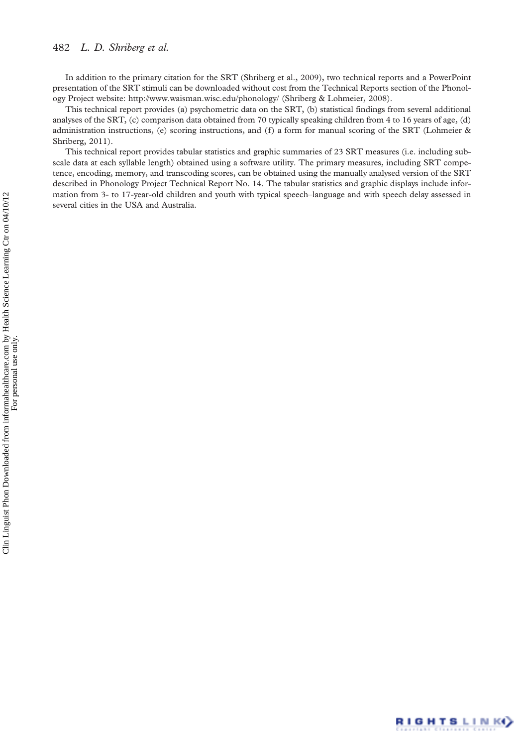In addition to the primary citation for the SRT (Shriberg et al., 2009), two technical reports and a PowerPoint presentation of the SRT stimuli can be downloaded without cost from the Technical Reports section of the Phonology Project website: http://www.waisman.wisc.edu/phonology/ (Shriberg & Lohmeier, 2008).

This technical report provides (a) psychometric data on the SRT, (b) statistical findings from several additional analyses of the SRT, (c) comparison data obtained from 70 typically speaking children from 4 to 16 years of age, (d) administration instructions, (e) scoring instructions, and (f) a form for manual scoring of the SRT (Lohmeier & Shriberg, 2011).

This technical report provides tabular statistics and graphic summaries of 23 SRT measures (i.e. including subscale data at each syllable length) obtained using a software utility. The primary measures, including SRT competence, encoding, memory, and transcoding scores, can be obtained using the manually analysed version of the SRT described in Phonology Project Technical Report No. 14. The tabular statistics and graphic displays include information from 3- to 17-year-old children and youth with typical speech–language and with speech delay assessed in several cities in the USA and Australia.